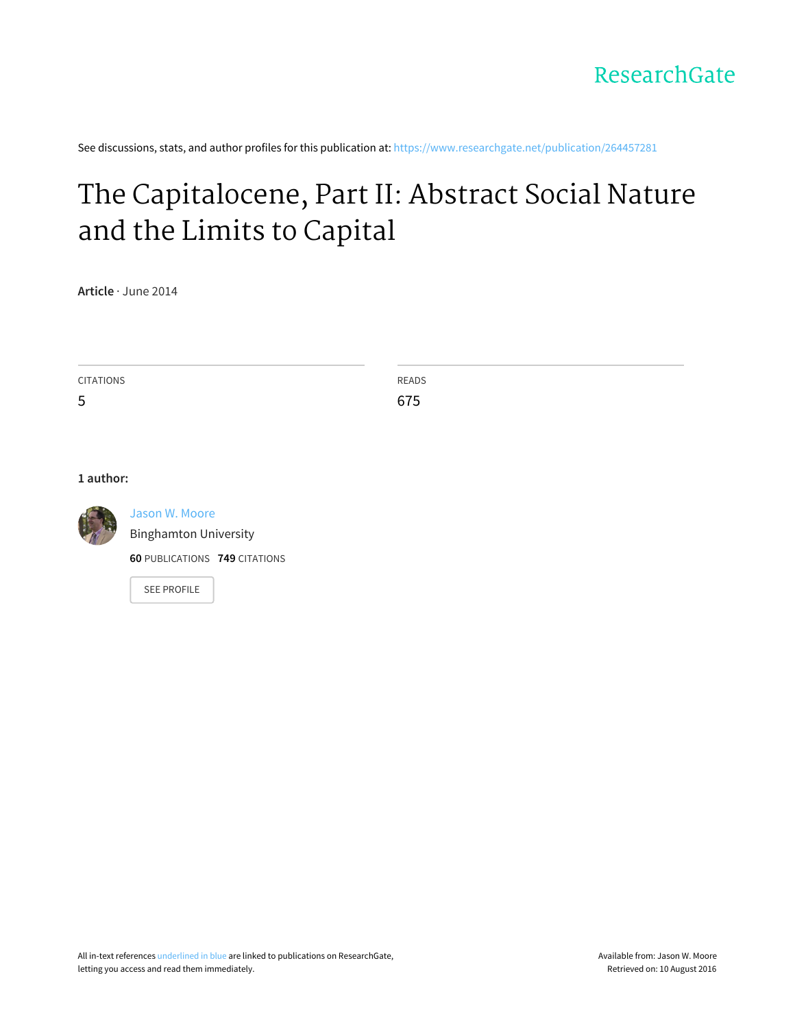ResearchGate

See discussions, stats, and author profiles for this publication at: https://www.researchgate.net/publication/264457281

# The Capitalocene, Part II: Abstract Social Nature and the Limits to Capital

**Article** · June 2014

CITATIONS
5

READS
675

**1 author:**

Jason W. Moore
Binghamton University

**60** PUBLICATIONS **749** CITATIONS

SEE PROFILE

All in-text references underlined in blue are linked to publications on ResearchGate, letting you access and read them immediately.

Available from: Jason W. Moore
Retrieved on: 10 August 2016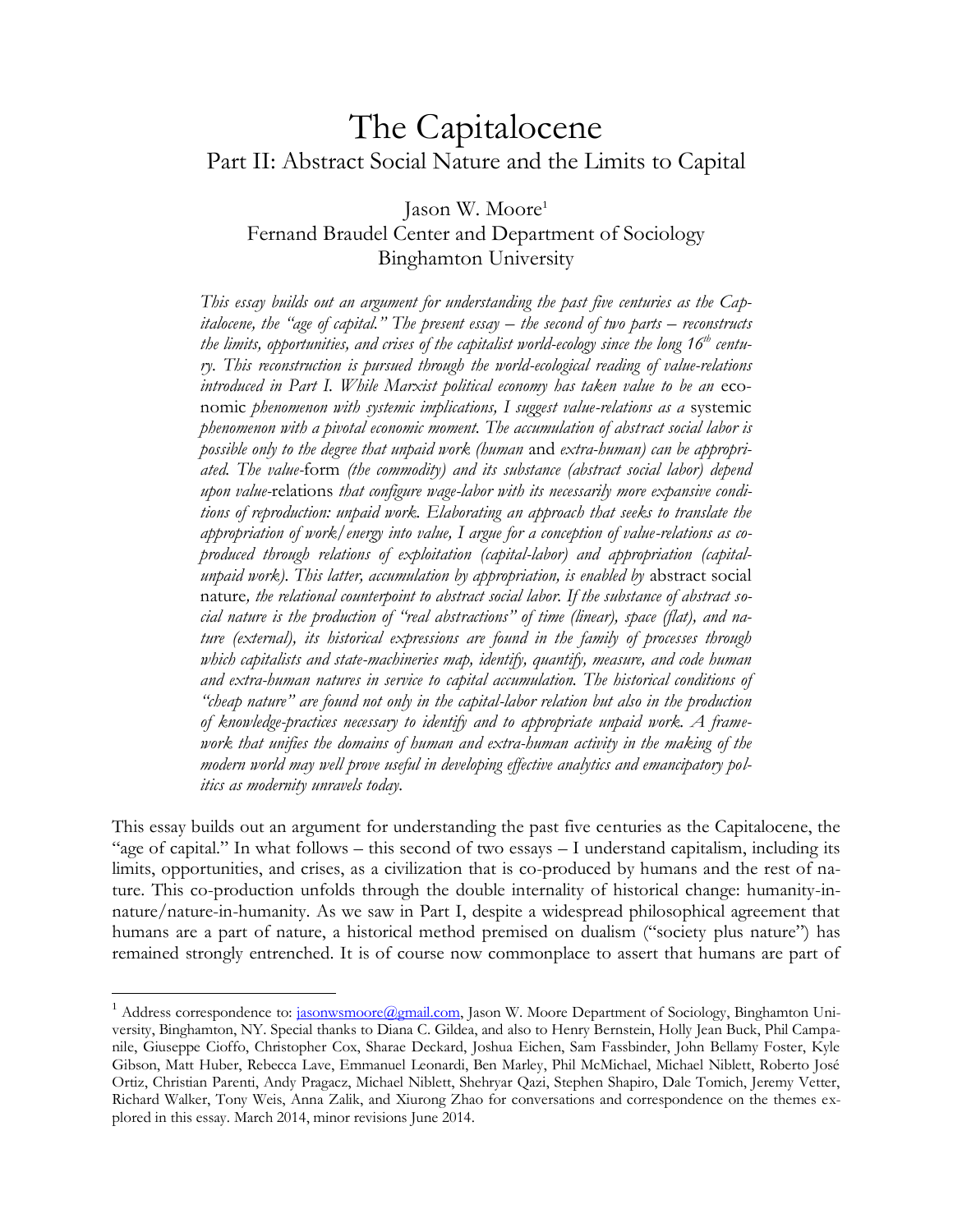# The Capitalocene

## Part II: Abstract Social Nature and the Limits to Capital

Jason W. Moore[1]
Fernand Braudel Center and Department of Sociology
Binghamton University

*This essay builds out an argument for understanding the past five centuries as the Capitalocene, the "age of capital." The present essay – the second of two parts – reconstructs the limits, opportunities, and crises of the capitalist world-ecology since the long 16th century. This reconstruction is pursued through the world-ecological reading of value-relations introduced in Part I. While Marxist political economy has taken value to be an* economic *phenomenon with systemic implications, I suggest value-relations as a* systemic *phenomenon with a pivotal economic moment. The accumulation of abstract social labor is possible only to the degree that unpaid work (human* and *extra-human) can be appropriated. The value-*form *(the commodity) and its substance (abstract social labor) depend upon value-*relations *that configure wage-labor with its necessarily more expansive conditions of reproduction: unpaid work. Elaborating an approach that seeks to translate the appropriation of work/energy into value, I argue for a conception of value-relations as co-produced through relations of exploitation (capital-labor) and appropriation (capital-unpaid work). This latter, accumulation by appropriation, is enabled by* abstract social nature*, the relational counterpoint to abstract social labor. If the substance of abstract social nature is the production of "real abstractions" of time (linear), space (flat), and nature (external), its historical expressions are found in the family of processes through which capitalists and state-machineries map, identify, quantify, measure, and code human and extra-human natures in service to capital accumulation. The historical conditions of "cheap nature" are found not only in the capital-labor relation but also in the production of knowledge-practices necessary to identify and to appropriate unpaid work. A framework that unifies the domains of human and extra-human activity in the making of the modern world may well prove useful in developing effective analytics and emancipatory politics as modernity unravels today.*

This essay builds out an argument for understanding the past five centuries as the Capitalocene, the "age of capital." In what follows – this second of two essays – I understand capitalism, including its limits, opportunities, and crises, as a civilization that is co-produced by humans and the rest of nature. This co-production unfolds through the double internality of historical change: humanity-in-nature/nature-in-humanity. As we saw in Part I, despite a widespread philosophical agreement that humans are a part of nature, a historical method premised on dualism ("society plus nature") has remained strongly entrenched. It is of course now commonplace to assert that humans are part of

---

[1] Address correspondence to: jasonwsmoore@gmail.com, Jason W. Moore Department of Sociology, Binghamton University, Binghamton, NY. Special thanks to Diana C. Gildea, and also to Henry Bernstein, Holly Jean Buck, Phil Campanile, Giuseppe Cioffo, Christopher Cox, Sharae Deckard, Joshua Eichen, Sam Fassbinder, John Bellamy Foster, Kyle Gibson, Matt Huber, Rebecca Lave, Emmanuel Leonardi, Ben Marley, Phil McMichael, Michael Niblett, Michael Niblett, Roberto José Ortiz, Christian Parenti, Andy Pragacz, Michael Niblett, Shehryar Qazi, Stephen Shapiro, Dale Tomich, Jeremy Vetter, Richard Walker, Tony Weis, Anna Zalik, and Xiurong Zhao for conversations and correspondence on the themes explored in this essay. March 2014, minor revisions June 2014.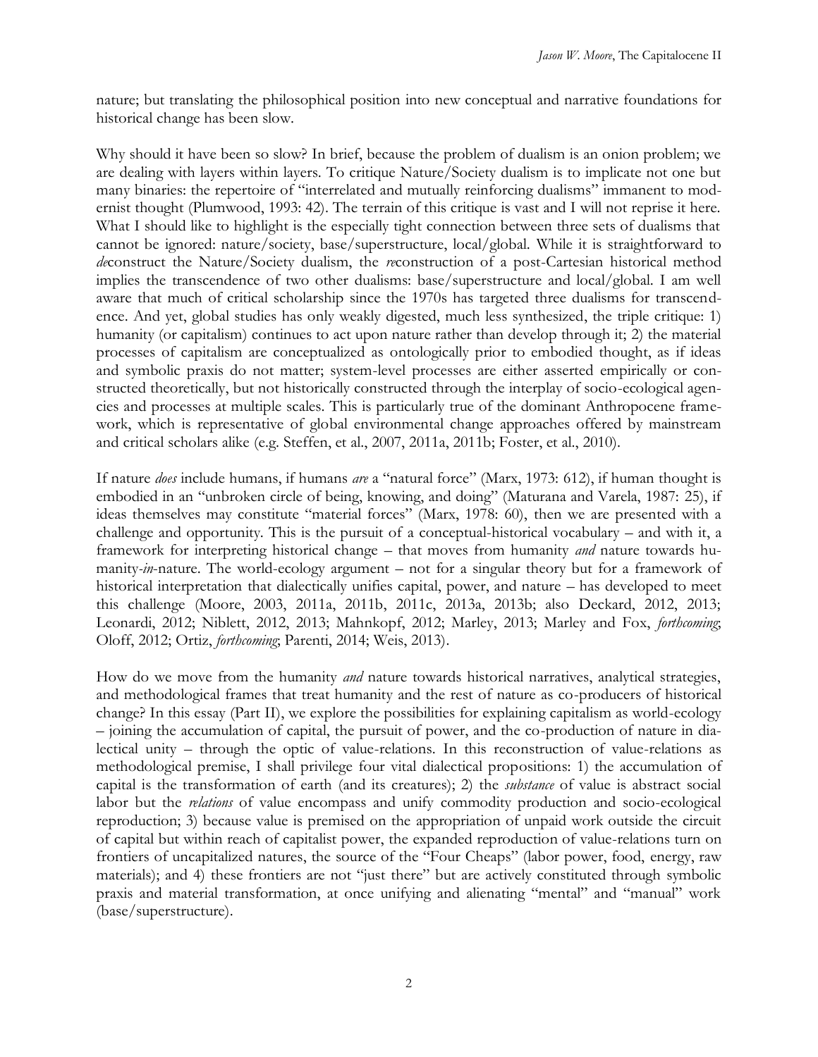nature; but translating the philosophical position into new conceptual and narrative foundations for historical change has been slow.

Why should it have been so slow? In brief, because the problem of dualism is an onion problem; we are dealing with layers within layers. To critique Nature/Society dualism is to implicate not one but many binaries: the repertoire of "interrelated and mutually reinforcing dualisms" immanent to modernist thought (Plumwood, 1993: 42). The terrain of this critique is vast and I will not reprise it here. What I should like to highlight is the especially tight connection between three sets of dualisms that cannot be ignored: nature/society, base/superstructure, local/global. While it is straightforward to *de*construct the Nature/Society dualism, the *re*construction of a post-Cartesian historical method implies the transcendence of two other dualisms: base/superstructure and local/global. I am well aware that much of critical scholarship since the 1970s has targeted three dualisms for transcendence. And yet, global studies has only weakly digested, much less synthesized, the triple critique: 1) humanity (or capitalism) continues to act upon nature rather than develop through it; 2) the material processes of capitalism are conceptualized as ontologically prior to embodied thought, as if ideas and symbolic praxis do not matter; system-level processes are either asserted empirically or constructed theoretically, but not historically constructed through the interplay of socio-ecological agencies and processes at multiple scales. This is particularly true of the dominant Anthropocene framework, which is representative of global environmental change approaches offered by mainstream and critical scholars alike (e.g. Steffen, et al., 2007, 2011a, 2011b; Foster, et al., 2010).

If nature *does* include humans, if humans *are* a "natural force" (Marx, 1973: 612), if human thought is embodied in an "unbroken circle of being, knowing, and doing" (Maturana and Varela, 1987: 25), if ideas themselves may constitute "material forces" (Marx, 1978: 60), then we are presented with a challenge and opportunity. This is the pursuit of a conceptual-historical vocabulary – and with it, a framework for interpreting historical change – that moves from humanity *and* nature towards humanity-*in*-nature. The world-ecology argument – not for a singular theory but for a framework of historical interpretation that dialectically unifies capital, power, and nature – has developed to meet this challenge (Moore, 2003, 2011a, 2011b, 2011c, 2013a, 2013b; also Deckard, 2012, 2013; Leonardi, 2012; Niblett, 2012, 2013; Mahnkopf, 2012; Marley, 2013; Marley and Fox, *forthcoming*; Oloff, 2012; Ortiz, *forthcoming*; Parenti, 2014; Weis, 2013).

How do we move from the humanity *and* nature towards historical narratives, analytical strategies, and methodological frames that treat humanity and the rest of nature as co-producers of historical change? In this essay (Part II), we explore the possibilities for explaining capitalism as world-ecology – joining the accumulation of capital, the pursuit of power, and the co-production of nature in dialectical unity – through the optic of value-relations. In this reconstruction of value-relations as methodological premise, I shall privilege four vital dialectical propositions: 1) the accumulation of capital is the transformation of earth (and its creatures); 2) the *substance* of value is abstract social labor but the *relations* of value encompass and unify commodity production and socio-ecological reproduction; 3) because value is premised on the appropriation of unpaid work outside the circuit of capital but within reach of capitalist power, the expanded reproduction of value-relations turn on frontiers of uncapitalized natures, the source of the "Four Cheaps" (labor power, food, energy, raw materials); and 4) these frontiers are not "just there" but are actively constituted through symbolic praxis and material transformation, at once unifying and alienating "mental" and "manual" work (base/superstructure).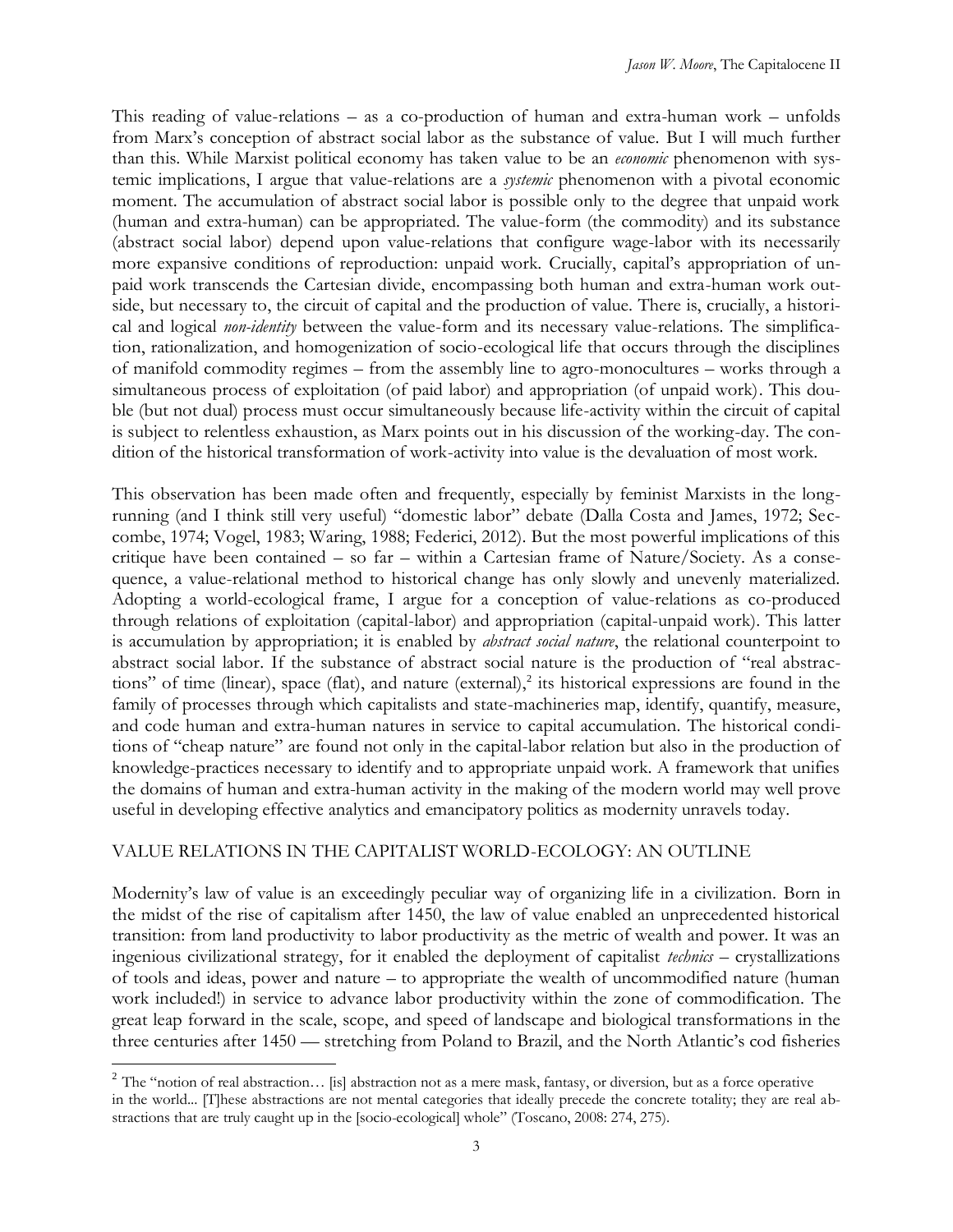This reading of value-relations – as a co-production of human and extra-human work – unfolds from Marx's conception of abstract social labor as the substance of value. But I will much further than this. While Marxist political economy has taken value to be an *economic* phenomenon with systemic implications, I argue that value-relations are a *systemic* phenomenon with a pivotal economic moment. The accumulation of abstract social labor is possible only to the degree that unpaid work (human and extra-human) can be appropriated. The value-form (the commodity) and its substance (abstract social labor) depend upon value-relations that configure wage-labor with its necessarily more expansive conditions of reproduction: unpaid work. Crucially, capital's appropriation of unpaid work transcends the Cartesian divide, encompassing both human and extra-human work outside, but necessary to, the circuit of capital and the production of value. There is, crucially, a historical and logical *non-identity* between the value-form and its necessary value-relations. The simplification, rationalization, and homogenization of socio-ecological life that occurs through the disciplines of manifold commodity regimes – from the assembly line to agro-monocultures – works through a simultaneous process of exploitation (of paid labor) and appropriation (of unpaid work). This double (but not dual) process must occur simultaneously because life-activity within the circuit of capital is subject to relentless exhaustion, as Marx points out in his discussion of the working-day. The condition of the historical transformation of work-activity into value is the devaluation of most work.

This observation has been made often and frequently, especially by feminist Marxists in the long-running (and I think still very useful) "domestic labor" debate (Dalla Costa and James, 1972; Seccombe, 1974; Vogel, 1983; Waring, 1988; Federici, 2012). But the most powerful implications of this critique have been contained – so far – within a Cartesian frame of Nature/Society. As a consequence, a value-relational method to historical change has only slowly and unevenly materialized. Adopting a world-ecological frame, I argue for a conception of value-relations as co-produced through relations of exploitation (capital-labor) and appropriation (capital-unpaid work). This latter is accumulation by appropriation; it is enabled by *abstract social nature*, the relational counterpoint to abstract social labor. If the substance of abstract social nature is the production of "real abstractions" of time (linear), space (flat), and nature (external),[2] its historical expressions are found in the family of processes through which capitalists and state-machineries map, identify, quantify, measure, and code human and extra-human natures in service to capital accumulation. The historical conditions of "cheap nature" are found not only in the capital-labor relation but also in the production of knowledge-practices necessary to identify and to appropriate unpaid work. A framework that unifies the domains of human and extra-human activity in the making of the modern world may well prove useful in developing effective analytics and emancipatory politics as modernity unravels today.

## VALUE RELATIONS IN THE CAPITALIST WORLD-ECOLOGY: AN OUTLINE

Modernity's law of value is an exceedingly peculiar way of organizing life in a civilization. Born in the midst of the rise of capitalism after 1450, the law of value enabled an unprecedented historical transition: from land productivity to labor productivity as the metric of wealth and power. It was an ingenious civilizational strategy, for it enabled the deployment of capitalist *technics* – crystallizations of tools and ideas, power and nature – to appropriate the wealth of uncommodified nature (human work included!) in service to advance labor productivity within the zone of commodification. The great leap forward in the scale, scope, and speed of landscape and biological transformations in the three centuries after 1450 — stretching from Poland to Brazil, and the North Atlantic's cod fisheries

[2] The "notion of real abstraction… [is] abstraction not as a mere mask, fantasy, or diversion, but as a force operative in the world... [T]hese abstractions are not mental categories that ideally precede the concrete totality; they are real abstractions that are truly caught up in the [socio-ecological] whole" (Toscano, 2008: 274, 275).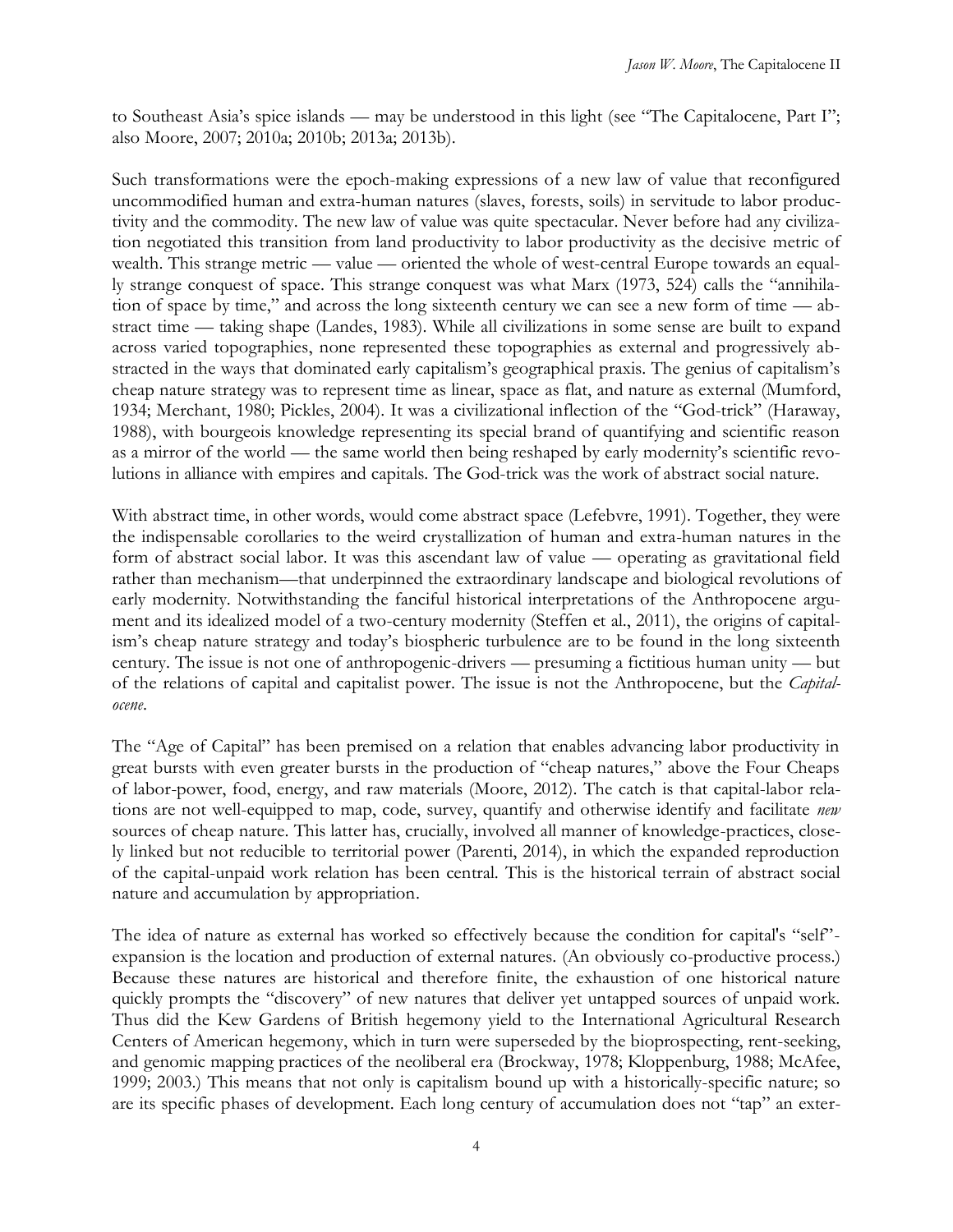to Southeast Asia's spice islands — may be understood in this light (see "The Capitalocene, Part I"; also Moore, 2007; 2010a; 2010b; 2013a; 2013b).

Such transformations were the epoch-making expressions of a new law of value that reconfigured uncommodified human and extra-human natures (slaves, forests, soils) in servitude to labor productivity and the commodity. The new law of value was quite spectacular. Never before had any civilization negotiated this transition from land productivity to labor productivity as the decisive metric of wealth. This strange metric — value — oriented the whole of west-central Europe towards an equally strange conquest of space. This strange conquest was what Marx (1973, 524) calls the "annihilation of space by time," and across the long sixteenth century we can see a new form of time — abstract time — taking shape (Landes, 1983). While all civilizations in some sense are built to expand across varied topographies, none represented these topographies as external and progressively abstracted in the ways that dominated early capitalism's geographical praxis. The genius of capitalism's cheap nature strategy was to represent time as linear, space as flat, and nature as external (Mumford, 1934; Merchant, 1980; Pickles, 2004). It was a civilizational inflection of the "God-trick" (Haraway, 1988), with bourgeois knowledge representing its special brand of quantifying and scientific reason as a mirror of the world — the same world then being reshaped by early modernity's scientific revolutions in alliance with empires and capitals. The God-trick was the work of abstract social nature.

With abstract time, in other words, would come abstract space (Lefebvre, 1991). Together, they were the indispensable corollaries to the weird crystallization of human and extra-human natures in the form of abstract social labor. It was this ascendant law of value — operating as gravitational field rather than mechanism—that underpinned the extraordinary landscape and biological revolutions of early modernity. Notwithstanding the fanciful historical interpretations of the Anthropocene argument and its idealized model of a two-century modernity (Steffen et al., 2011), the origins of capitalism's cheap nature strategy and today's biospheric turbulence are to be found in the long sixteenth century. The issue is not one of anthropogenic-drivers — presuming a fictitious human unity — but of the relations of capital and capitalist power. The issue is not the Anthropocene, but the *Capitalocene*.

The "Age of Capital" has been premised on a relation that enables advancing labor productivity in great bursts with even greater bursts in the production of "cheap natures," above the Four Cheaps of labor-power, food, energy, and raw materials (Moore, 2012). The catch is that capital-labor relations are not well-equipped to map, code, survey, quantify and otherwise identify and facilitate *new* sources of cheap nature. This latter has, crucially, involved all manner of knowledge-practices, closely linked but not reducible to territorial power (Parenti, 2014), in which the expanded reproduction of the capital-unpaid work relation has been central. This is the historical terrain of abstract social nature and accumulation by appropriation.

The idea of nature as external has worked so effectively because the condition for capital's "self"-expansion is the location and production of external natures. (An obviously co-productive process.) Because these natures are historical and therefore finite, the exhaustion of one historical nature quickly prompts the "discovery" of new natures that deliver yet untapped sources of unpaid work. Thus did the Kew Gardens of British hegemony yield to the International Agricultural Research Centers of American hegemony, which in turn were superseded by the bioprospecting, rent-seeking, and genomic mapping practices of the neoliberal era (Brockway, 1978; Kloppenburg, 1988; McAfee, 1999; 2003.) This means that not only is capitalism bound up with a historically-specific nature; so are its specific phases of development. Each long century of accumulation does not "tap" an exter-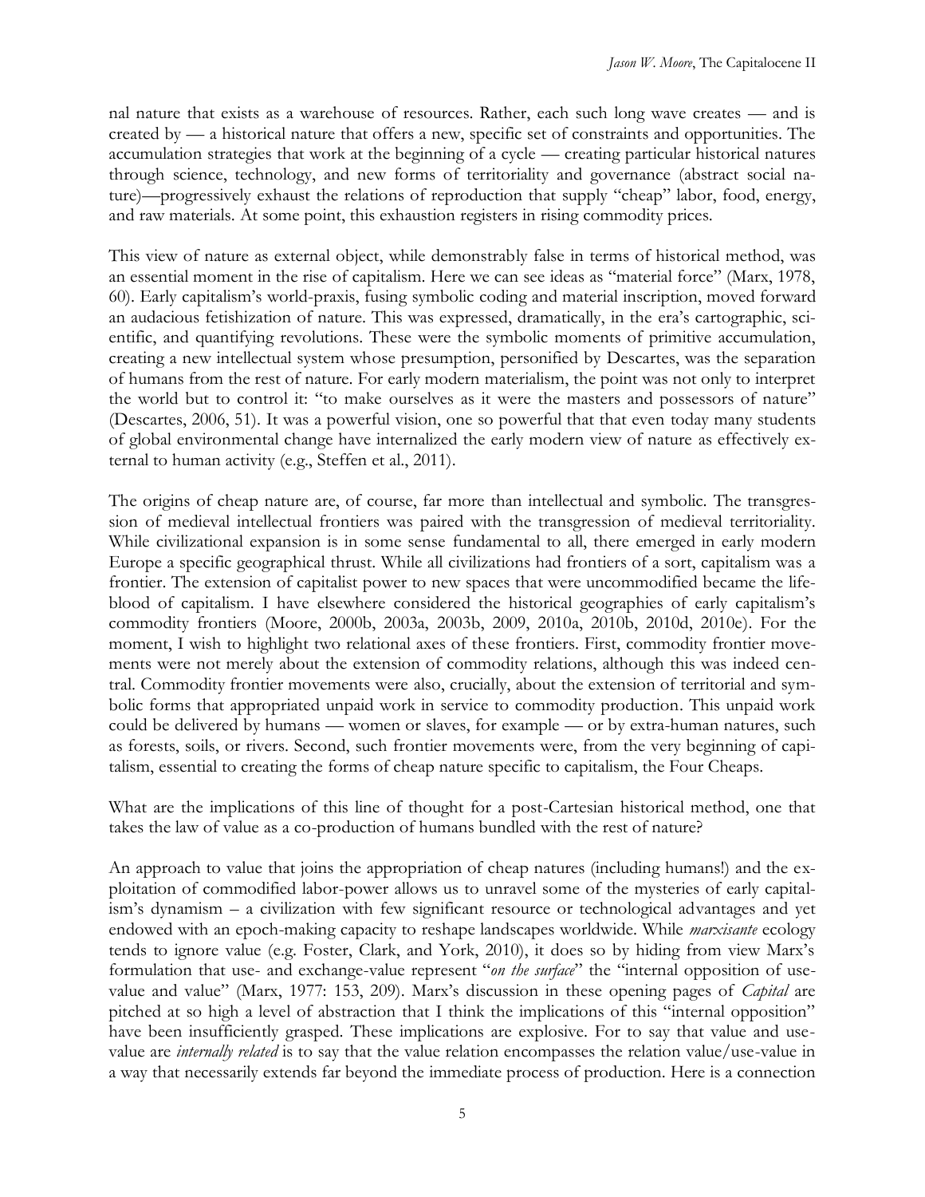nal nature that exists as a warehouse of resources. Rather, each such long wave creates — and is created by — a historical nature that offers a new, specific set of constraints and opportunities. The accumulation strategies that work at the beginning of a cycle — creating particular historical natures through science, technology, and new forms of territoriality and governance (abstract social nature)—progressively exhaust the relations of reproduction that supply "cheap" labor, food, energy, and raw materials. At some point, this exhaustion registers in rising commodity prices.

This view of nature as external object, while demonstrably false in terms of historical method, was an essential moment in the rise of capitalism. Here we can see ideas as "material force" (Marx, 1978, 60). Early capitalism's world-praxis, fusing symbolic coding and material inscription, moved forward an audacious fetishization of nature. This was expressed, dramatically, in the era's cartographic, scientific, and quantifying revolutions. These were the symbolic moments of primitive accumulation, creating a new intellectual system whose presumption, personified by Descartes, was the separation of humans from the rest of nature. For early modern materialism, the point was not only to interpret the world but to control it: "to make ourselves as it were the masters and possessors of nature" (Descartes, 2006, 51). It was a powerful vision, one so powerful that that even today many students of global environmental change have internalized the early modern view of nature as effectively external to human activity (e.g., Steffen et al., 2011).

The origins of cheap nature are, of course, far more than intellectual and symbolic. The transgression of medieval intellectual frontiers was paired with the transgression of medieval territoriality. While civilizational expansion is in some sense fundamental to all, there emerged in early modern Europe a specific geographical thrust. While all civilizations had frontiers of a sort, capitalism was a frontier. The extension of capitalist power to new spaces that were uncommodified became the lifeblood of capitalism. I have elsewhere considered the historical geographies of early capitalism's commodity frontiers (Moore, 2000b, 2003a, 2003b, 2009, 2010a, 2010b, 2010d, 2010e). For the moment, I wish to highlight two relational axes of these frontiers. First, commodity frontier movements were not merely about the extension of commodity relations, although this was indeed central. Commodity frontier movements were also, crucially, about the extension of territorial and symbolic forms that appropriated unpaid work in service to commodity production. This unpaid work could be delivered by humans — women or slaves, for example — or by extra-human natures, such as forests, soils, or rivers. Second, such frontier movements were, from the very beginning of capitalism, essential to creating the forms of cheap nature specific to capitalism, the Four Cheaps.

What are the implications of this line of thought for a post-Cartesian historical method, one that takes the law of value as a co-production of humans bundled with the rest of nature?

An approach to value that joins the appropriation of cheap natures (including humans!) and the exploitation of commodified labor-power allows us to unravel some of the mysteries of early capitalism's dynamism – a civilization with few significant resource or technological advantages and yet endowed with an epoch-making capacity to reshape landscapes worldwide. While *marxisante* ecology tends to ignore value (e.g. Foster, Clark, and York, 2010), it does so by hiding from view Marx's formulation that use- and exchange-value represent "*on the surface*" the "internal opposition of use-value and value" (Marx, 1977: 153, 209). Marx's discussion in these opening pages of *Capital* are pitched at so high a level of abstraction that I think the implications of this "internal opposition" have been insufficiently grasped. These implications are explosive. For to say that value and use-value are *internally related* is to say that the value relation encompasses the relation value/use-value in a way that necessarily extends far beyond the immediate process of production. Here is a connection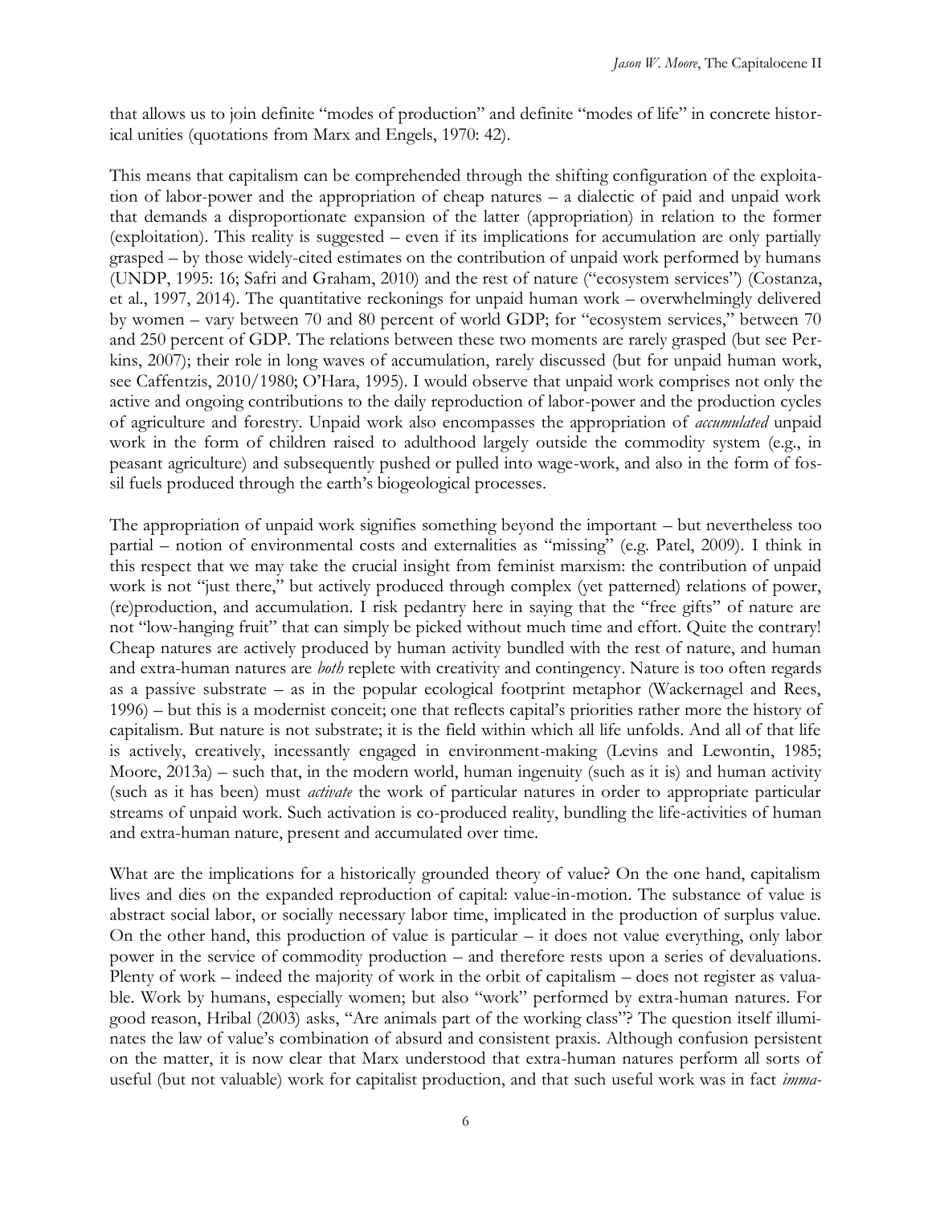that allows us to join definite "modes of production" and definite "modes of life" in concrete historical unities (quotations from Marx and Engels, 1970: 42).

This means that capitalism can be comprehended through the shifting configuration of the exploitation of labor-power and the appropriation of cheap natures – a dialectic of paid and unpaid work that demands a disproportionate expansion of the latter (appropriation) in relation to the former (exploitation). This reality is suggested – even if its implications for accumulation are only partially grasped – by those widely-cited estimates on the contribution of unpaid work performed by humans (UNDP, 1995: 16; Safri and Graham, 2010) and the rest of nature ("ecosystem services") (Costanza, et al., 1997, 2014). The quantitative reckonings for unpaid human work – overwhelmingly delivered by women – vary between 70 and 80 percent of world GDP; for "ecosystem services," between 70 and 250 percent of GDP. The relations between these two moments are rarely grasped (but see Perkins, 2007); their role in long waves of accumulation, rarely discussed (but for unpaid human work, see Caffentzis, 2010/1980; O'Hara, 1995). I would observe that unpaid work comprises not only the active and ongoing contributions to the daily reproduction of labor-power and the production cycles of agriculture and forestry. Unpaid work also encompasses the appropriation of *accumulated* unpaid work in the form of children raised to adulthood largely outside the commodity system (e.g., in peasant agriculture) and subsequently pushed or pulled into wage-work, and also in the form of fossil fuels produced through the earth's biogeological processes.

The appropriation of unpaid work signifies something beyond the important – but nevertheless too partial – notion of environmental costs and externalities as "missing" (e.g. Patel, 2009). I think in this respect that we may take the crucial insight from feminist marxism: the contribution of unpaid work is not "just there," but actively produced through complex (yet patterned) relations of power, (re)production, and accumulation. I risk pedantry here in saying that the "free gifts" of nature are not "low-hanging fruit" that can simply be picked without much time and effort. Quite the contrary! Cheap natures are actively produced by human activity bundled with the rest of nature, and human and extra-human natures are *both* replete with creativity and contingency. Nature is too often regards as a passive substrate – as in the popular ecological footprint metaphor (Wackernagel and Rees, 1996) – but this is a modernist conceit; one that reflects capital's priorities rather more the history of capitalism. But nature is not substrate; it is the field within which all life unfolds. And all of that life is actively, creatively, incessantly engaged in environment-making (Levins and Lewontin, 1985; Moore, 2013a) – such that, in the modern world, human ingenuity (such as it is) and human activity (such as it has been) must *activate* the work of particular natures in order to appropriate particular streams of unpaid work. Such activation is co-produced reality, bundling the life-activities of human and extra-human nature, present and accumulated over time.

What are the implications for a historically grounded theory of value? On the one hand, capitalism lives and dies on the expanded reproduction of capital: value-in-motion. The substance of value is abstract social labor, or socially necessary labor time, implicated in the production of surplus value. On the other hand, this production of value is particular – it does not value everything, only labor power in the service of commodity production – and therefore rests upon a series of devaluations. Plenty of work – indeed the majority of work in the orbit of capitalism – does not register as valuable. Work by humans, especially women; but also "work" performed by extra-human natures. For good reason, Hribal (2003) asks, "Are animals part of the working class"? The question itself illuminates the law of value's combination of absurd and consistent praxis. Although confusion persistent on the matter, it is now clear that Marx understood that extra-human natures perform all sorts of useful (but not valuable) work for capitalist production, and that such useful work was in fact *imma-*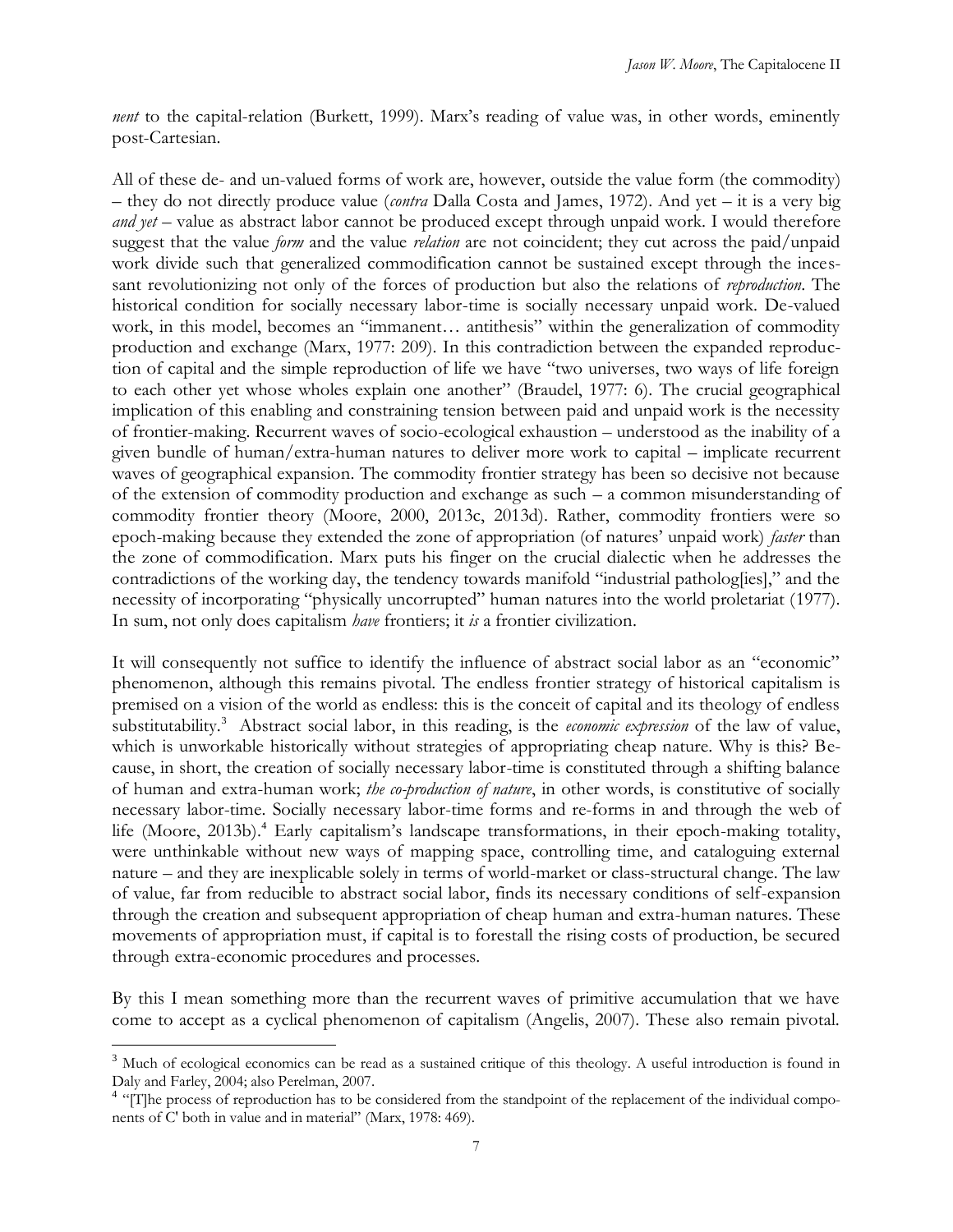*nent* to the capital-relation (Burkett, 1999). Marx's reading of value was, in other words, eminently post-Cartesian.

All of these de- and un-valued forms of work are, however, outside the value form (the commodity) – they do not directly produce value (*contra* Dalla Costa and James, 1972). And yet – it is a very big *and yet* – value as abstract labor cannot be produced except through unpaid work. I would therefore suggest that the value *form* and the value *relation* are not coincident; they cut across the paid/unpaid work divide such that generalized commodification cannot be sustained except through the incessant revolutionizing not only of the forces of production but also the relations of *reproduction*. The historical condition for socially necessary labor-time is socially necessary unpaid work. De-valued work, in this model, becomes an "immanent… antithesis" within the generalization of commodity production and exchange (Marx, 1977: 209). In this contradiction between the expanded reproduction of capital and the simple reproduction of life we have "two universes, two ways of life foreign to each other yet whose wholes explain one another" (Braudel, 1977: 6). The crucial geographical implication of this enabling and constraining tension between paid and unpaid work is the necessity of frontier-making. Recurrent waves of socio-ecological exhaustion – understood as the inability of a given bundle of human/extra-human natures to deliver more work to capital – implicate recurrent waves of geographical expansion. The commodity frontier strategy has been so decisive not because of the extension of commodity production and exchange as such – a common misunderstanding of commodity frontier theory (Moore, 2000, 2013c, 2013d). Rather, commodity frontiers were so epoch-making because they extended the zone of appropriation (of natures' unpaid work) *faster* than the zone of commodification. Marx puts his finger on the crucial dialectic when he addresses the contradictions of the working day, the tendency towards manifold "industrial patholog[ies]," and the necessity of incorporating "physically uncorrupted" human natures into the world proletariat (1977). In sum, not only does capitalism *have* frontiers; it *is* a frontier civilization.

It will consequently not suffice to identify the influence of abstract social labor as an "economic" phenomenon, although this remains pivotal. The endless frontier strategy of historical capitalism is premised on a vision of the world as endless: this is the conceit of capital and its theology of endless substitutability.[3] Abstract social labor, in this reading, is the *economic expression* of the law of value, which is unworkable historically without strategies of appropriating cheap nature. Why is this? Because, in short, the creation of socially necessary labor-time is constituted through a shifting balance of human and extra-human work; *the co-production of nature*, in other words, is constitutive of socially necessary labor-time. Socially necessary labor-time forms and re-forms in and through the web of life (Moore, 2013b).[4] Early capitalism's landscape transformations, in their epoch-making totality, were unthinkable without new ways of mapping space, controlling time, and cataloguing external nature – and they are inexplicable solely in terms of world-market or class-structural change. The law of value, far from reducible to abstract social labor, finds its necessary conditions of self-expansion through the creation and subsequent appropriation of cheap human and extra-human natures. These movements of appropriation must, if capital is to forestall the rising costs of production, be secured through extra-economic procedures and processes.

By this I mean something more than the recurrent waves of primitive accumulation that we have come to accept as a cyclical phenomenon of capitalism (Angelis, 2007). These also remain pivotal.

---

[3] Much of ecological economics can be read as a sustained critique of this theology. A useful introduction is found in Daly and Farley, 2004; also Perelman, 2007.

[4] "[T]he process of reproduction has to be considered from the standpoint of the replacement of the individual components of C' both in value and in material" (Marx, 1978: 469).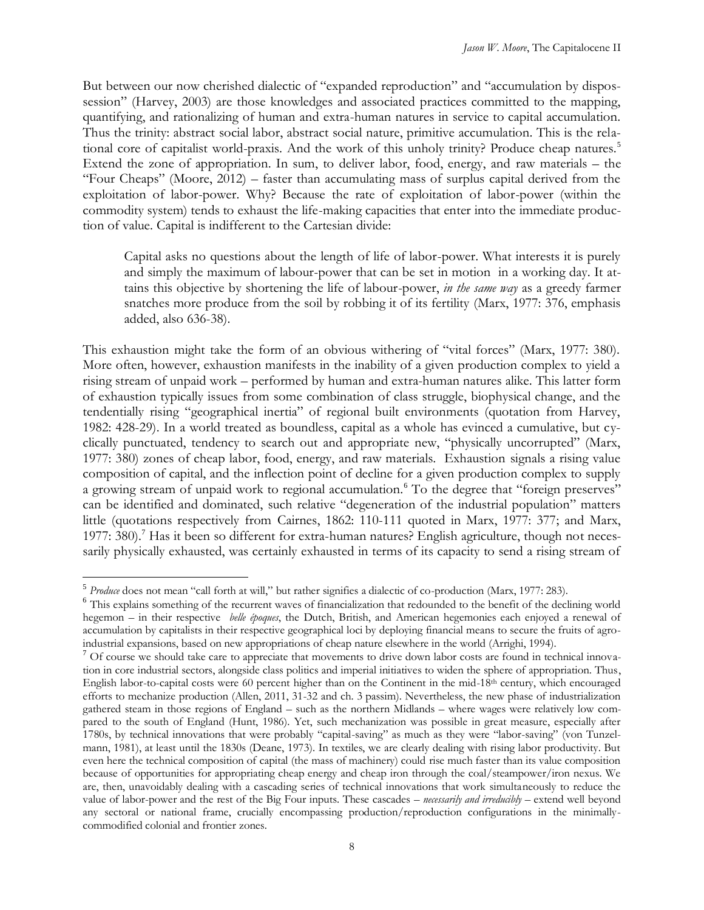But between our now cherished dialectic of "expanded reproduction" and "accumulation by dispossession" (Harvey, 2003) are those knowledges and associated practices committed to the mapping, quantifying, and rationalizing of human and extra-human natures in service to capital accumulation. Thus the trinity: abstract social labor, abstract social nature, primitive accumulation. This is the relational core of capitalist world-praxis. And the work of this unholy trinity? Produce cheap natures.[5] Extend the zone of appropriation. In sum, to deliver labor, food, energy, and raw materials – the "Four Cheaps" (Moore, 2012) – faster than accumulating mass of surplus capital derived from the exploitation of labor-power. Why? Because the rate of exploitation of labor-power (within the commodity system) tends to exhaust the life-making capacities that enter into the immediate production of value. Capital is indifferent to the Cartesian divide:

> Capital asks no questions about the length of life of labor-power. What interests it is purely and simply the maximum of labour-power that can be set in motion in a working day. It attains this objective by shortening the life of labour-power, *in the same way* as a greedy farmer snatches more produce from the soil by robbing it of its fertility (Marx, 1977: 376, emphasis added, also 636-38).

This exhaustion might take the form of an obvious withering of "vital forces" (Marx, 1977: 380). More often, however, exhaustion manifests in the inability of a given production complex to yield a rising stream of unpaid work – performed by human and extra-human natures alike. This latter form of exhaustion typically issues from some combination of class struggle, biophysical change, and the tendentially rising "geographical inertia" of regional built environments (quotation from Harvey, 1982: 428-29). In a world treated as boundless, capital as a whole has evinced a cumulative, but cyclically punctuated, tendency to search out and appropriate new, "physically uncorrupted" (Marx, 1977: 380) zones of cheap labor, food, energy, and raw materials. Exhaustion signals a rising value composition of capital, and the inflection point of decline for a given production complex to supply a growing stream of unpaid work to regional accumulation.[6] To the degree that "foreign preserves" can be identified and dominated, such relative "degeneration of the industrial population" matters little (quotations respectively from Cairnes, 1862: 110-111 quoted in Marx, 1977: 377; and Marx, 1977: 380).[7] Has it been so different for extra-human natures? English agriculture, though not necessarily physically exhausted, was certainly exhausted in terms of its capacity to send a rising stream of

---

[5] *Produce* does not mean "call forth at will," but rather signifies a dialectic of co-production (Marx, 1977: 283).

[6] This explains something of the recurrent waves of financialization that redounded to the benefit of the declining world hegemon – in their respective *belle époques*, the Dutch, British, and American hegemonies each enjoyed a renewal of accumulation by capitalists in their respective geographical loci by deploying financial means to secure the fruits of agro-industrial expansions, based on new appropriations of cheap nature elsewhere in the world (Arrighi, 1994).

[7] Of course we should take care to appreciate that movements to drive down labor costs are found in technical innovation in core industrial sectors, alongside class politics and imperial initiatives to widen the sphere of appropriation. Thus, English labor-to-capital costs were 60 percent higher than on the Continent in the mid-18th century, which encouraged efforts to mechanize production (Allen, 2011, 31-32 and ch. 3 passim). Nevertheless, the new phase of industrialization gathered steam in those regions of England – such as the northern Midlands – where wages were relatively low compared to the south of England (Hunt, 1986). Yet, such mechanization was possible in great measure, especially after 1780s, by technical innovations that were probably "capital-saving" as much as they were "labor-saving" (von Tunzelmann, 1981), at least until the 1830s (Deane, 1973). In textiles, we are clearly dealing with rising labor productivity. But even here the technical composition of capital (the mass of machinery) could rise much faster than its value composition because of opportunities for appropriating cheap energy and cheap iron through the coal/steampower/iron nexus. We are, then, unavoidably dealing with a cascading series of technical innovations that work simultaneously to reduce the value of labor-power and the rest of the Big Four inputs. These cascades – *necessarily and irreducibly* – extend well beyond any sectoral or national frame, crucially encompassing production/reproduction configurations in the minimally-commodified colonial and frontier zones.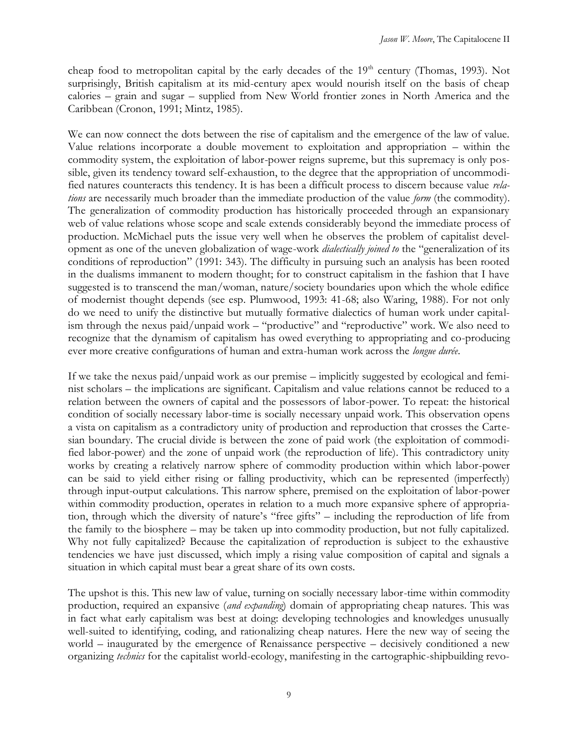cheap food to metropolitan capital by the early decades of the 19th century (Thomas, 1993). Not surprisingly, British capitalism at its mid-century apex would nourish itself on the basis of cheap calories – grain and sugar – supplied from New World frontier zones in North America and the Caribbean (Cronon, 1991; Mintz, 1985).

We can now connect the dots between the rise of capitalism and the emergence of the law of value. Value relations incorporate a double movement to exploitation and appropriation – within the commodity system, the exploitation of labor-power reigns supreme, but this supremacy is only possible, given its tendency toward self-exhaustion, to the degree that the appropriation of uncommodified natures counteracts this tendency. It is has been a difficult process to discern because value *relations* are necessarily much broader than the immediate production of the value *form* (the commodity). The generalization of commodity production has historically proceeded through an expansionary web of value relations whose scope and scale extends considerably beyond the immediate process of production. McMichael puts the issue very well when he observes the problem of capitalist development as one of the uneven globalization of wage-work *dialectically joined to* the "generalization of its conditions of reproduction" (1991: 343). The difficulty in pursuing such an analysis has been rooted in the dualisms immanent to modern thought; for to construct capitalism in the fashion that I have suggested is to transcend the man/woman, nature/society boundaries upon which the whole edifice of modernist thought depends (see esp. Plumwood, 1993: 41-68; also Waring, 1988). For not only do we need to unify the distinctive but mutually formative dialectics of human work under capitalism through the nexus paid/unpaid work – "productive" and "reproductive" work. We also need to recognize that the dynamism of capitalism has owed everything to appropriating and co-producing ever more creative configurations of human and extra-human work across the *longue durée*.

If we take the nexus paid/unpaid work as our premise – implicitly suggested by ecological and feminist scholars – the implications are significant. Capitalism and value relations cannot be reduced to a relation between the owners of capital and the possessors of labor-power. To repeat: the historical condition of socially necessary labor-time is socially necessary unpaid work. This observation opens a vista on capitalism as a contradictory unity of production and reproduction that crosses the Cartesian boundary. The crucial divide is between the zone of paid work (the exploitation of commodified labor-power) and the zone of unpaid work (the reproduction of life). This contradictory unity works by creating a relatively narrow sphere of commodity production within which labor-power can be said to yield either rising or falling productivity, which can be represented (imperfectly) through input-output calculations. This narrow sphere, premised on the exploitation of labor-power within commodity production, operates in relation to a much more expansive sphere of appropriation, through which the diversity of nature's "free gifts" – including the reproduction of life from the family to the biosphere – may be taken up into commodity production, but not fully capitalized. Why not fully capitalized? Because the capitalization of reproduction is subject to the exhaustive tendencies we have just discussed, which imply a rising value composition of capital and signals a situation in which capital must bear a great share of its own costs.

The upshot is this. This new law of value, turning on socially necessary labor-time within commodity production, required an expansive (*and expanding*) domain of appropriating cheap natures. This was in fact what early capitalism was best at doing: developing technologies and knowledges unusually well-suited to identifying, coding, and rationalizing cheap natures. Here the new way of seeing the world – inaugurated by the emergence of Renaissance perspective – decisively conditioned a new organizing *technics* for the capitalist world-ecology, manifesting in the cartographic-shipbuilding revo-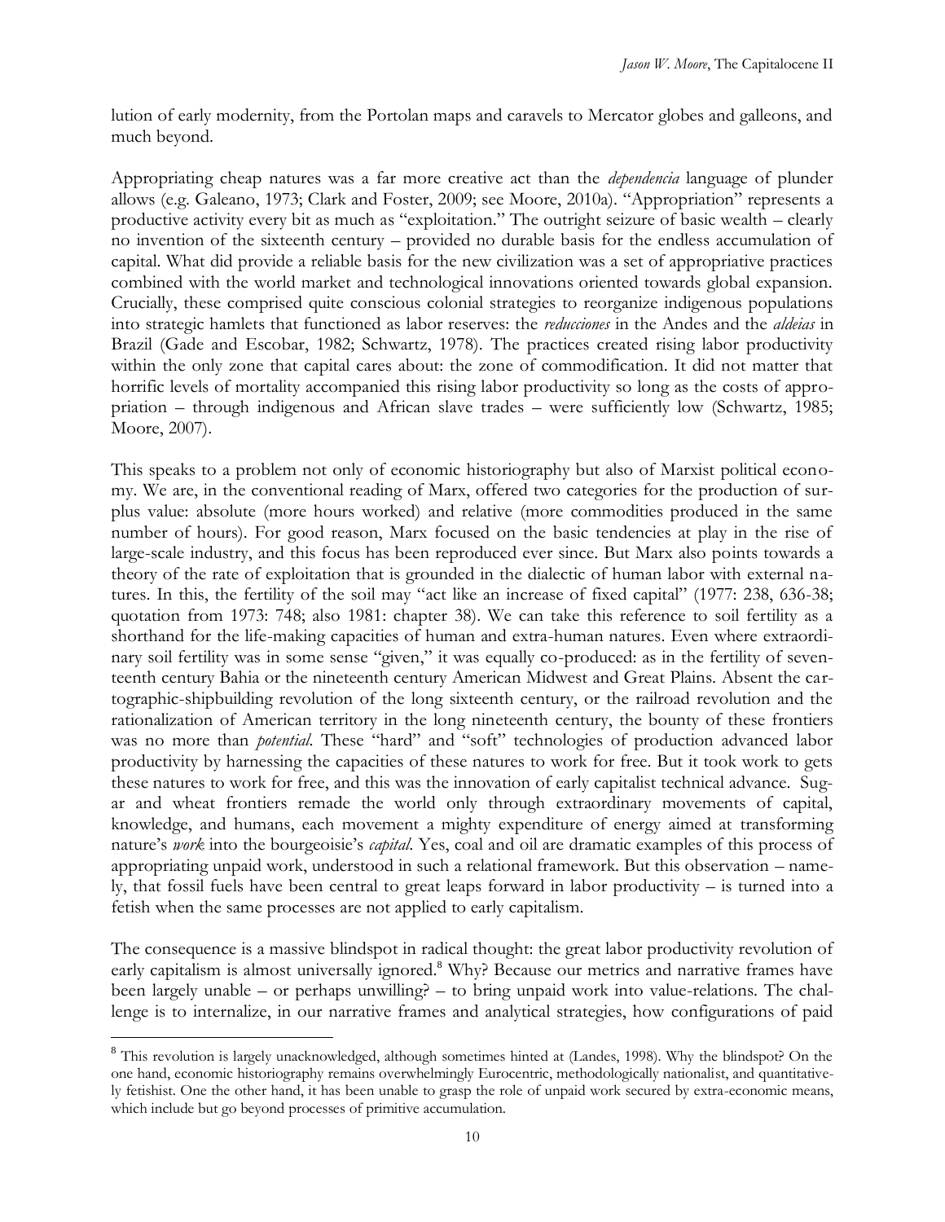lution of early modernity, from the Portolan maps and caravels to Mercator globes and galleons, and much beyond.

Appropriating cheap natures was a far more creative act than the *dependencia* language of plunder allows (e.g. Galeano, 1973; Clark and Foster, 2009; see Moore, 2010a). "Appropriation" represents a productive activity every bit as much as "exploitation." The outright seizure of basic wealth – clearly no invention of the sixteenth century – provided no durable basis for the endless accumulation of capital. What did provide a reliable basis for the new civilization was a set of appropriative practices combined with the world market and technological innovations oriented towards global expansion. Crucially, these comprised quite conscious colonial strategies to reorganize indigenous populations into strategic hamlets that functioned as labor reserves: the *reducciones* in the Andes and the *aldeias* in Brazil (Gade and Escobar, 1982; Schwartz, 1978). The practices created rising labor productivity within the only zone that capital cares about: the zone of commodification. It did not matter that horrific levels of mortality accompanied this rising labor productivity so long as the costs of appropriation – through indigenous and African slave trades – were sufficiently low (Schwartz, 1985; Moore, 2007).

This speaks to a problem not only of economic historiography but also of Marxist political economy. We are, in the conventional reading of Marx, offered two categories for the production of surplus value: absolute (more hours worked) and relative (more commodities produced in the same number of hours). For good reason, Marx focused on the basic tendencies at play in the rise of large-scale industry, and this focus has been reproduced ever since. But Marx also points towards a theory of the rate of exploitation that is grounded in the dialectic of human labor with external natures. In this, the fertility of the soil may "act like an increase of fixed capital" (1977: 238, 636-38; quotation from 1973: 748; also 1981: chapter 38). We can take this reference to soil fertility as a shorthand for the life-making capacities of human and extra-human natures. Even where extraordinary soil fertility was in some sense "given," it was equally co-produced: as in the fertility of seventeenth century Bahia or the nineteenth century American Midwest and Great Plains. Absent the cartographic-shipbuilding revolution of the long sixteenth century, or the railroad revolution and the rationalization of American territory in the long nineteenth century, the bounty of these frontiers was no more than *potential*. These "hard" and "soft" technologies of production advanced labor productivity by harnessing the capacities of these natures to work for free. But it took work to gets these natures to work for free, and this was the innovation of early capitalist technical advance. Sugar and wheat frontiers remade the world only through extraordinary movements of capital, knowledge, and humans, each movement a mighty expenditure of energy aimed at transforming nature's *work* into the bourgeoisie's *capital*. Yes, coal and oil are dramatic examples of this process of appropriating unpaid work, understood in such a relational framework. But this observation – namely, that fossil fuels have been central to great leaps forward in labor productivity – is turned into a fetish when the same processes are not applied to early capitalism.

The consequence is a massive blindspot in radical thought: the great labor productivity revolution of early capitalism is almost universally ignored.[8] Why? Because our metrics and narrative frames have been largely unable – or perhaps unwilling? – to bring unpaid work into value-relations. The challenge is to internalize, in our narrative frames and analytical strategies, how configurations of paid

[8] This revolution is largely unacknowledged, although sometimes hinted at (Landes, 1998). Why the blindspot? On the one hand, economic historiography remains overwhelmingly Eurocentric, methodologically nationalist, and quantitatively fetishist. One the other hand, it has been unable to grasp the role of unpaid work secured by extra-economic means, which include but go beyond processes of primitive accumulation.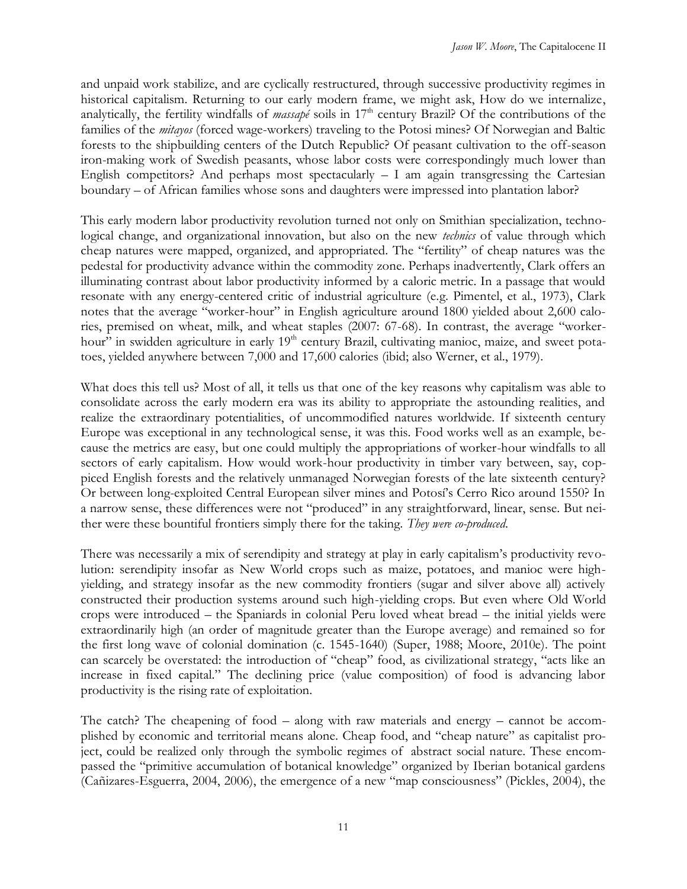and unpaid work stabilize, and are cyclically restructured, through successive productivity regimes in historical capitalism. Returning to our early modern frame, we might ask, How do we internalize, analytically, the fertility windfalls of *massapé* soils in 17th century Brazil? Of the contributions of the families of the *mitayos* (forced wage-workers) traveling to the Potosi mines? Of Norwegian and Baltic forests to the shipbuilding centers of the Dutch Republic? Of peasant cultivation to the off-season iron-making work of Swedish peasants, whose labor costs were correspondingly much lower than English competitors? And perhaps most spectacularly – I am again transgressing the Cartesian boundary – of African families whose sons and daughters were impressed into plantation labor?

This early modern labor productivity revolution turned not only on Smithian specialization, technological change, and organizational innovation, but also on the new *technics* of value through which cheap natures were mapped, organized, and appropriated. The "fertility" of cheap natures was the pedestal for productivity advance within the commodity zone. Perhaps inadvertently, Clark offers an illuminating contrast about labor productivity informed by a caloric metric. In a passage that would resonate with any energy-centered critic of industrial agriculture (e.g. Pimentel, et al., 1973), Clark notes that the average "worker-hour" in English agriculture around 1800 yielded about 2,600 calories, premised on wheat, milk, and wheat staples (2007: 67-68). In contrast, the average "worker-hour" in swidden agriculture in early 19th century Brazil, cultivating manioc, maize, and sweet potatoes, yielded anywhere between 7,000 and 17,600 calories (ibid; also Werner, et al., 1979).

What does this tell us? Most of all, it tells us that one of the key reasons why capitalism was able to consolidate across the early modern era was its ability to appropriate the astounding realities, and realize the extraordinary potentialities, of uncommodified natures worldwide. If sixteenth century Europe was exceptional in any technological sense, it was this. Food works well as an example, because the metrics are easy, but one could multiply the appropriations of worker-hour windfalls to all sectors of early capitalism. How would work-hour productivity in timber vary between, say, coppiced English forests and the relatively unmanaged Norwegian forests of the late sixteenth century? Or between long-exploited Central European silver mines and Potosí's Cerro Rico around 1550? In a narrow sense, these differences were not "produced" in any straightforward, linear, sense. But neither were these bountiful frontiers simply there for the taking. *They were co-produced*.

There was necessarily a mix of serendipity and strategy at play in early capitalism's productivity revolution: serendipity insofar as New World crops such as maize, potatoes, and manioc were high-yielding, and strategy insofar as the new commodity frontiers (sugar and silver above all) actively constructed their production systems around such high-yielding crops. But even where Old World crops were introduced – the Spaniards in colonial Peru loved wheat bread – the initial yields were extraordinarily high (an order of magnitude greater than the Europe average) and remained so for the first long wave of colonial domination (c. 1545-1640) (Super, 1988; Moore, 2010e). The point can scarcely be overstated: the introduction of "cheap" food, as civilizational strategy, "acts like an increase in fixed capital." The declining price (value composition) of food is advancing labor productivity is the rising rate of exploitation.

The catch? The cheapening of food – along with raw materials and energy – cannot be accomplished by economic and territorial means alone. Cheap food, and "cheap nature" as capitalist project, could be realized only through the symbolic regimes of abstract social nature. These encompassed the "primitive accumulation of botanical knowledge" organized by Iberian botanical gardens (Cañizares-Esguerra, 2004, 2006), the emergence of a new "map consciousness" (Pickles, 2004), the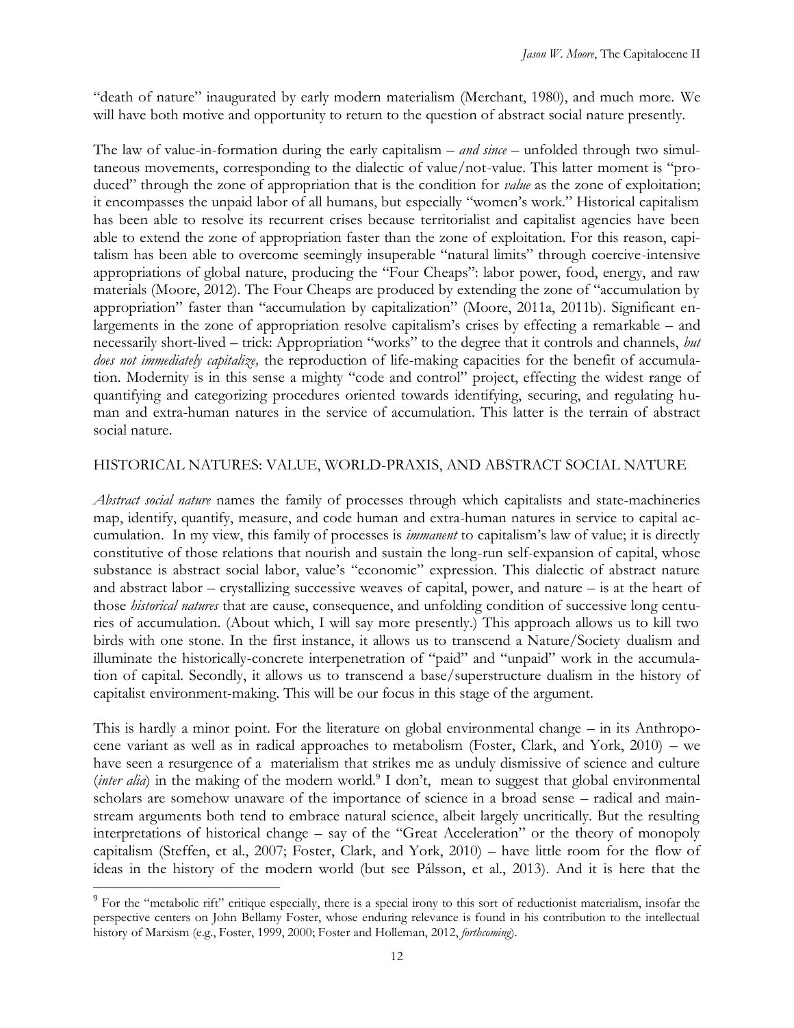"death of nature" inaugurated by early modern materialism (Merchant, 1980), and much more. We will have both motive and opportunity to return to the question of abstract social nature presently.

The law of value-in-formation during the early capitalism – *and since* – unfolded through two simultaneous movements, corresponding to the dialectic of value/not-value. This latter moment is "produced" through the zone of appropriation that is the condition for *value* as the zone of exploitation; it encompasses the unpaid labor of all humans, but especially "women's work." Historical capitalism has been able to resolve its recurrent crises because territorialist and capitalist agencies have been able to extend the zone of appropriation faster than the zone of exploitation. For this reason, capitalism has been able to overcome seemingly insuperable "natural limits" through coercive-intensive appropriations of global nature, producing the "Four Cheaps": labor power, food, energy, and raw materials (Moore, 2012). The Four Cheaps are produced by extending the zone of "accumulation by appropriation" faster than "accumulation by capitalization" (Moore, 2011a, 2011b). Significant enlargements in the zone of appropriation resolve capitalism's crises by effecting a remarkable – and necessarily short-lived – trick: Appropriation "works" to the degree that it controls and channels, *but does not immediately capitalize,* the reproduction of life-making capacities for the benefit of accumulation. Modernity is in this sense a mighty "code and control" project, effecting the widest range of quantifying and categorizing procedures oriented towards identifying, securing, and regulating human and extra-human natures in the service of accumulation. This latter is the terrain of abstract social nature.

## HISTORICAL NATURES: VALUE, WORLD-PRAXIS, AND ABSTRACT SOCIAL NATURE

*Abstract social nature* names the family of processes through which capitalists and state-machineries map, identify, quantify, measure, and code human and extra-human natures in service to capital accumulation. In my view, this family of processes is *immanent* to capitalism's law of value; it is directly constitutive of those relations that nourish and sustain the long-run self-expansion of capital, whose substance is abstract social labor, value's "economic" expression. This dialectic of abstract nature and abstract labor – crystallizing successive weaves of capital, power, and nature – is at the heart of those *historical natures* that are cause, consequence, and unfolding condition of successive long centuries of accumulation. (About which, I will say more presently.) This approach allows us to kill two birds with one stone. In the first instance, it allows us to transcend a Nature/Society dualism and illuminate the historically-concrete interpenetration of "paid" and "unpaid" work in the accumulation of capital. Secondly, it allows us to transcend a base/superstructure dualism in the history of capitalist environment-making. This will be our focus in this stage of the argument.

This is hardly a minor point. For the literature on global environmental change – in its Anthropocene variant as well as in radical approaches to metabolism (Foster, Clark, and York, 2010) – we have seen a resurgence of a materialism that strikes me as unduly dismissive of science and culture (*inter alia*) in the making of the modern world.[9] I don't, mean to suggest that global environmental scholars are somehow unaware of the importance of science in a broad sense – radical and mainstream arguments both tend to embrace natural science, albeit largely uncritically. But the resulting interpretations of historical change – say of the "Great Acceleration" or the theory of monopoly capitalism (Steffen, et al., 2007; Foster, Clark, and York, 2010) – have little room for the flow of ideas in the history of the modern world (but see Pálsson, et al., 2013). And it is here that the

[9] For the "metabolic rift" critique especially, there is a special irony to this sort of reductionist materialism, insofar the perspective centers on John Bellamy Foster, whose enduring relevance is found in his contribution to the intellectual history of Marxism (e.g., Foster, 1999, 2000; Foster and Holleman, 2012, *forthcoming*).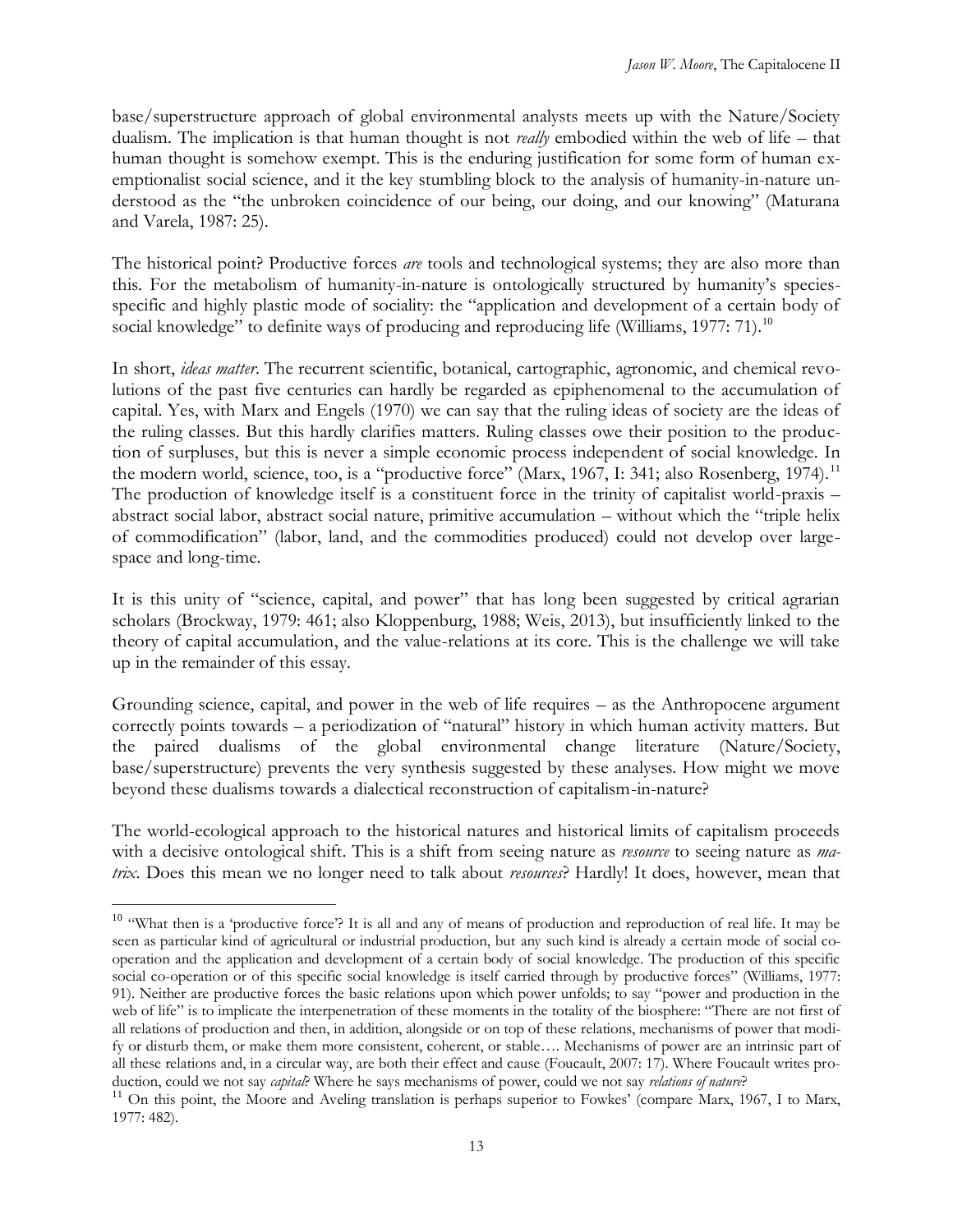base/superstructure approach of global environmental analysts meets up with the Nature/Society dualism. The implication is that human thought is not *really* embodied within the web of life – that human thought is somehow exempt. This is the enduring justification for some form of human exemptionalist social science, and it the key stumbling block to the analysis of humanity-in-nature understood as the "the unbroken coincidence of our being, our doing, and our knowing" (Maturana and Varela, 1987: 25).

The historical point? Productive forces *are* tools and technological systems; they are also more than this. For the metabolism of humanity-in-nature is ontologically structured by humanity's species-specific and highly plastic mode of sociality: the "application and development of a certain body of social knowledge" to definite ways of producing and reproducing life (Williams, 1977: 71).[10]

In short, *ideas matter*. The recurrent scientific, botanical, cartographic, agronomic, and chemical revolutions of the past five centuries can hardly be regarded as epiphenomenal to the accumulation of capital. Yes, with Marx and Engels (1970) we can say that the ruling ideas of society are the ideas of the ruling classes. But this hardly clarifies matters. Ruling classes owe their position to the production of surpluses, but this is never a simple economic process independent of social knowledge. In the modern world, science, too, is a "productive force" (Marx, 1967, I: 341; also Rosenberg, 1974).[11] The production of knowledge itself is a constituent force in the trinity of capitalist world-praxis – abstract social labor, abstract social nature, primitive accumulation – without which the "triple helix of commodification" (labor, land, and the commodities produced) could not develop over large-space and long-time.

It is this unity of "science, capital, and power" that has long been suggested by critical agrarian scholars (Brockway, 1979: 461; also Kloppenburg, 1988; Weis, 2013), but insufficiently linked to the theory of capital accumulation, and the value-relations at its core. This is the challenge we will take up in the remainder of this essay.

Grounding science, capital, and power in the web of life requires – as the Anthropocene argument correctly points towards – a periodization of "natural" history in which human activity matters. But the paired dualisms of the global environmental change literature (Nature/Society, base/superstructure) prevents the very synthesis suggested by these analyses. How might we move beyond these dualisms towards a dialectical reconstruction of capitalism-in-nature?

The world-ecological approach to the historical natures and historical limits of capitalism proceeds with a decisive ontological shift. This is a shift from seeing nature as *resource* to seeing nature as *matrix*. Does this mean we no longer need to talk about *resources*? Hardly! It does, however, mean that

---

[10] "What then is a 'productive force'? It is all and any of means of production and reproduction of real life. It may be seen as particular kind of agricultural or industrial production, but any such kind is already a certain mode of social co-operation and the application and development of a certain body of social knowledge. The production of this specific social co-operation or of this specific social knowledge is itself carried through by productive forces" (Williams, 1977: 91). Neither are productive forces the basic relations upon which power unfolds; to say "power and production in the web of life" is to implicate the interpenetration of these moments in the totality of the biosphere: "There are not first of all relations of production and then, in addition, alongside or on top of these relations, mechanisms of power that modify or disturb them, or make them more consistent, coherent, or stable…. Mechanisms of power are an intrinsic part of all these relations and, in a circular way, are both their effect and cause (Foucault, 2007: 17). Where Foucault writes production, could we not say *capital*? Where he says mechanisms of power, could we not say *relations of nature*?

[11] On this point, the Moore and Aveling translation is perhaps superior to Fowkes' (compare Marx, 1967, I to Marx, 1977: 482).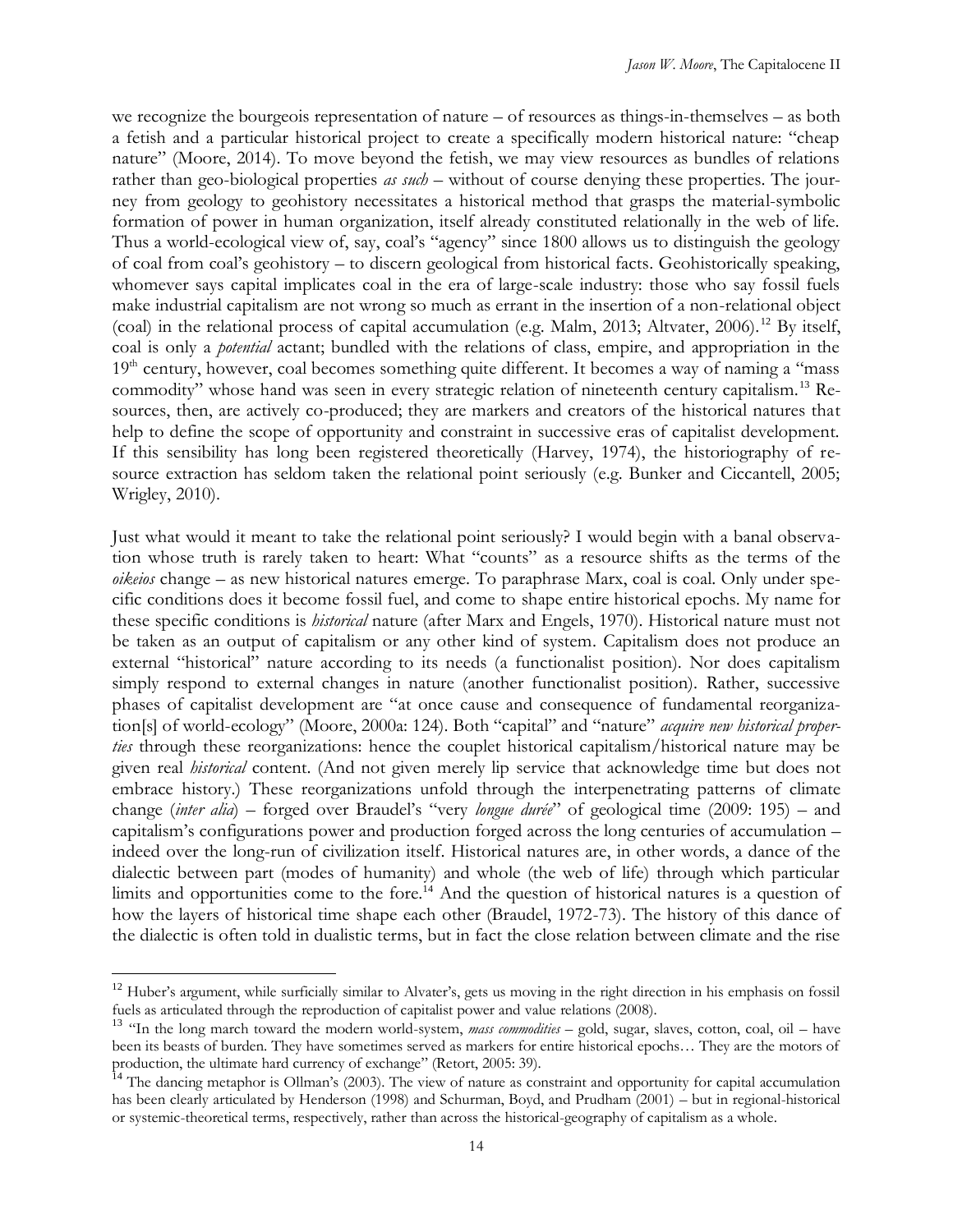we recognize the bourgeois representation of nature – of resources as things-in-themselves – as both a fetish and a particular historical project to create a specifically modern historical nature: "cheap nature" (Moore, 2014). To move beyond the fetish, we may view resources as bundles of relations rather than geo-biological properties *as such* – without of course denying these properties. The journey from geology to geohistory necessitates a historical method that grasps the material-symbolic formation of power in human organization, itself already constituted relationally in the web of life. Thus a world-ecological view of, say, coal's "agency" since 1800 allows us to distinguish the geology of coal from coal's geohistory – to discern geological from historical facts. Geohistorically speaking, whomever says capital implicates coal in the era of large-scale industry: those who say fossil fuels make industrial capitalism are not wrong so much as errant in the insertion of a non-relational object (coal) in the relational process of capital accumulation (e.g. Malm, 2013; Altvater, 2006).[12] By itself, coal is only a *potential* actant; bundled with the relations of class, empire, and appropriation in the 19th century, however, coal becomes something quite different. It becomes a way of naming a "mass commodity" whose hand was seen in every strategic relation of nineteenth century capitalism.[13] Resources, then, are actively co-produced; they are markers and creators of the historical natures that help to define the scope of opportunity and constraint in successive eras of capitalist development. If this sensibility has long been registered theoretically (Harvey, 1974), the historiography of resource extraction has seldom taken the relational point seriously (e.g. Bunker and Ciccantell, 2005; Wrigley, 2010).

Just what would it meant to take the relational point seriously? I would begin with a banal observation whose truth is rarely taken to heart: What "counts" as a resource shifts as the terms of the *oikeios* change – as new historical natures emerge. To paraphrase Marx, coal is coal. Only under specific conditions does it become fossil fuel, and come to shape entire historical epochs. My name for these specific conditions is *historical* nature (after Marx and Engels, 1970). Historical nature must not be taken as an output of capitalism or any other kind of system. Capitalism does not produce an external "historical" nature according to its needs (a functionalist position). Nor does capitalism simply respond to external changes in nature (another functionalist position). Rather, successive phases of capitalist development are "at once cause and consequence of fundamental reorganization[s] of world-ecology" (Moore, 2000a: 124). Both "capital" and "nature" *acquire new historical properties* through these reorganizations: hence the couplet historical capitalism/historical nature may be given real *historical* content. (And not given merely lip service that acknowledge time but does not embrace history.) These reorganizations unfold through the interpenetrating patterns of climate change (*inter alia*) – forged over Braudel's "very *longue durée*" of geological time (2009: 195) – and capitalism's configurations power and production forged across the long centuries of accumulation – indeed over the long-run of civilization itself. Historical natures are, in other words, a dance of the dialectic between part (modes of humanity) and whole (the web of life) through which particular limits and opportunities come to the fore.[14] And the question of historical natures is a question of how the layers of historical time shape each other (Braudel, 1972-73). The history of this dance of the dialectic is often told in dualistic terms, but in fact the close relation between climate and the rise

---

[12] Huber's argument, while surficially similar to Alvater's, gets us moving in the right direction in his emphasis on fossil fuels as articulated through the reproduction of capitalist power and value relations (2008).

[13] "In the long march toward the modern world-system, *mass commodities* – gold, sugar, slaves, cotton, coal, oil – have been its beasts of burden. They have sometimes served as markers for entire historical epochs… They are the motors of production, the ultimate hard currency of exchange" (Retort, 2005: 39).

[14] The dancing metaphor is Ollman's (2003). The view of nature as constraint and opportunity for capital accumulation has been clearly articulated by Henderson (1998) and Schurman, Boyd, and Prudham (2001) – but in regional-historical or systemic-theoretical terms, respectively, rather than across the historical-geography of capitalism as a whole.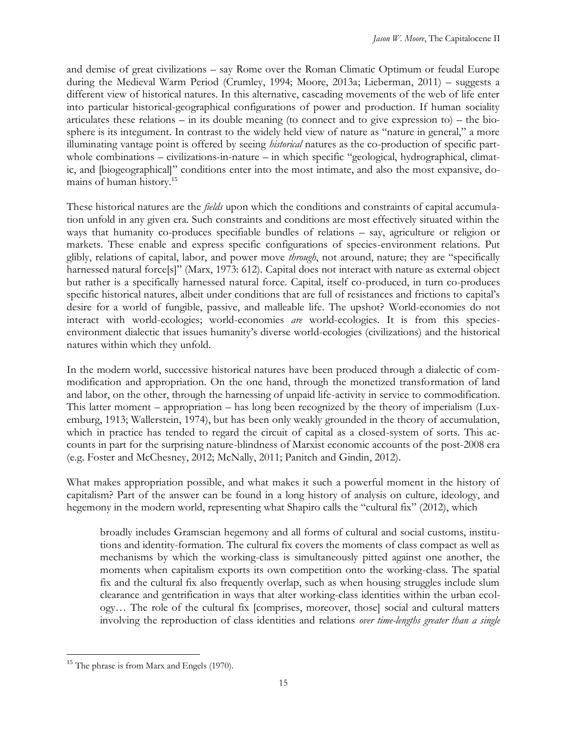and demise of great civilizations – say Rome over the Roman Climatic Optimum or feudal Europe during the Medieval Warm Period (Crumley, 1994; Moore, 2013a; Lieberman, 2011) – suggests a different view of historical natures. In this alternative, cascading movements of the web of life enter into particular historical-geographical configurations of power and production. If human sociality articulates these relations – in its double meaning (to connect and to give expression to) – the biosphere is its integument. In contrast to the widely held view of nature as "nature in general," a more illuminating vantage point is offered by seeing *historical* natures as the co-production of specific part-whole combinations – civilizations-in-nature – in which specific "geological, hydrographical, climatic, and [biogeographical]" conditions enter into the most intimate, and also the most expansive, domains of human history.[15]

These historical natures are the *fields* upon which the conditions and constraints of capital accumulation unfold in any given era. Such constraints and conditions are most effectively situated within the ways that humanity co-produces specifiable bundles of relations – say, agriculture or religion or markets. These enable and express specific configurations of species-environment relations. Put glibly, relations of capital, labor, and power move *through*, not around, nature; they are "specifically harnessed natural force[s]" (Marx, 1973: 612). Capital does not interact with nature as external object but rather is a specifically harnessed natural force. Capital, itself co-produced, in turn co-produces specific historical natures, albeit under conditions that are full of resistances and frictions to capital's desire for a world of fungible, passive, and malleable life. The upshot? World-economies do not interact with world-ecologies; world-economies *are* world-ecologies. It is from this species-environment dialectic that issues humanity's diverse world-ecologies (civilizations) and the historical natures within which they unfold.

In the modern world, successive historical natures have been produced through a dialectic of commodification and appropriation. On the one hand, through the monetized transformation of land and labor, on the other, through the harnessing of unpaid life-activity in service to commodification. This latter moment – appropriation – has long been recognized by the theory of imperialism (Luxemburg, 1913; Wallerstein, 1974), but has been only weakly grounded in the theory of accumulation, which in practice has tended to regard the circuit of capital as a closed-system of sorts. This accounts in part for the surprising nature-blindness of Marxist economic accounts of the post-2008 era (e.g. Foster and McChesney, 2012; McNally, 2011; Panitch and Gindin, 2012).

What makes appropriation possible, and what makes it such a powerful moment in the history of capitalism? Part of the answer can be found in a long history of analysis on culture, ideology, and hegemony in the modern world, representing what Shapiro calls the "cultural fix" (2012), which

> broadly includes Gramscian hegemony and all forms of cultural and social customs, institutions and identity-formation. The cultural fix covers the moments of class compact as well as mechanisms by which the working-class is simultaneously pitted against one another, the moments when capitalism exports its own competition onto the working-class. The spatial fix and the cultural fix also frequently overlap, such as when housing struggles include slum clearance and gentrification in ways that alter working-class identities within the urban ecology… The role of the cultural fix [comprises, moreover, those] social and cultural matters involving the reproduction of class identities and relations *over time-lengths greater than a single*

[15] The phrase is from Marx and Engels (1970).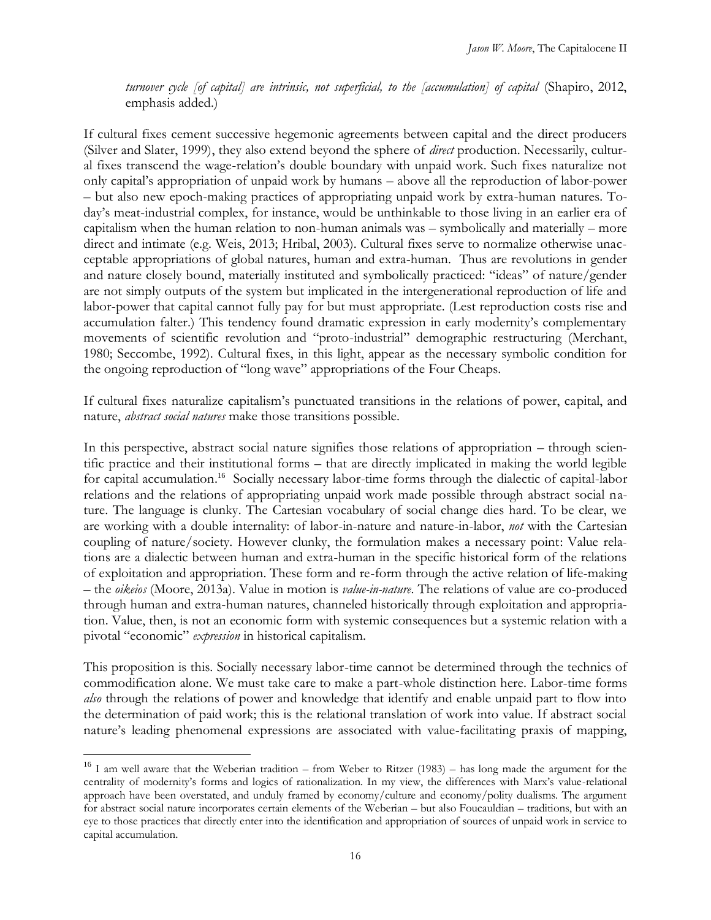> *turnover cycle [of capital] are intrinsic, not superficial, to the [accumulation] of capital* (Shapiro, 2012, emphasis added.)

If cultural fixes cement successive hegemonic agreements between capital and the direct producers (Silver and Slater, 1999), they also extend beyond the sphere of *direct* production. Necessarily, cultural fixes transcend the wage-relation's double boundary with unpaid work. Such fixes naturalize not only capital's appropriation of unpaid work by humans – above all the reproduction of labor-power – but also new epoch-making practices of appropriating unpaid work by extra-human natures. Today's meat-industrial complex, for instance, would be unthinkable to those living in an earlier era of capitalism when the human relation to non-human animals was – symbolically and materially – more direct and intimate (e.g. Weis, 2013; Hribal, 2003). Cultural fixes serve to normalize otherwise unacceptable appropriations of global natures, human and extra-human. Thus are revolutions in gender and nature closely bound, materially instituted and symbolically practiced: "ideas" of nature/gender are not simply outputs of the system but implicated in the intergenerational reproduction of life and labor-power that capital cannot fully pay for but must appropriate. (Lest reproduction costs rise and accumulation falter.) This tendency found dramatic expression in early modernity's complementary movements of scientific revolution and "proto-industrial" demographic restructuring (Merchant, 1980; Seccombe, 1992). Cultural fixes, in this light, appear as the necessary symbolic condition for the ongoing reproduction of "long wave" appropriations of the Four Cheaps.

If cultural fixes naturalize capitalism's punctuated transitions in the relations of power, capital, and nature, *abstract social natures* make those transitions possible.

In this perspective, abstract social nature signifies those relations of appropriation – through scientific practice and their institutional forms – that are directly implicated in making the world legible for capital accumulation.[16] Socially necessary labor-time forms through the dialectic of capital-labor relations and the relations of appropriating unpaid work made possible through abstract social nature. The language is clunky. The Cartesian vocabulary of social change dies hard. To be clear, we are working with a double internality: of labor-in-nature and nature-in-labor, *not* with the Cartesian coupling of nature/society. However clunky, the formulation makes a necessary point: Value relations are a dialectic between human and extra-human in the specific historical form of the relations of exploitation and appropriation. These form and re-form through the active relation of life-making – the *oikeios* (Moore, 2013a). Value in motion is *value-in-nature*. The relations of value are co-produced through human and extra-human natures, channeled historically through exploitation and appropriation. Value, then, is not an economic form with systemic consequences but a systemic relation with a pivotal "economic" *expression* in historical capitalism.

This proposition is this. Socially necessary labor-time cannot be determined through the technics of commodification alone. We must take care to make a part-whole distinction here. Labor-time forms *also* through the relations of power and knowledge that identify and enable unpaid part to flow into the determination of paid work; this is the relational translation of work into value. If abstract social nature's leading phenomenal expressions are associated with value-facilitating praxis of mapping,

[16] I am well aware that the Weberian tradition – from Weber to Ritzer (1983) – has long made the argument for the centrality of modernity's forms and logics of rationalization. In my view, the differences with Marx's value-relational approach have been overstated, and unduly framed by economy/culture and economy/polity dualisms. The argument for abstract social nature incorporates certain elements of the Weberian – but also Foucauldian – traditions, but with an eye to those practices that directly enter into the identification and appropriation of sources of unpaid work in service to capital accumulation.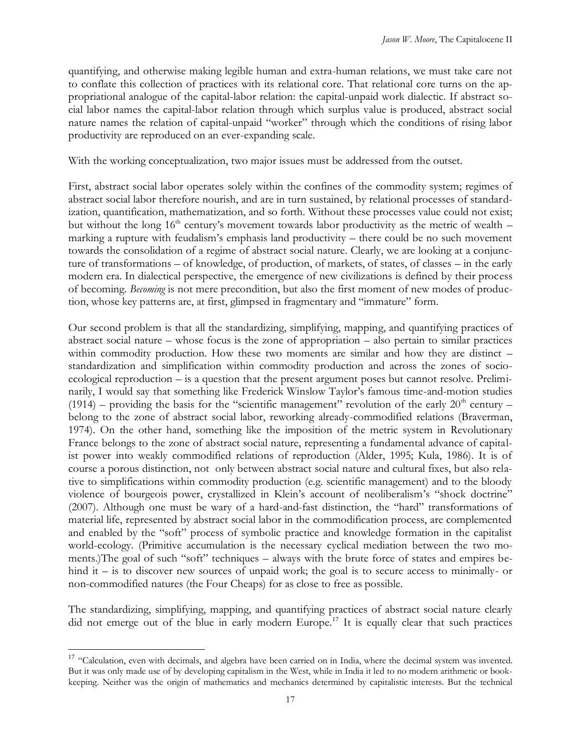quantifying, and otherwise making legible human and extra-human relations, we must take care not to conflate this collection of practices with its relational core. That relational core turns on the appropriational analogue of the capital-labor relation: the capital-unpaid work dialectic. If abstract social labor names the capital-labor relation through which surplus value is produced, abstract social nature names the relation of capital-unpaid "worker" through which the conditions of rising labor productivity are reproduced on an ever-expanding scale.

With the working conceptualization, two major issues must be addressed from the outset.

First, abstract social labor operates solely within the confines of the commodity system; regimes of abstract social labor therefore nourish, and are in turn sustained, by relational processes of standardization, quantification, mathematization, and so forth. Without these processes value could not exist; but without the long 16th century's movement towards labor productivity as the metric of wealth – marking a rupture with feudalism's emphasis land productivity – there could be no such movement towards the consolidation of a regime of abstract social nature. Clearly, we are looking at a conjuncture of transformations – of knowledge, of production, of markets, of states, of classes – in the early modern era. In dialectical perspective, the emergence of new civilizations is defined by their process of becoming. *Becoming* is not mere precondition, but also the first moment of new modes of production, whose key patterns are, at first, glimpsed in fragmentary and "immature" form.

Our second problem is that all the standardizing, simplifying, mapping, and quantifying practices of abstract social nature – whose focus is the zone of appropriation – also pertain to similar practices within commodity production. How these two moments are similar and how they are distinct – standardization and simplification within commodity production and across the zones of socio-ecological reproduction – is a question that the present argument poses but cannot resolve. Preliminarily, I would say that something like Frederick Winslow Taylor's famous time-and-motion studies (1914) – providing the basis for the "scientific management" revolution of the early 20th century – belong to the zone of abstract social labor, reworking already-commodified relations (Braverman, 1974). On the other hand, something like the imposition of the metric system in Revolutionary France belongs to the zone of abstract social nature, representing a fundamental advance of capitalist power into weakly commodified relations of reproduction (Alder, 1995; Kula, 1986). It is of course a porous distinction, not only between abstract social nature and cultural fixes, but also relative to simplifications within commodity production (e.g. scientific management) and to the bloody violence of bourgeois power, crystallized in Klein's account of neoliberalism's "shock doctrine" (2007). Although one must be wary of a hard-and-fast distinction, the "hard" transformations of material life, represented by abstract social labor in the commodification process, are complemented and enabled by the "soft" process of symbolic practice and knowledge formation in the capitalist world-ecology. (Primitive accumulation is the necessary cyclical mediation between the two moments.)The goal of such "soft" techniques – always with the brute force of states and empires behind it – is to discover new sources of unpaid work; the goal is to secure access to minimally- or non-commodified natures (the Four Cheaps) for as close to free as possible.

The standardizing, simplifying, mapping, and quantifying practices of abstract social nature clearly did not emerge out of the blue in early modern Europe.[17] It is equally clear that such practices

[17] "Calculation, even with decimals, and algebra have been carried on in India, where the decimal system was invented. But it was only made use of by developing capitalism in the West, while in India it led to no modern arithmetic or book-keeping. Neither was the origin of mathematics and mechanics determined by capitalistic interests. But the technical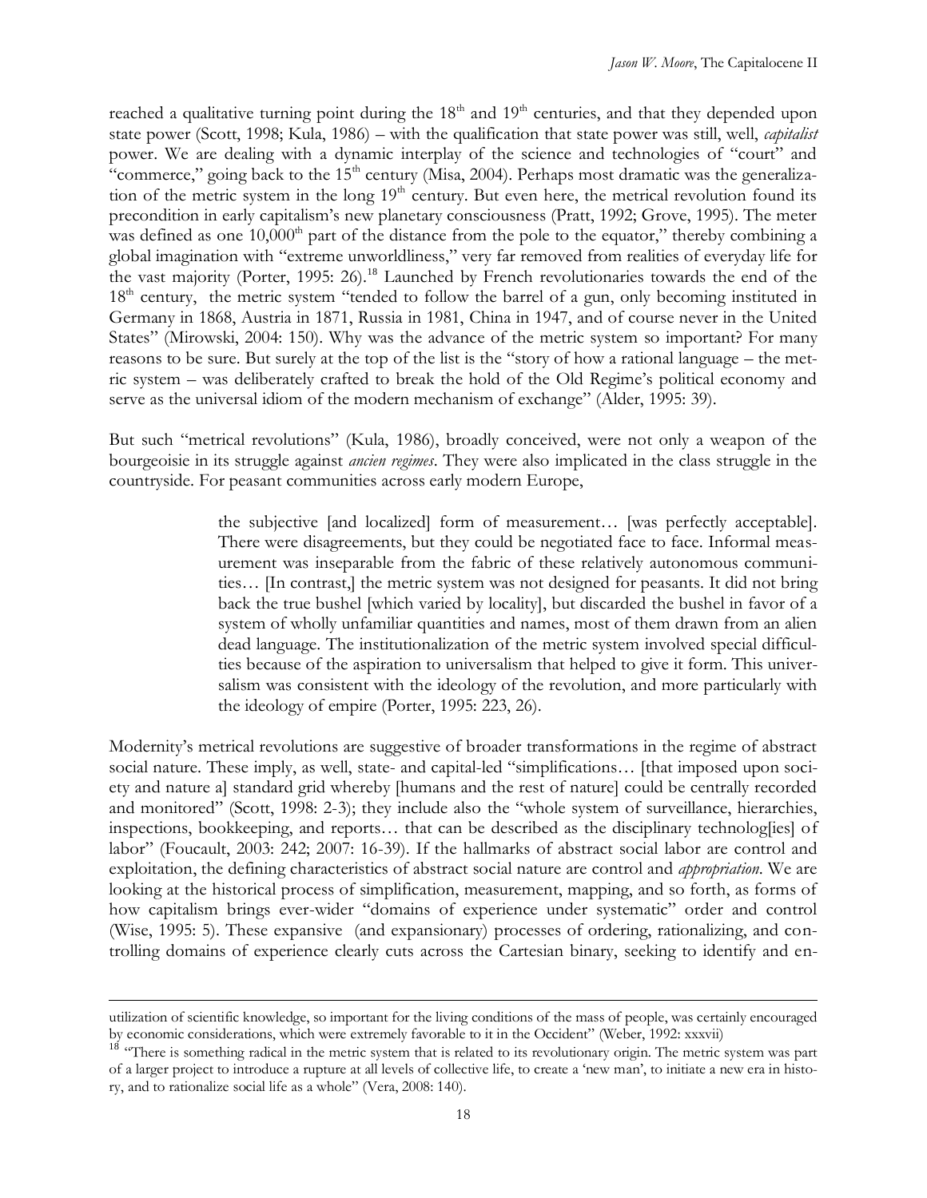reached a qualitative turning point during the 18th and 19th centuries, and that they depended upon state power (Scott, 1998; Kula, 1986) – with the qualification that state power was still, well, *capitalist* power. We are dealing with a dynamic interplay of the science and technologies of "court" and "commerce," going back to the 15th century (Misa, 2004). Perhaps most dramatic was the generalization of the metric system in the long 19th century. But even here, the metrical revolution found its precondition in early capitalism's new planetary consciousness (Pratt, 1992; Grove, 1995). The meter was defined as one 10,000th part of the distance from the pole to the equator," thereby combining a global imagination with "extreme unworldliness," very far removed from realities of everyday life for the vast majority (Porter, 1995: 26).[18] Launched by French revolutionaries towards the end of the 18th century, the metric system "tended to follow the barrel of a gun, only becoming instituted in Germany in 1868, Austria in 1871, Russia in 1981, China in 1947, and of course never in the United States" (Mirowski, 2004: 150). Why was the advance of the metric system so important? For many reasons to be sure. But surely at the top of the list is the "story of how a rational language – the metric system – was deliberately crafted to break the hold of the Old Regime's political economy and serve as the universal idiom of the modern mechanism of exchange" (Alder, 1995: 39).

But such "metrical revolutions" (Kula, 1986), broadly conceived, were not only a weapon of the bourgeoisie in its struggle against *ancien regimes*. They were also implicated in the class struggle in the countryside. For peasant communities across early modern Europe,

> the subjective [and localized] form of measurement… [was perfectly acceptable]. There were disagreements, but they could be negotiated face to face. Informal measurement was inseparable from the fabric of these relatively autonomous communities… [In contrast,] the metric system was not designed for peasants. It did not bring back the true bushel [which varied by locality], but discarded the bushel in favor of a system of wholly unfamiliar quantities and names, most of them drawn from an alien dead language. The institutionalization of the metric system involved special difficulties because of the aspiration to universalism that helped to give it form. This universalism was consistent with the ideology of the revolution, and more particularly with the ideology of empire (Porter, 1995: 223, 26).

Modernity's metrical revolutions are suggestive of broader transformations in the regime of abstract social nature. These imply, as well, state- and capital-led "simplifications… [that imposed upon society and nature a] standard grid whereby [humans and the rest of nature] could be centrally recorded and monitored" (Scott, 1998: 2-3); they include also the "whole system of surveillance, hierarchies, inspections, bookkeeping, and reports… that can be described as the disciplinary technolog[ies] of labor" (Foucault, 2003: 242; 2007: 16-39). If the hallmarks of abstract social labor are control and exploitation, the defining characteristics of abstract social nature are control and *appropriation*. We are looking at the historical process of simplification, measurement, mapping, and so forth, as forms of how capitalism brings ever-wider "domains of experience under systematic" order and control (Wise, 1995: 5). These expansive (and expansionary) processes of ordering, rationalizing, and controlling domains of experience clearly cuts across the Cartesian binary, seeking to identify and en-

---

utilization of scientific knowledge, so important for the living conditions of the mass of people, was certainly encouraged by economic considerations, which were extremely favorable to it in the Occident" (Weber, 1992: xxxvii)

[18] "There is something radical in the metric system that is related to its revolutionary origin. The metric system was part of a larger project to introduce a rupture at all levels of collective life, to create a 'new man', to initiate a new era in history, and to rationalize social life as a whole" (Vera, 2008: 140).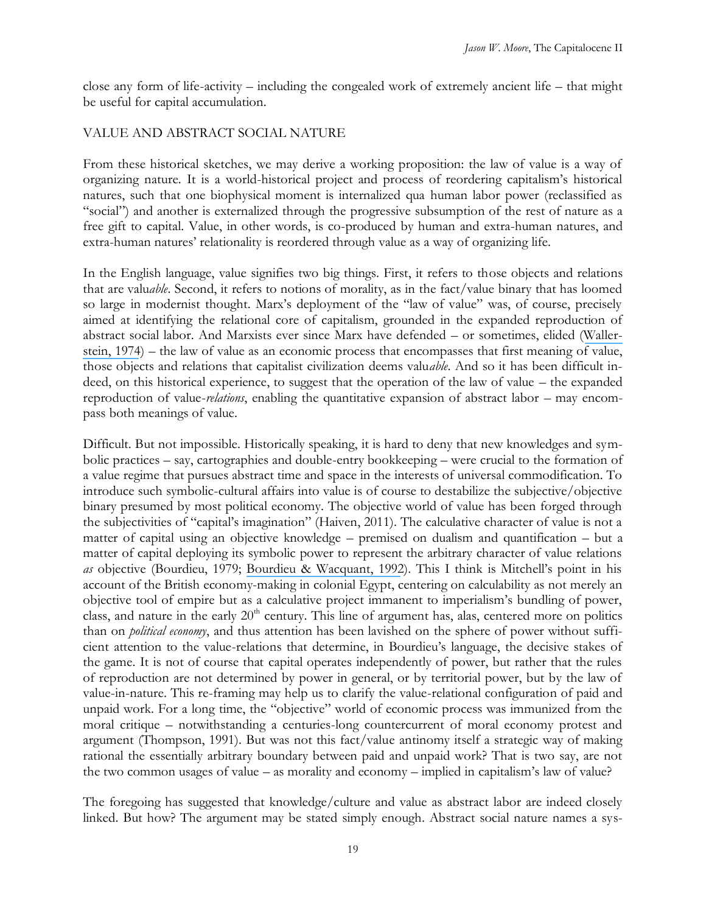close any form of life-activity – including the congealed work of extremely ancient life – that might be useful for capital accumulation.

## VALUE AND ABSTRACT SOCIAL NATURE

From these historical sketches, we may derive a working proposition: the law of value is a way of organizing nature. It is a world-historical project and process of reordering capitalism's historical natures, such that one biophysical moment is internalized qua human labor power (reclassified as "social") and another is externalized through the progressive subsumption of the rest of nature as a free gift to capital. Value, in other words, is co-produced by human and extra-human natures, and extra-human natures' relationality is reordered through value as a way of organizing life.

In the English language, value signifies two big things. First, it refers to those objects and relations that are valu*able*. Second, it refers to notions of morality, as in the fact/value binary that has loomed so large in modernist thought. Marx's deployment of the "law of value" was, of course, precisely aimed at identifying the relational core of capitalism, grounded in the expanded reproduction of abstract social labor. And Marxists ever since Marx have defended – or sometimes, elided (Wallerstein, 1974) – the law of value as an economic process that encompasses that first meaning of value, those objects and relations that capitalist civilization deems valu*able*. And so it has been difficult indeed, on this historical experience, to suggest that the operation of the law of value – the expanded reproduction of value-*relations*, enabling the quantitative expansion of abstract labor – may encompass both meanings of value.

Difficult. But not impossible. Historically speaking, it is hard to deny that new knowledges and symbolic practices – say, cartographies and double-entry bookkeeping – were crucial to the formation of a value regime that pursues abstract time and space in the interests of universal commodification. To introduce such symbolic-cultural affairs into value is of course to destabilize the subjective/objective binary presumed by most political economy. The objective world of value has been forged through the subjectivities of "capital's imagination" (Haiven, 2011). The calculative character of value is not a matter of capital using an objective knowledge – premised on dualism and quantification – but a matter of capital deploying its symbolic power to represent the arbitrary character of value relations *as* objective (Bourdieu, 1979; Bourdieu & Wacquant, 1992). This I think is Mitchell's point in his account of the British economy-making in colonial Egypt, centering on calculability as not merely an objective tool of empire but as a calculative project immanent to imperialism's bundling of power, class, and nature in the early 20th century. This line of argument has, alas, centered more on politics than on *political economy*, and thus attention has been lavished on the sphere of power without sufficient attention to the value-relations that determine, in Bourdieu's language, the decisive stakes of the game. It is not of course that capital operates independently of power, but rather that the rules of reproduction are not determined by power in general, or by territorial power, but by the law of value-in-nature. This re-framing may help us to clarify the value-relational configuration of paid and unpaid work. For a long time, the "objective" world of economic process was immunized from the moral critique – notwithstanding a centuries-long countercurrent of moral economy protest and argument (Thompson, 1991). But was not this fact/value antinomy itself a strategic way of making rational the essentially arbitrary boundary between paid and unpaid work? That is two say, are not the two common usages of value – as morality and economy – implied in capitalism's law of value?

The foregoing has suggested that knowledge/culture and value as abstract labor are indeed closely linked. But how? The argument may be stated simply enough. Abstract social nature names a sys-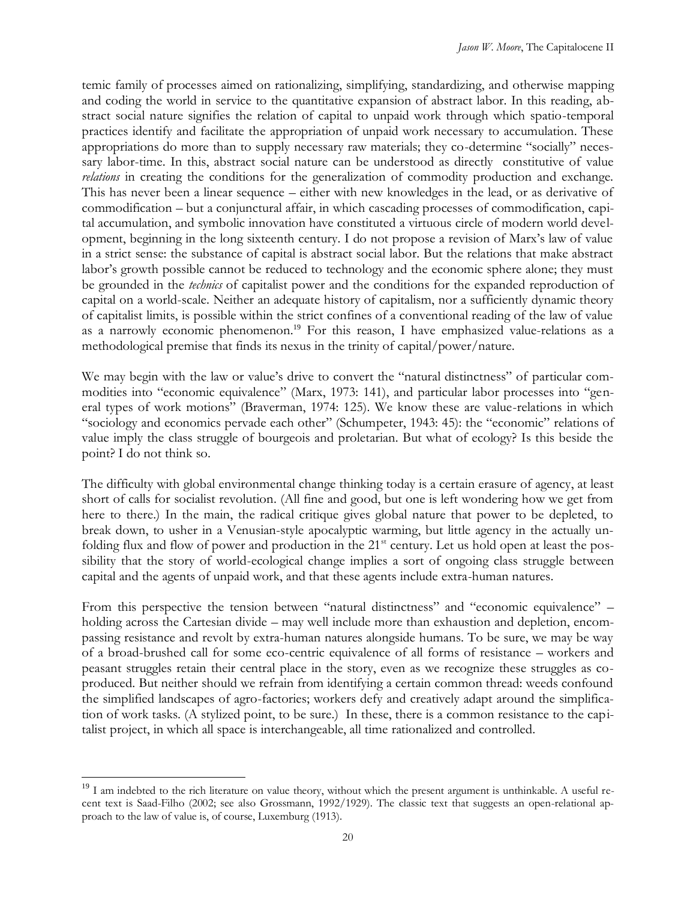temic family of processes aimed on rationalizing, simplifying, standardizing, and otherwise mapping and coding the world in service to the quantitative expansion of abstract labor. In this reading, abstract social nature signifies the relation of capital to unpaid work through which spatio-temporal practices identify and facilitate the appropriation of unpaid work necessary to accumulation. These appropriations do more than to supply necessary raw materials; they co-determine "socially" necessary labor-time. In this, abstract social nature can be understood as directly constitutive of value *relations* in creating the conditions for the generalization of commodity production and exchange. This has never been a linear sequence – either with new knowledges in the lead, or as derivative of commodification – but a conjunctural affair, in which cascading processes of commodification, capital accumulation, and symbolic innovation have constituted a virtuous circle of modern world development, beginning in the long sixteenth century. I do not propose a revision of Marx's law of value in a strict sense: the substance of capital is abstract social labor. But the relations that make abstract labor's growth possible cannot be reduced to technology and the economic sphere alone; they must be grounded in the *technics* of capitalist power and the conditions for the expanded reproduction of capital on a world-scale. Neither an adequate history of capitalism, nor a sufficiently dynamic theory of capitalist limits, is possible within the strict confines of a conventional reading of the law of value as a narrowly economic phenomenon.[19] For this reason, I have emphasized value-relations as a methodological premise that finds its nexus in the trinity of capital/power/nature.

We may begin with the law or value's drive to convert the "natural distinctness" of particular commodities into "economic equivalence" (Marx, 1973: 141), and particular labor processes into "general types of work motions" (Braverman, 1974: 125). We know these are value-relations in which "sociology and economics pervade each other" (Schumpeter, 1943: 45): the "economic" relations of value imply the class struggle of bourgeois and proletarian. But what of ecology? Is this beside the point? I do not think so.

The difficulty with global environmental change thinking today is a certain erasure of agency, at least short of calls for socialist revolution. (All fine and good, but one is left wondering how we get from here to there.) In the main, the radical critique gives global nature that power to be depleted, to break down, to usher in a Venusian-style apocalyptic warming, but little agency in the actually unfolding flux and flow of power and production in the 21st century. Let us hold open at least the possibility that the story of world-ecological change implies a sort of ongoing class struggle between capital and the agents of unpaid work, and that these agents include extra-human natures.

From this perspective the tension between "natural distinctness" and "economic equivalence" – holding across the Cartesian divide – may well include more than exhaustion and depletion, encompassing resistance and revolt by extra-human natures alongside humans. To be sure, we may be way of a broad-brushed call for some eco-centric equivalence of all forms of resistance – workers and peasant struggles retain their central place in the story, even as we recognize these struggles as co-produced. But neither should we refrain from identifying a certain common thread: weeds confound the simplified landscapes of agro-factories; workers defy and creatively adapt around the simplification of work tasks. (A stylized point, to be sure.) In these, there is a common resistance to the capitalist project, in which all space is interchangeable, all time rationalized and controlled.

---

[19] I am indebted to the rich literature on value theory, without which the present argument is unthinkable. A useful recent text is Saad-Filho (2002; see also Grossmann, 1992/1929). The classic text that suggests an open-relational approach to the law of value is, of course, Luxemburg (1913).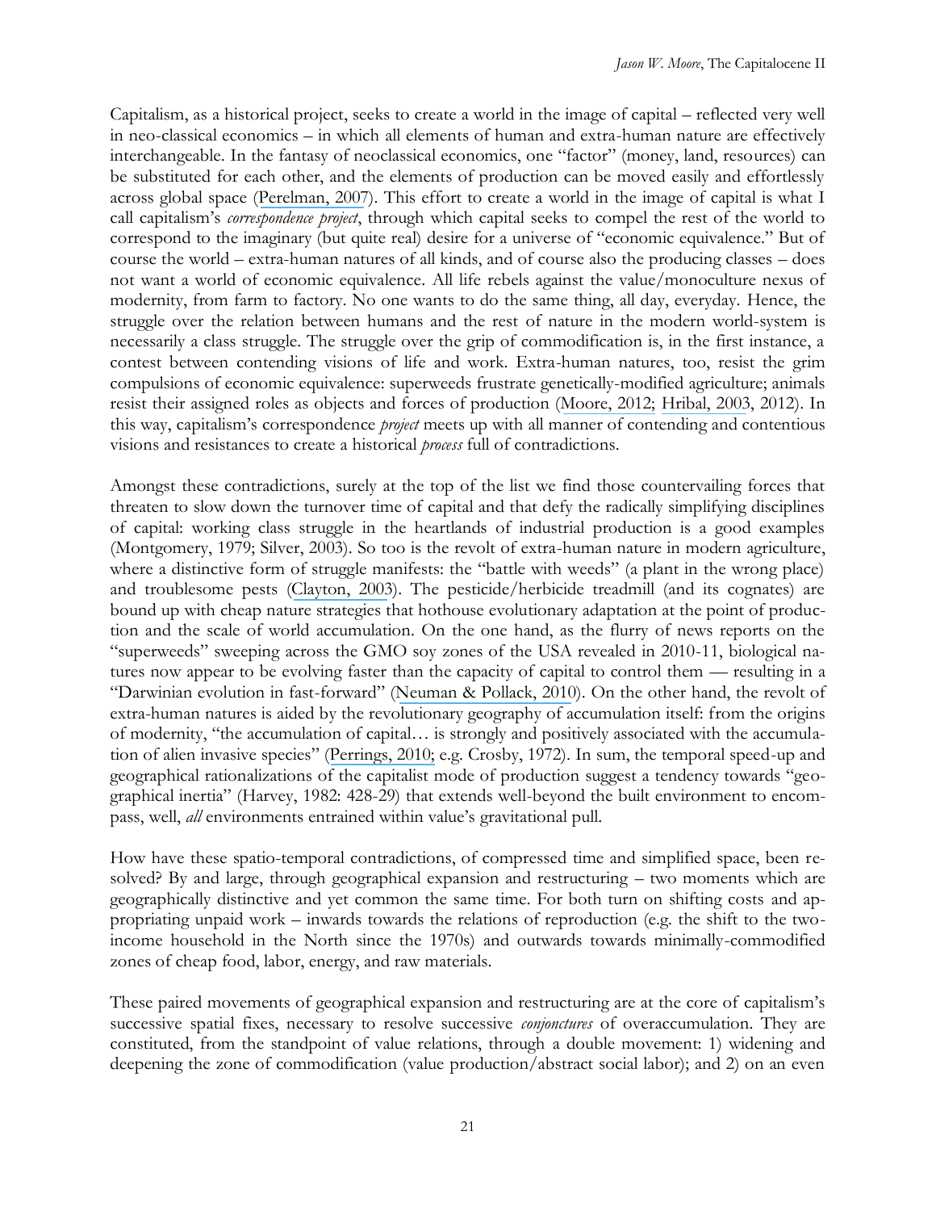Capitalism, as a historical project, seeks to create a world in the image of capital – reflected very well in neo-classical economics – in which all elements of human and extra-human nature are effectively interchangeable. In the fantasy of neoclassical economics, one "factor" (money, land, resources) can be substituted for each other, and the elements of production can be moved easily and effortlessly across global space (Perelman, 2007). This effort to create a world in the image of capital is what I call capitalism's *correspondence project*, through which capital seeks to compel the rest of the world to correspond to the imaginary (but quite real) desire for a universe of "economic equivalence." But of course the world – extra-human natures of all kinds, and of course also the producing classes – does not want a world of economic equivalence. All life rebels against the value/monoculture nexus of modernity, from farm to factory. No one wants to do the same thing, all day, everyday. Hence, the struggle over the relation between humans and the rest of nature in the modern world-system is necessarily a class struggle. The struggle over the grip of commodification is, in the first instance, a contest between contending visions of life and work. Extra-human natures, too, resist the grim compulsions of economic equivalence: superweeds frustrate genetically-modified agriculture; animals resist their assigned roles as objects and forces of production (Moore, 2012; Hribal, 2003, 2012). In this way, capitalism's correspondence *project* meets up with all manner of contending and contentious visions and resistances to create a historical *process* full of contradictions.

Amongst these contradictions, surely at the top of the list we find those countervailing forces that threaten to slow down the turnover time of capital and that defy the radically simplifying disciplines of capital: working class struggle in the heartlands of industrial production is a good examples (Montgomery, 1979; Silver, 2003). So too is the revolt of extra-human nature in modern agriculture, where a distinctive form of struggle manifests: the "battle with weeds" (a plant in the wrong place) and troublesome pests (Clayton, 2003). The pesticide/herbicide treadmill (and its cognates) are bound up with cheap nature strategies that hothouse evolutionary adaptation at the point of production and the scale of world accumulation. On the one hand, as the flurry of news reports on the "superweeds" sweeping across the GMO soy zones of the USA revealed in 2010-11, biological natures now appear to be evolving faster than the capacity of capital to control them — resulting in a "Darwinian evolution in fast-forward" (Neuman & Pollack, 2010). On the other hand, the revolt of extra-human natures is aided by the revolutionary geography of accumulation itself: from the origins of modernity, "the accumulation of capital… is strongly and positively associated with the accumulation of alien invasive species" (Perrings, 2010; e.g. Crosby, 1972). In sum, the temporal speed-up and geographical rationalizations of the capitalist mode of production suggest a tendency towards "geographical inertia" (Harvey, 1982: 428-29) that extends well-beyond the built environment to encompass, well, *all* environments entrained within value's gravitational pull.

How have these spatio-temporal contradictions, of compressed time and simplified space, been resolved? By and large, through geographical expansion and restructuring – two moments which are geographically distinctive and yet common the same time. For both turn on shifting costs and appropriating unpaid work – inwards towards the relations of reproduction (e.g. the shift to the two-income household in the North since the 1970s) and outwards towards minimally-commodified zones of cheap food, labor, energy, and raw materials.

These paired movements of geographical expansion and restructuring are at the core of capitalism's successive spatial fixes, necessary to resolve successive *conjonctures* of overaccumulation. They are constituted, from the standpoint of value relations, through a double movement: 1) widening and deepening the zone of commodification (value production/abstract social labor); and 2) on an even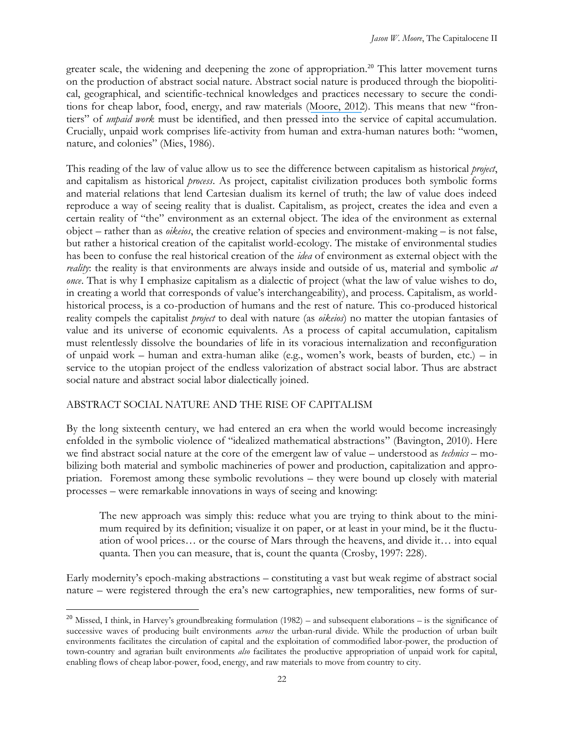greater scale, the widening and deepening the zone of appropriation.[20] This latter movement turns on the production of abstract social nature. Abstract social nature is produced through the biopolitical, geographical, and scientific-technical knowledges and practices necessary to secure the conditions for cheap labor, food, energy, and raw materials (Moore, 2012). This means that new "frontiers" of *unpaid work* must be identified, and then pressed into the service of capital accumulation. Crucially, unpaid work comprises life-activity from human and extra-human natures both: "women, nature, and colonies" (Mies, 1986).

This reading of the law of value allow us to see the difference between capitalism as historical *project*, and capitalism as historical *process*. As project, capitalist civilization produces both symbolic forms and material relations that lend Cartesian dualism its kernel of truth; the law of value does indeed reproduce a way of seeing reality that is dualist. Capitalism, as project, creates the idea and even a certain reality of "the" environment as an external object. The idea of the environment as external object – rather than as *oikeios*, the creative relation of species and environment-making – is not false, but rather a historical creation of the capitalist world-ecology. The mistake of environmental studies has been to confuse the real historical creation of the *idea* of environment as external object with the *reality*: the reality is that environments are always inside and outside of us, material and symbolic *at once*. That is why I emphasize capitalism as a dialectic of project (what the law of value wishes to do, in creating a world that corresponds of value's interchangeability), and process. Capitalism, as world-historical process, is a co-production of humans and the rest of nature. This co-produced historical reality compels the capitalist *project* to deal with nature (as *oikeios*) no matter the utopian fantasies of value and its universe of economic equivalents. As a process of capital accumulation, capitalism must relentlessly dissolve the boundaries of life in its voracious internalization and reconfiguration of unpaid work – human and extra-human alike (e.g., women's work, beasts of burden, etc.) – in service to the utopian project of the endless valorization of abstract social labor. Thus are abstract social nature and abstract social labor dialectically joined.

## ABSTRACT SOCIAL NATURE AND THE RISE OF CAPITALISM

By the long sixteenth century, we had entered an era when the world would become increasingly enfolded in the symbolic violence of "idealized mathematical abstractions" (Bavington, 2010). Here we find abstract social nature at the core of the emergent law of value – understood as *technics* – mobilizing both material and symbolic machineries of power and production, capitalization and appropriation. Foremost among these symbolic revolutions – they were bound up closely with material processes – were remarkable innovations in ways of seeing and knowing:

> The new approach was simply this: reduce what you are trying to think about to the minimum required by its definition; visualize it on paper, or at least in your mind, be it the fluctuation of wool prices… or the course of Mars through the heavens, and divide it… into equal quanta. Then you can measure, that is, count the quanta (Crosby, 1997: 228).

Early modernity's epoch-making abstractions – constituting a vast but weak regime of abstract social nature – were registered through the era's new cartographies, new temporalities, new forms of sur-

[20] Missed, I think, in Harvey's groundbreaking formulation (1982) – and subsequent elaborations – is the significance of successive waves of producing built environments *across* the urban-rural divide. While the production of urban built environments facilitates the circulation of capital and the exploitation of commodified labor-power, the production of town-country and agrarian built environments *also* facilitates the productive appropriation of unpaid work for capital, enabling flows of cheap labor-power, food, energy, and raw materials to move from country to city.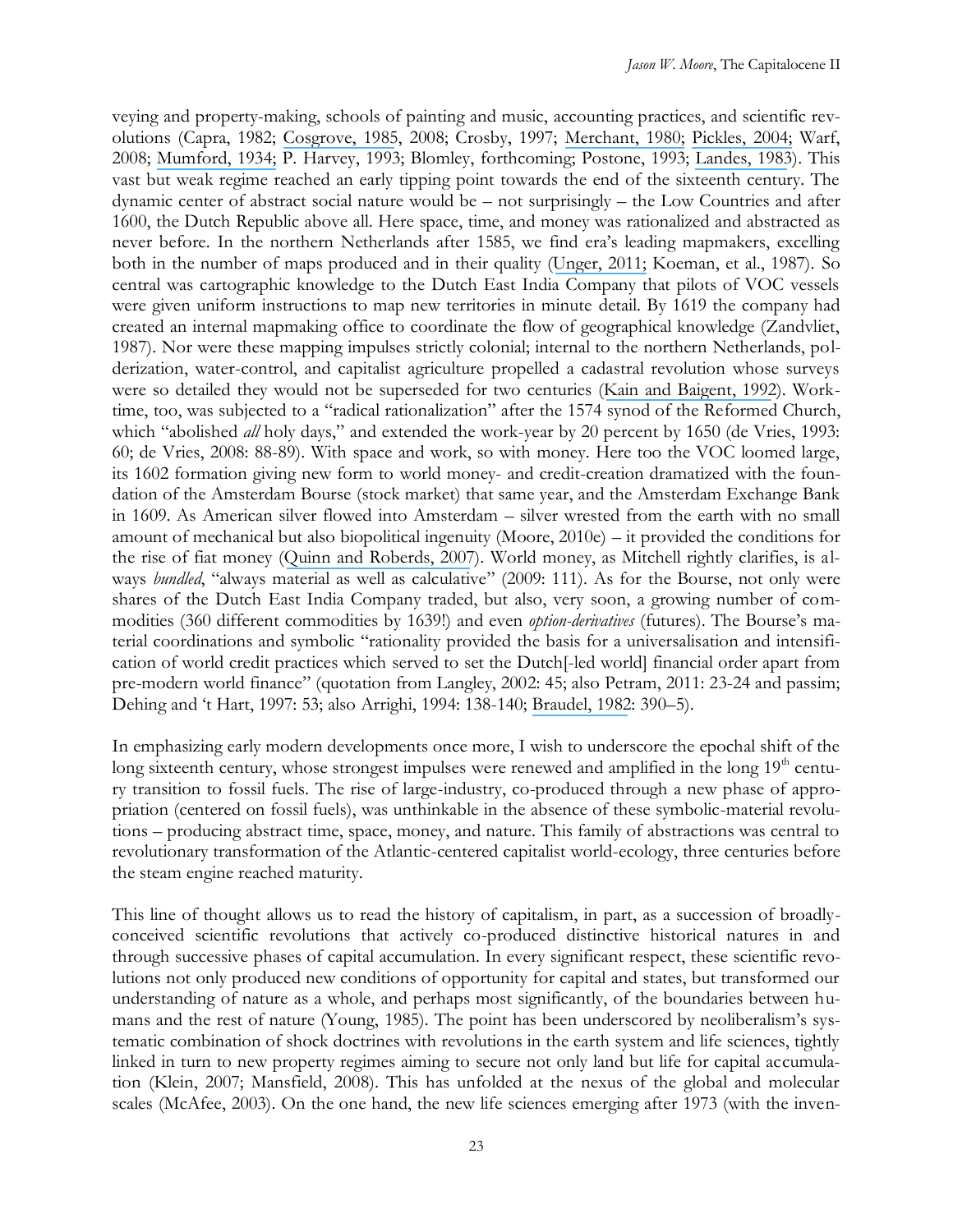veying and property-making, schools of painting and music, accounting practices, and scientific revolutions (Capra, 1982; Cosgrove, 1985, 2008; Crosby, 1997; Merchant, 1980; Pickles, 2004; Warf, 2008; Mumford, 1934; P. Harvey, 1993; Blomley, forthcoming; Postone, 1993; Landes, 1983). This vast but weak regime reached an early tipping point towards the end of the sixteenth century. The dynamic center of abstract social nature would be – not surprisingly – the Low Countries and after 1600, the Dutch Republic above all. Here space, time, and money was rationalized and abstracted as never before. In the northern Netherlands after 1585, we find era's leading mapmakers, excelling both in the number of maps produced and in their quality (Unger, 2011; Koeman, et al., 1987). So central was cartographic knowledge to the Dutch East India Company that pilots of VOC vessels were given uniform instructions to map new territories in minute detail. By 1619 the company had created an internal mapmaking office to coordinate the flow of geographical knowledge (Zandvliet, 1987). Nor were these mapping impulses strictly colonial; internal to the northern Netherlands, polderization, water-control, and capitalist agriculture propelled a cadastral revolution whose surveys were so detailed they would not be superseded for two centuries (Kain and Baigent, 1992). Work-time, too, was subjected to a "radical rationalization" after the 1574 synod of the Reformed Church, which "abolished *all* holy days," and extended the work-year by 20 percent by 1650 (de Vries, 1993: 60; de Vries, 2008: 88-89). With space and work, so with money. Here too the VOC loomed large, its 1602 formation giving new form to world money- and credit-creation dramatized with the foundation of the Amsterdam Bourse (stock market) that same year, and the Amsterdam Exchange Bank in 1609. As American silver flowed into Amsterdam – silver wrested from the earth with no small amount of mechanical but also biopolitical ingenuity (Moore, 2010e) – it provided the conditions for the rise of fiat money (Quinn and Roberds, 2007). World money, as Mitchell rightly clarifies, is always *bundled*, "always material as well as calculative" (2009: 111). As for the Bourse, not only were shares of the Dutch East India Company traded, but also, very soon, a growing number of commodities (360 different commodities by 1639!) and even *option-derivatives* (futures). The Bourse's material coordinations and symbolic "rationality provided the basis for a universalisation and intensification of world credit practices which served to set the Dutch[-led world] financial order apart from pre-modern world finance" (quotation from Langley, 2002: 45; also Petram, 2011: 23-24 and passim; Dehing and 't Hart, 1997: 53; also Arrighi, 1994: 138-140; Braudel, 1982: 390–5).

In emphasizing early modern developments once more, I wish to underscore the epochal shift of the long sixteenth century, whose strongest impulses were renewed and amplified in the long 19th century transition to fossil fuels. The rise of large-industry, co-produced through a new phase of appropriation (centered on fossil fuels), was unthinkable in the absence of these symbolic-material revolutions – producing abstract time, space, money, and nature. This family of abstractions was central to revolutionary transformation of the Atlantic-centered capitalist world-ecology, three centuries before the steam engine reached maturity.

This line of thought allows us to read the history of capitalism, in part, as a succession of broadly-conceived scientific revolutions that actively co-produced distinctive historical natures in and through successive phases of capital accumulation. In every significant respect, these scientific revolutions not only produced new conditions of opportunity for capital and states, but transformed our understanding of nature as a whole, and perhaps most significantly, of the boundaries between humans and the rest of nature (Young, 1985). The point has been underscored by neoliberalism's systematic combination of shock doctrines with revolutions in the earth system and life sciences, tightly linked in turn to new property regimes aiming to secure not only land but life for capital accumulation (Klein, 2007; Mansfield, 2008). This has unfolded at the nexus of the global and molecular scales (McAfee, 2003). On the one hand, the new life sciences emerging after 1973 (with the inven-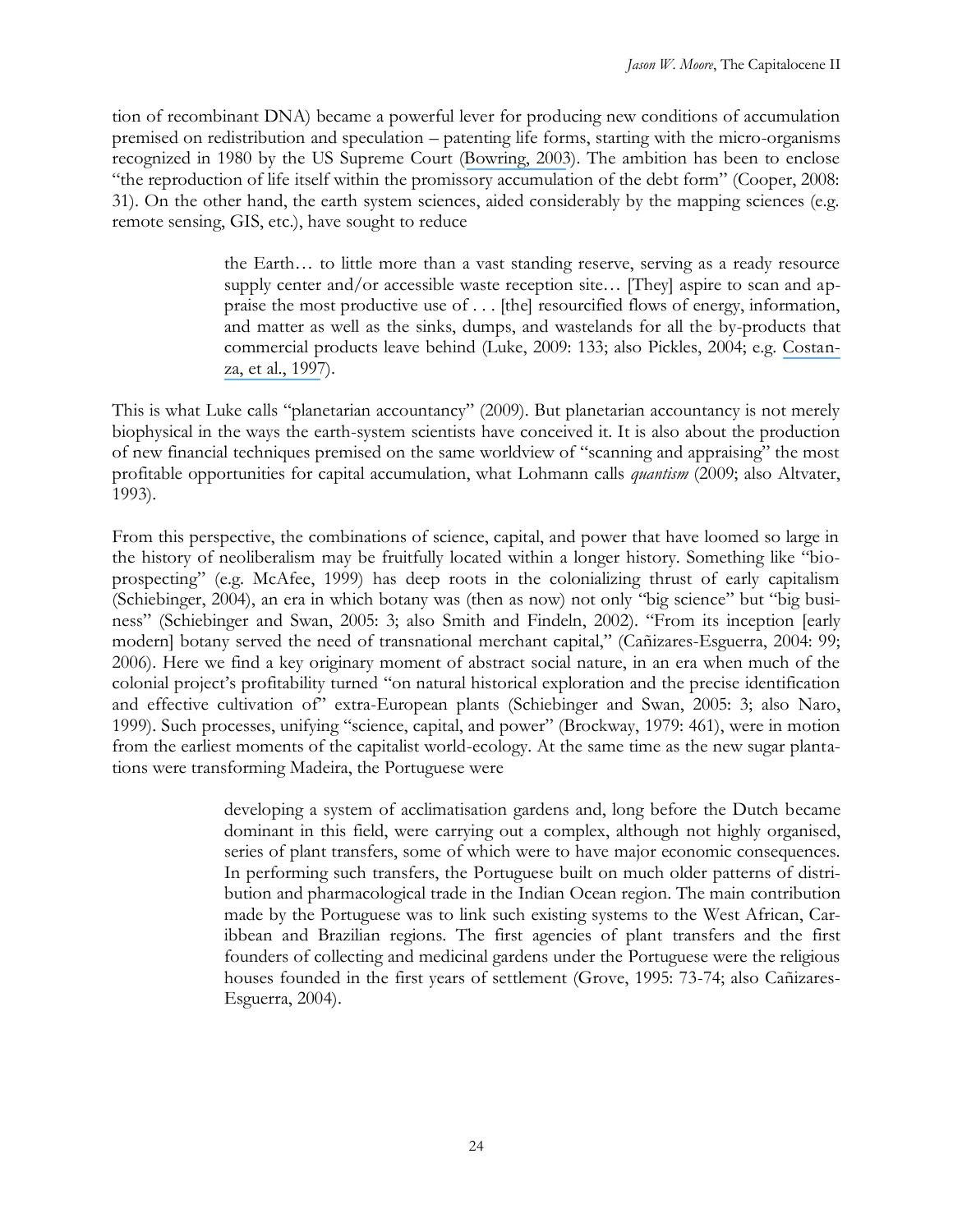tion of recombinant DNA) became a powerful lever for producing new conditions of accumulation premised on redistribution and speculation – patenting life forms, starting with the micro-organisms recognized in 1980 by the US Supreme Court (Bowring, 2003). The ambition has been to enclose "the reproduction of life itself within the promissory accumulation of the debt form" (Cooper, 2008: 31). On the other hand, the earth system sciences, aided considerably by the mapping sciences (e.g. remote sensing, GIS, etc.), have sought to reduce

> the Earth… to little more than a vast standing reserve, serving as a ready resource supply center and/or accessible waste reception site… [They] aspire to scan and appraise the most productive use of . . . [the] resourcified flows of energy, information, and matter as well as the sinks, dumps, and wastelands for all the by-products that commercial products leave behind (Luke, 2009: 133; also Pickles, 2004; e.g. Costanza, et al., 1997).

This is what Luke calls "planetarian accountancy" (2009). But planetarian accountancy is not merely biophysical in the ways the earth-system scientists have conceived it. It is also about the production of new financial techniques premised on the same worldview of "scanning and appraising" the most profitable opportunities for capital accumulation, what Lohmann calls *quantism* (2009; also Altvater, 1993).

From this perspective, the combinations of science, capital, and power that have loomed so large in the history of neoliberalism may be fruitfully located within a longer history. Something like "bioprospecting" (e.g. McAfee, 1999) has deep roots in the colonializing thrust of early capitalism (Schiebinger, 2004), an era in which botany was (then as now) not only "big science" but "big business" (Schiebinger and Swan, 2005: 3; also Smith and Findeln, 2002). "From its inception [early modern] botany served the need of transnational merchant capital," (Cañizares-Esguerra, 2004: 99; 2006). Here we find a key originary moment of abstract social nature, in an era when much of the colonial project's profitability turned "on natural historical exploration and the precise identification and effective cultivation of" extra-European plants (Schiebinger and Swan, 2005: 3; also Naro, 1999). Such processes, unifying "science, capital, and power" (Brockway, 1979: 461), were in motion from the earliest moments of the capitalist world-ecology. At the same time as the new sugar plantations were transforming Madeira, the Portuguese were

> developing a system of acclimatisation gardens and, long before the Dutch became dominant in this field, were carrying out a complex, although not highly organised, series of plant transfers, some of which were to have major economic consequences. In performing such transfers, the Portuguese built on much older patterns of distribution and pharmacological trade in the Indian Ocean region. The main contribution made by the Portuguese was to link such existing systems to the West African, Caribbean and Brazilian regions. The first agencies of plant transfers and the first founders of collecting and medicinal gardens under the Portuguese were the religious houses founded in the first years of settlement (Grove, 1995: 73-74; also Cañizares-Esguerra, 2004).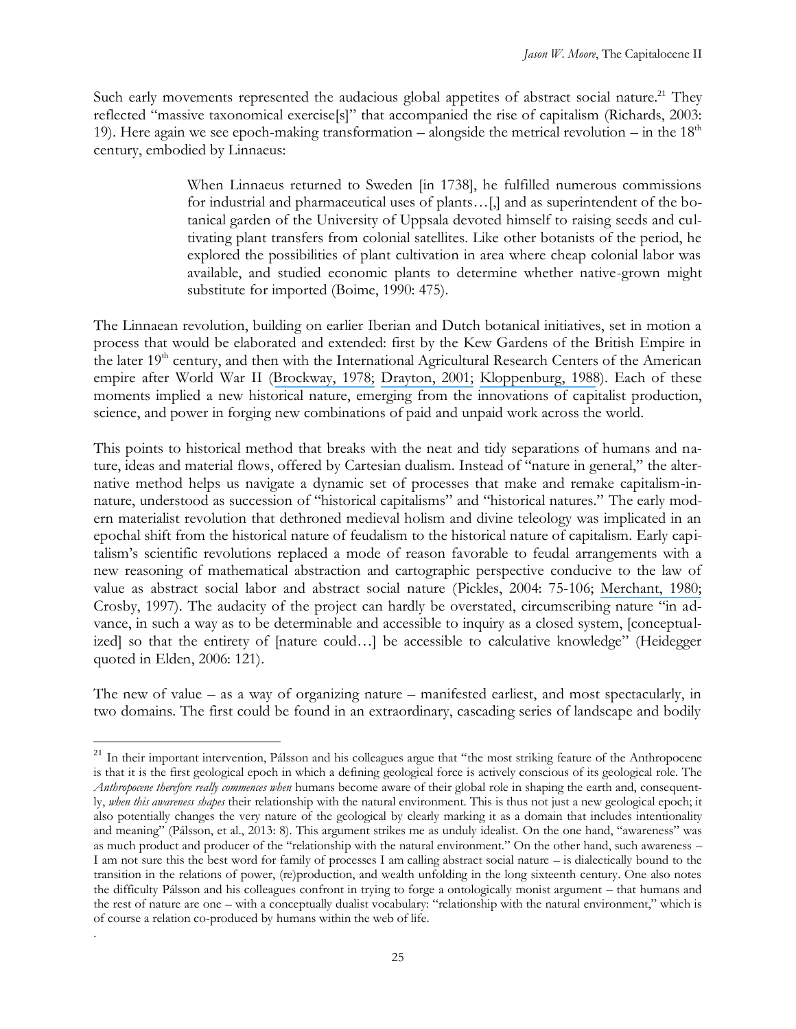Such early movements represented the audacious global appetites of abstract social nature.[21] They reflected "massive taxonomical exercise[s]" that accompanied the rise of capitalism (Richards, 2003: 19). Here again we see epoch-making transformation – alongside the metrical revolution – in the 18th century, embodied by Linnaeus:

> When Linnaeus returned to Sweden [in 1738], he fulfilled numerous commissions for industrial and pharmaceutical uses of plants…[,] and as superintendent of the botanical garden of the University of Uppsala devoted himself to raising seeds and cultivating plant transfers from colonial satellites. Like other botanists of the period, he explored the possibilities of plant cultivation in area where cheap colonial labor was available, and studied economic plants to determine whether native-grown might substitute for imported (Boime, 1990: 475).

The Linnaean revolution, building on earlier Iberian and Dutch botanical initiatives, set in motion a process that would be elaborated and extended: first by the Kew Gardens of the British Empire in the later 19th century, and then with the International Agricultural Research Centers of the American empire after World War II (Brockway, 1978; Drayton, 2001; Kloppenburg, 1988). Each of these moments implied a new historical nature, emerging from the innovations of capitalist production, science, and power in forging new combinations of paid and unpaid work across the world.

This points to historical method that breaks with the neat and tidy separations of humans and nature, ideas and material flows, offered by Cartesian dualism. Instead of "nature in general," the alternative method helps us navigate a dynamic set of processes that make and remake capitalism-in-nature, understood as succession of "historical capitalisms" and "historical natures." The early modern materialist revolution that dethroned medieval holism and divine teleology was implicated in an epochal shift from the historical nature of feudalism to the historical nature of capitalism. Early capitalism's scientific revolutions replaced a mode of reason favorable to feudal arrangements with a new reasoning of mathematical abstraction and cartographic perspective conducive to the law of value as abstract social labor and abstract social nature (Pickles, 2004: 75-106; Merchant, 1980; Crosby, 1997). The audacity of the project can hardly be overstated, circumscribing nature "in advance, in such a way as to be determinable and accessible to inquiry as a closed system, [conceptualized] so that the entirety of [nature could…] be accessible to calculative knowledge" (Heidegger quoted in Elden, 2006: 121).

The new of value – as a way of organizing nature – manifested earliest, and most spectacularly, in two domains. The first could be found in an extraordinary, cascading series of landscape and bodily

---

[21] In their important intervention, Pálsson and his colleagues argue that "the most striking feature of the Anthropocene is that it is the first geological epoch in which a defining geological force is actively conscious of its geological role. The *Anthropocene therefore really commences when* humans become aware of their global role in shaping the earth and, consequently, *when this awareness shapes* their relationship with the natural environment. This is thus not just a new geological epoch; it also potentially changes the very nature of the geological by clearly marking it as a domain that includes intentionality and meaning" (Pálsson, et al., 2013: 8). This argument strikes me as unduly idealist. On the one hand, "awareness" was as much product and producer of the "relationship with the natural environment." On the other hand, such awareness – I am not sure this the best word for family of processes I am calling abstract social nature – is dialectically bound to the transition in the relations of power, (re)production, and wealth unfolding in the long sixteenth century. One also notes the difficulty Pálsson and his colleagues confront in trying to forge a ontologically monist argument – that humans and the rest of nature are one – with a conceptually dualist vocabulary: "relationship with the natural environment," which is of course a relation co-produced by humans within the web of life.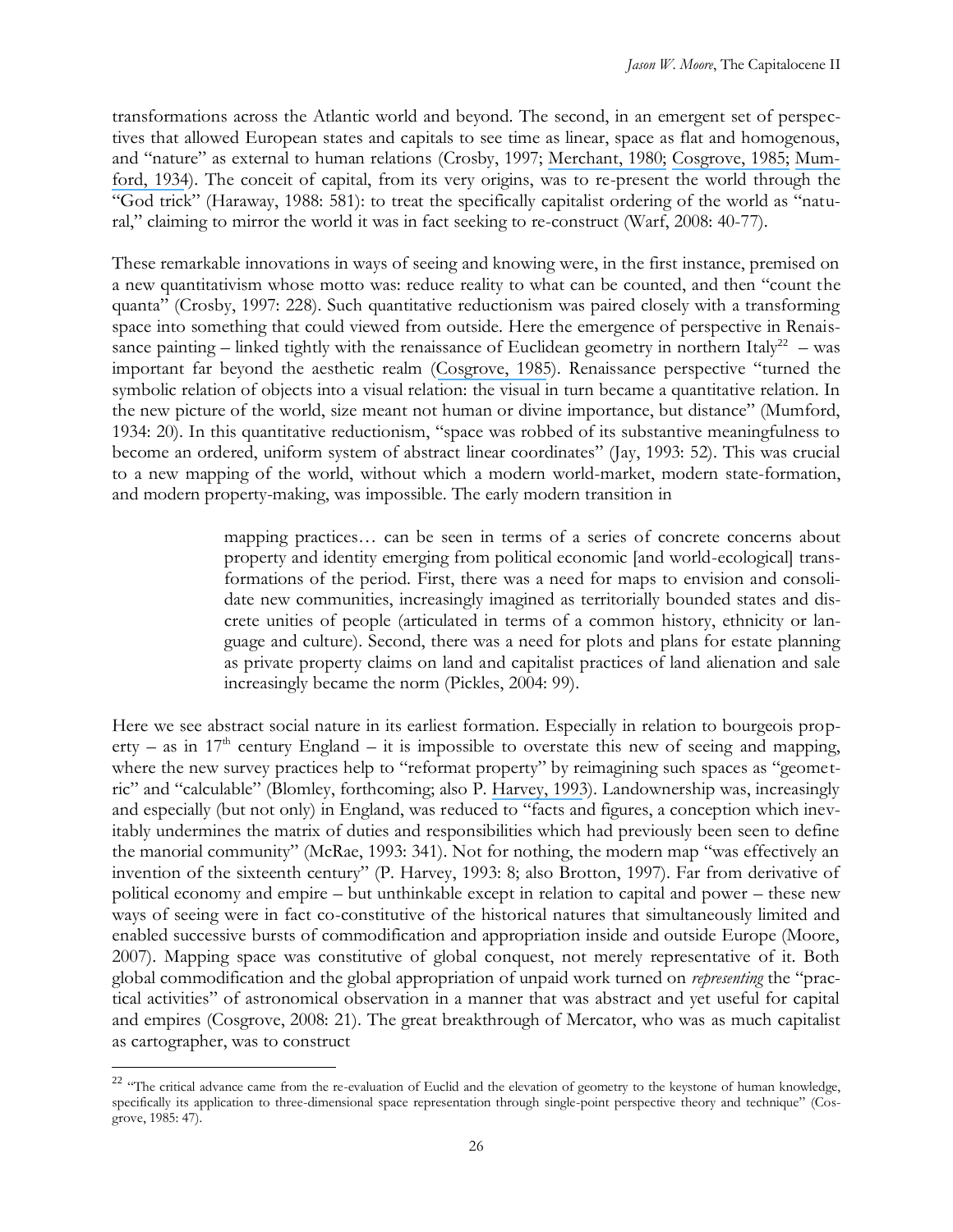transformations across the Atlantic world and beyond. The second, in an emergent set of perspectives that allowed European states and capitals to see time as linear, space as flat and homogenous, and "nature" as external to human relations (Crosby, 1997; Merchant, 1980; Cosgrove, 1985; Mumford, 1934). The conceit of capital, from its very origins, was to re-present the world through the "God trick" (Haraway, 1988: 581): to treat the specifically capitalist ordering of the world as "natural," claiming to mirror the world it was in fact seeking to re-construct (Warf, 2008: 40-77).

These remarkable innovations in ways of seeing and knowing were, in the first instance, premised on a new quantitativism whose motto was: reduce reality to what can be counted, and then "count the quanta" (Crosby, 1997: 228). Such quantitative reductionism was paired closely with a transforming space into something that could viewed from outside. Here the emergence of perspective in Renaissance painting – linked tightly with the renaissance of Euclidean geometry in northern Italy[22] – was important far beyond the aesthetic realm (Cosgrove, 1985). Renaissance perspective "turned the symbolic relation of objects into a visual relation: the visual in turn became a quantitative relation. In the new picture of the world, size meant not human or divine importance, but distance" (Mumford, 1934: 20). In this quantitative reductionism, "space was robbed of its substantive meaningfulness to become an ordered, uniform system of abstract linear coordinates" (Jay, 1993: 52). This was crucial to a new mapping of the world, without which a modern world-market, modern state-formation, and modern property-making, was impossible. The early modern transition in

> mapping practices… can be seen in terms of a series of concrete concerns about property and identity emerging from political economic [and world-ecological] transformations of the period. First, there was a need for maps to envision and consolidate new communities, increasingly imagined as territorially bounded states and discrete unities of people (articulated in terms of a common history, ethnicity or language and culture). Second, there was a need for plots and plans for estate planning as private property claims on land and capitalist practices of land alienation and sale increasingly became the norm (Pickles, 2004: 99).

Here we see abstract social nature in its earliest formation. Especially in relation to bourgeois property – as in 17[th] century England – it is impossible to overstate this new of seeing and mapping, where the new survey practices help to "reformat property" by reimagining such spaces as "geometric" and "calculable" (Blomley, forthcoming; also P. Harvey, 1993). Landownership was, increasingly and especially (but not only) in England, was reduced to "facts and figures, a conception which inevitably undermines the matrix of duties and responsibilities which had previously been seen to define the manorial community" (McRae, 1993: 341). Not for nothing, the modern map "was effectively an invention of the sixteenth century" (P. Harvey, 1993: 8; also Brotton, 1997). Far from derivative of political economy and empire – but unthinkable except in relation to capital and power – these new ways of seeing were in fact co-constitutive of the historical natures that simultaneously limited and enabled successive bursts of commodification and appropriation inside and outside Europe (Moore, 2007). Mapping space was constitutive of global conquest, not merely representative of it. Both global commodification and the global appropriation of unpaid work turned on *representing* the "practical activities" of astronomical observation in a manner that was abstract and yet useful for capital and empires (Cosgrove, 2008: 21). The great breakthrough of Mercator, who was as much capitalist as cartographer, was to construct

[22] "The critical advance came from the re-evaluation of Euclid and the elevation of geometry to the keystone of human knowledge, specifically its application to three-dimensional space representation through single-point perspective theory and technique" (Cosgrove, 1985: 47).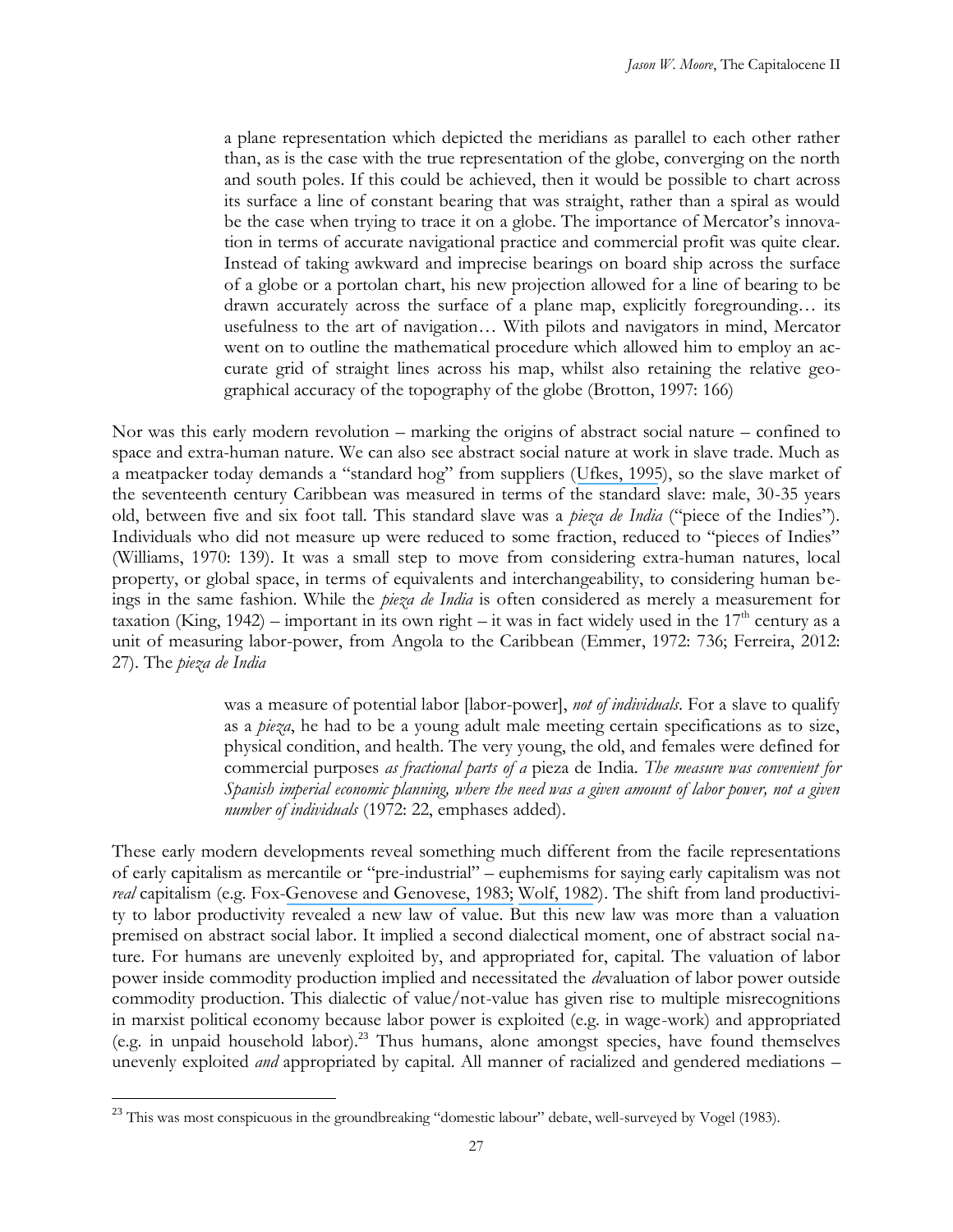> a plane representation which depicted the meridians as parallel to each other rather than, as is the case with the true representation of the globe, converging on the north and south poles. If this could be achieved, then it would be possible to chart across its surface a line of constant bearing that was straight, rather than a spiral as would be the case when trying to trace it on a globe. The importance of Mercator's innovation in terms of accurate navigational practice and commercial profit was quite clear. Instead of taking awkward and imprecise bearings on board ship across the surface of a globe or a portolan chart, his new projection allowed for a line of bearing to be drawn accurately across the surface of a plane map, explicitly foregrounding… its usefulness to the art of navigation… With pilots and navigators in mind, Mercator went on to outline the mathematical procedure which allowed him to employ an accurate grid of straight lines across his map, whilst also retaining the relative geographical accuracy of the topography of the globe (Brotton, 1997: 166)

Nor was this early modern revolution – marking the origins of abstract social nature – confined to space and extra-human nature. We can also see abstract social nature at work in slave trade. Much as a meatpacker today demands a "standard hog" from suppliers (Ufkes, 1995), so the slave market of the seventeenth century Caribbean was measured in terms of the standard slave: male, 30-35 years old, between five and six foot tall. This standard slave was a *pieza de India* ("piece of the Indies"). Individuals who did not measure up were reduced to some fraction, reduced to "pieces of Indies" (Williams, 1970: 139). It was a small step to move from considering extra-human natures, local property, or global space, in terms of equivalents and interchangeability, to considering human beings in the same fashion. While the *pieza de India* is often considered as merely a measurement for taxation (King, 1942) – important in its own right – it was in fact widely used in the 17th century as a unit of measuring labor-power, from Angola to the Caribbean (Emmer, 1972: 736; Ferreira, 2012: 27). The *pieza de India*

> was a measure of potential labor [labor-power], *not of individuals*. For a slave to qualify as a *pieza*, he had to be a young adult male meeting certain specifications as to size, physical condition, and health. The very young, the old, and females were defined for commercial purposes *as fractional parts of a* pieza de India. *The measure was convenient for Spanish imperial economic planning, where the need was a given amount of labor power, not a given number of individuals* (1972: 22, emphases added).

These early modern developments reveal something much different from the facile representations of early capitalism as mercantile or "pre-industrial" – euphemisms for saying early capitalism was not *real* capitalism (e.g. Fox-Genovese and Genovese, 1983; Wolf, 1982). The shift from land productivity to labor productivity revealed a new law of value. But this new law was more than a valuation premised on abstract social labor. It implied a second dialectical moment, one of abstract social nature. For humans are unevenly exploited by, and appropriated for, capital. The valuation of labor power inside commodity production implied and necessitated the *de*valuation of labor power outside commodity production. This dialectic of value/not-value has given rise to multiple misrecognitions in marxist political economy because labor power is exploited (e.g. in wage-work) and appropriated (e.g. in unpaid household labor).[23] Thus humans, alone amongst species, have found themselves unevenly exploited *and* appropriated by capital. All manner of racialized and gendered mediations –

[23] This was most conspicuous in the groundbreaking "domestic labour" debate, well-surveyed by Vogel (1983).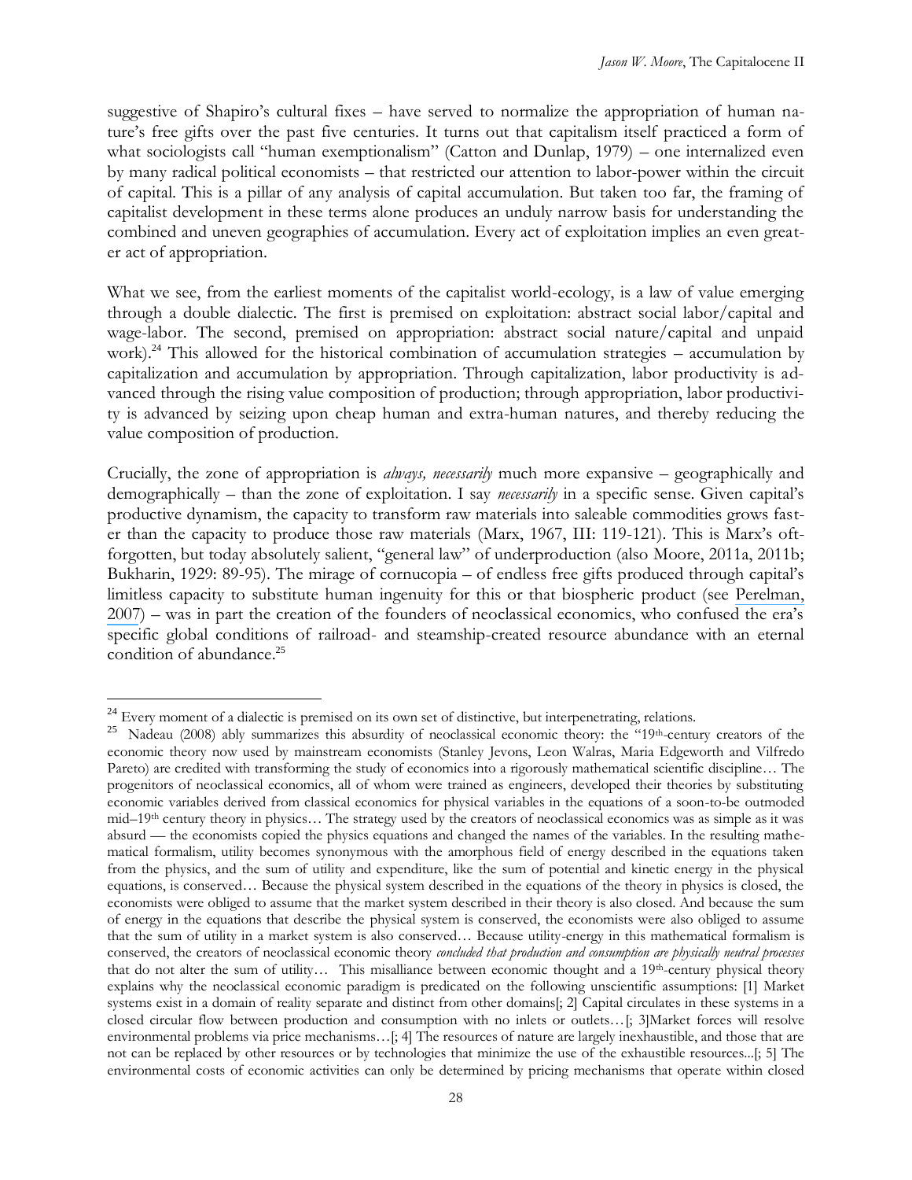suggestive of Shapiro's cultural fixes – have served to normalize the appropriation of human nature's free gifts over the past five centuries. It turns out that capitalism itself practiced a form of what sociologists call "human exemptionalism" (Catton and Dunlap, 1979) – one internalized even by many radical political economists – that restricted our attention to labor-power within the circuit of capital. This is a pillar of any analysis of capital accumulation. But taken too far, the framing of capitalist development in these terms alone produces an unduly narrow basis for understanding the combined and uneven geographies of accumulation. Every act of exploitation implies an even greater act of appropriation.

What we see, from the earliest moments of the capitalist world-ecology, is a law of value emerging through a double dialectic. The first is premised on exploitation: abstract social labor/capital and wage-labor. The second, premised on appropriation: abstract social nature/capital and unpaid work).[24] This allowed for the historical combination of accumulation strategies – accumulation by capitalization and accumulation by appropriation. Through capitalization, labor productivity is advanced through the rising value composition of production; through appropriation, labor productivity is advanced by seizing upon cheap human and extra-human natures, and thereby reducing the value composition of production.

Crucially, the zone of appropriation is *always, necessarily* much more expansive – geographically and demographically – than the zone of exploitation. I say *necessarily* in a specific sense. Given capital's productive dynamism, the capacity to transform raw materials into saleable commodities grows faster than the capacity to produce those raw materials (Marx, 1967, III: 119-121). This is Marx's oft-forgotten, but today absolutely salient, "general law" of underproduction (also Moore, 2011a, 2011b; Bukharin, 1929: 89-95). The mirage of cornucopia – of endless free gifts produced through capital's limitless capacity to substitute human ingenuity for this or that biospheric product (see Perelman, 2007) – was in part the creation of the founders of neoclassical economics, who confused the era's specific global conditions of railroad- and steamship-created resource abundance with an eternal condition of abundance.[25]

---

[24] Every moment of a dialectic is premised on its own set of distinctive, but interpenetrating, relations.

[25] Nadeau (2008) ably summarizes this absurdity of neoclassical economic theory: the "19th-century creators of the economic theory now used by mainstream economists (Stanley Jevons, Leon Walras, Maria Edgeworth and Vilfredo Pareto) are credited with transforming the study of economics into a rigorously mathematical scientific discipline… The progenitors of neoclassical economics, all of whom were trained as engineers, developed their theories by substituting economic variables derived from classical economics for physical variables in the equations of a soon-to-be outmoded mid–19th century theory in physics… The strategy used by the creators of neoclassical economics was as simple as it was absurd — the economists copied the physics equations and changed the names of the variables. In the resulting mathematical formalism, utility becomes synonymous with the amorphous field of energy described in the equations taken from the physics, and the sum of utility and expenditure, like the sum of potential and kinetic energy in the physical equations, is conserved… Because the physical system described in the equations of the theory in physics is closed, the economists were obliged to assume that the market system described in their theory is also closed. And because the sum of energy in the equations that describe the physical system is conserved, the economists were also obliged to assume that the sum of utility in a market system is also conserved… Because utility-energy in this mathematical formalism is conserved, the creators of neoclassical economic theory *concluded that production and consumption are physically neutral processes* that do not alter the sum of utility… This misalliance between economic thought and a 19th-century physical theory explains why the neoclassical economic paradigm is predicated on the following unscientific assumptions: [1] Market systems exist in a domain of reality separate and distinct from other domains[; 2] Capital circulates in these systems in a closed circular flow between production and consumption with no inlets or outlets…[; 3]Market forces will resolve environmental problems via price mechanisms…[; 4] The resources of nature are largely inexhaustible, and those that are not can be replaced by other resources or by technologies that minimize the use of the exhaustible resources...[; 5] The environmental costs of economic activities can only be determined by pricing mechanisms that operate within closed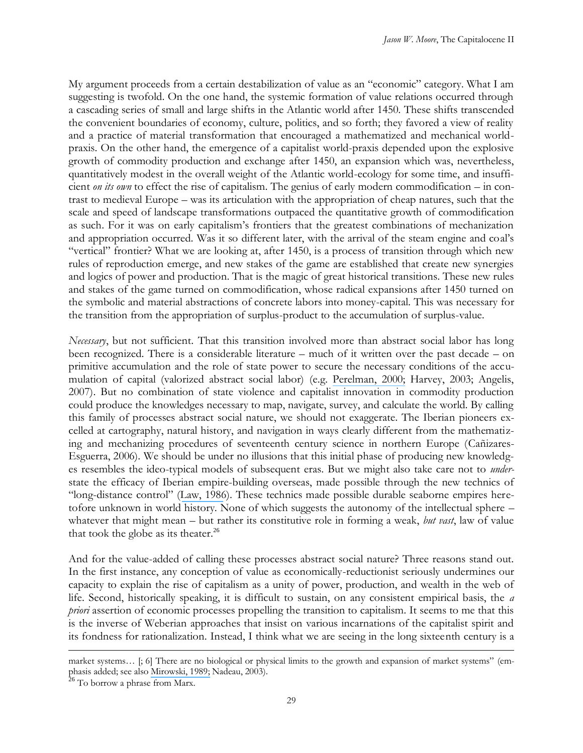My argument proceeds from a certain destabilization of value as an "economic" category. What I am suggesting is twofold. On the one hand, the systemic formation of value relations occurred through a cascading series of small and large shifts in the Atlantic world after 1450. These shifts transcended the convenient boundaries of economy, culture, politics, and so forth; they favored a view of reality and a practice of material transformation that encouraged a mathematized and mechanical world-praxis. On the other hand, the emergence of a capitalist world-praxis depended upon the explosive growth of commodity production and exchange after 1450, an expansion which was, nevertheless, quantitatively modest in the overall weight of the Atlantic world-ecology for some time, and insufficient *on its own* to effect the rise of capitalism. The genius of early modern commodification – in contrast to medieval Europe – was its articulation with the appropriation of cheap natures, such that the scale and speed of landscape transformations outpaced the quantitative growth of commodification as such. For it was on early capitalism's frontiers that the greatest combinations of mechanization and appropriation occurred. Was it so different later, with the arrival of the steam engine and coal's "vertical" frontier? What we are looking at, after 1450, is a process of transition through which new rules of reproduction emerge, and new stakes of the game are established that create new synergies and logics of power and production. That is the magic of great historical transitions. These new rules and stakes of the game turned on commodification, whose radical expansions after 1450 turned on the symbolic and material abstractions of concrete labors into money-capital. This was necessary for the transition from the appropriation of surplus-product to the accumulation of surplus-value.

*Necessary*, but not sufficient. That this transition involved more than abstract social labor has long been recognized. There is a considerable literature – much of it written over the past decade – on primitive accumulation and the role of state power to secure the necessary conditions of the accumulation of capital (valorized abstract social labor) (e.g. Perelman, 2000; Harvey, 2003; Angelis, 2007). But no combination of state violence and capitalist innovation in commodity production could produce the knowledges necessary to map, navigate, survey, and calculate the world. By calling this family of processes abstract social nature, we should not exaggerate. The Iberian pioneers excelled at cartography, natural history, and navigation in ways clearly different from the mathematizing and mechanizing procedures of seventeenth century science in northern Europe (Cañizares-Esguerra, 2006). We should be under no illusions that this initial phase of producing new knowledges resembles the ideo-typical models of subsequent eras. But we might also take care not to *under*-state the efficacy of Iberian empire-building overseas, made possible through the new technics of "long-distance control" (Law, 1986). These technics made possible durable seaborne empires heretofore unknown in world history. None of which suggests the autonomy of the intellectual sphere – whatever that might mean – but rather its constitutive role in forming a weak, *but vast*, law of value that took the globe as its theater.[26]

And for the value-added of calling these processes abstract social nature? Three reasons stand out. In the first instance, any conception of value as economically-reductionist seriously undermines our capacity to explain the rise of capitalism as a unity of power, production, and wealth in the web of life. Second, historically speaking, it is difficult to sustain, on any consistent empirical basis, the *a priori* assertion of economic processes propelling the transition to capitalism. It seems to me that this is the inverse of Weberian approaches that insist on various incarnations of the capitalist spirit and its fondness for rationalization. Instead, I think what we are seeing in the long sixteenth century is a

---

market systems… [; 6] There are no biological or physical limits to the growth and expansion of market systems" (emphasis added; see also Mirowski, 1989; Nadeau, 2003).

[26] To borrow a phrase from Marx.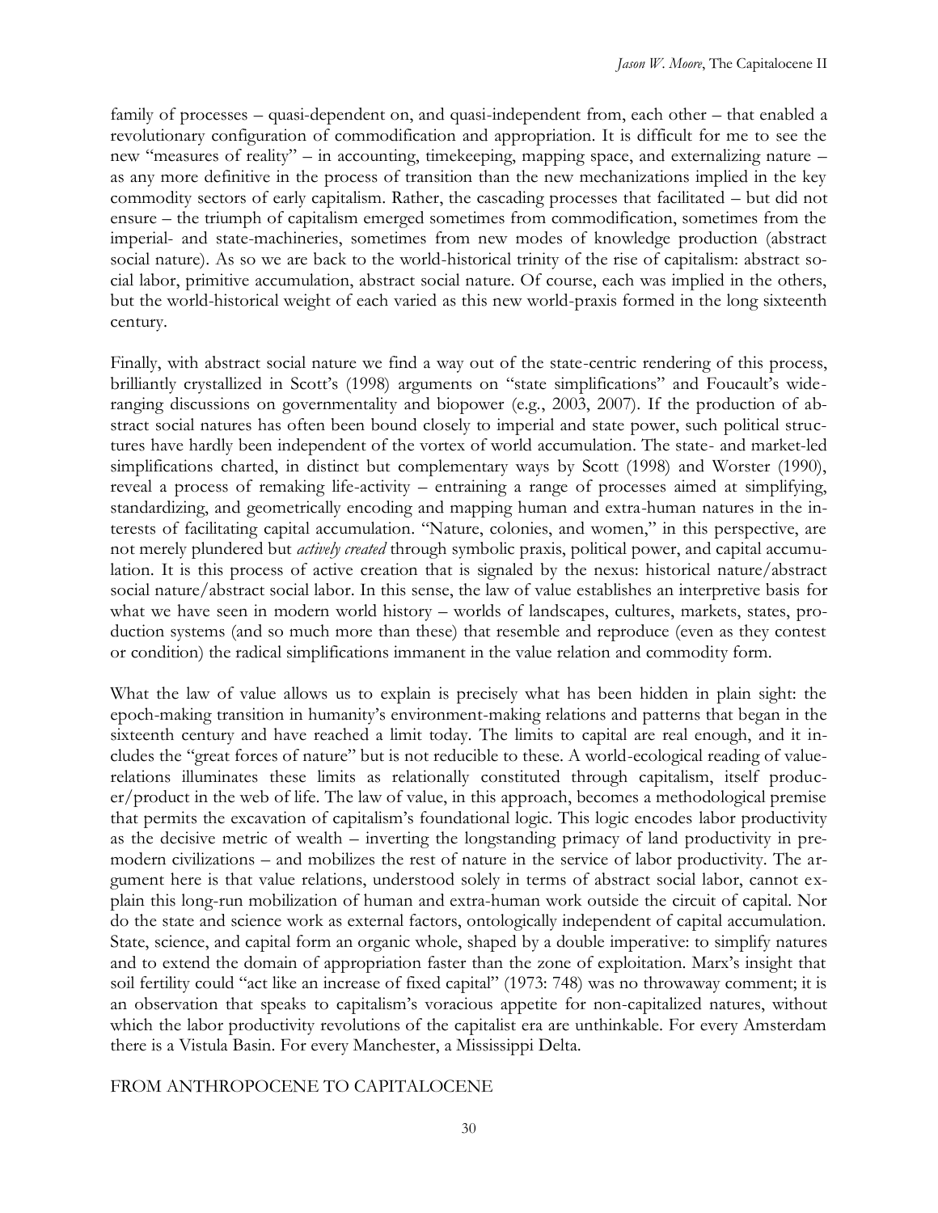family of processes – quasi-dependent on, and quasi-independent from, each other – that enabled a revolutionary configuration of commodification and appropriation. It is difficult for me to see the new "measures of reality" – in accounting, timekeeping, mapping space, and externalizing nature – as any more definitive in the process of transition than the new mechanizations implied in the key commodity sectors of early capitalism. Rather, the cascading processes that facilitated – but did not ensure – the triumph of capitalism emerged sometimes from commodification, sometimes from the imperial- and state-machineries, sometimes from new modes of knowledge production (abstract social nature). As so we are back to the world-historical trinity of the rise of capitalism: abstract social labor, primitive accumulation, abstract social nature. Of course, each was implied in the others, but the world-historical weight of each varied as this new world-praxis formed in the long sixteenth century.

Finally, with abstract social nature we find a way out of the state-centric rendering of this process, brilliantly crystallized in Scott's (1998) arguments on "state simplifications" and Foucault's wide-ranging discussions on governmentality and biopower (e.g., 2003, 2007). If the production of abstract social natures has often been bound closely to imperial and state power, such political structures have hardly been independent of the vortex of world accumulation. The state- and market-led simplifications charted, in distinct but complementary ways by Scott (1998) and Worster (1990), reveal a process of remaking life-activity – entraining a range of processes aimed at simplifying, standardizing, and geometrically encoding and mapping human and extra-human natures in the interests of facilitating capital accumulation. "Nature, colonies, and women," in this perspective, are not merely plundered but *actively created* through symbolic praxis, political power, and capital accumulation. It is this process of active creation that is signaled by the nexus: historical nature/abstract social nature/abstract social labor. In this sense, the law of value establishes an interpretive basis for what we have seen in modern world history – worlds of landscapes, cultures, markets, states, production systems (and so much more than these) that resemble and reproduce (even as they contest or condition) the radical simplifications immanent in the value relation and commodity form.

What the law of value allows us to explain is precisely what has been hidden in plain sight: the epoch-making transition in humanity's environment-making relations and patterns that began in the sixteenth century and have reached a limit today. The limits to capital are real enough, and it includes the "great forces of nature" but is not reducible to these. A world-ecological reading of value-relations illuminates these limits as relationally constituted through capitalism, itself producer/product in the web of life. The law of value, in this approach, becomes a methodological premise that permits the excavation of capitalism's foundational logic. This logic encodes labor productivity as the decisive metric of wealth – inverting the longstanding primacy of land productivity in premodern civilizations – and mobilizes the rest of nature in the service of labor productivity. The argument here is that value relations, understood solely in terms of abstract social labor, cannot explain this long-run mobilization of human and extra-human work outside the circuit of capital. Nor do the state and science work as external factors, ontologically independent of capital accumulation. State, science, and capital form an organic whole, shaped by a double imperative: to simplify natures and to extend the domain of appropriation faster than the zone of exploitation. Marx's insight that soil fertility could "act like an increase of fixed capital" (1973: 748) was no throwaway comment; it is an observation that speaks to capitalism's voracious appetite for non-capitalized natures, without which the labor productivity revolutions of the capitalist era are unthinkable. For every Amsterdam there is a Vistula Basin. For every Manchester, a Mississippi Delta.

## FROM ANTHROPOCENE TO CAPITALOCENE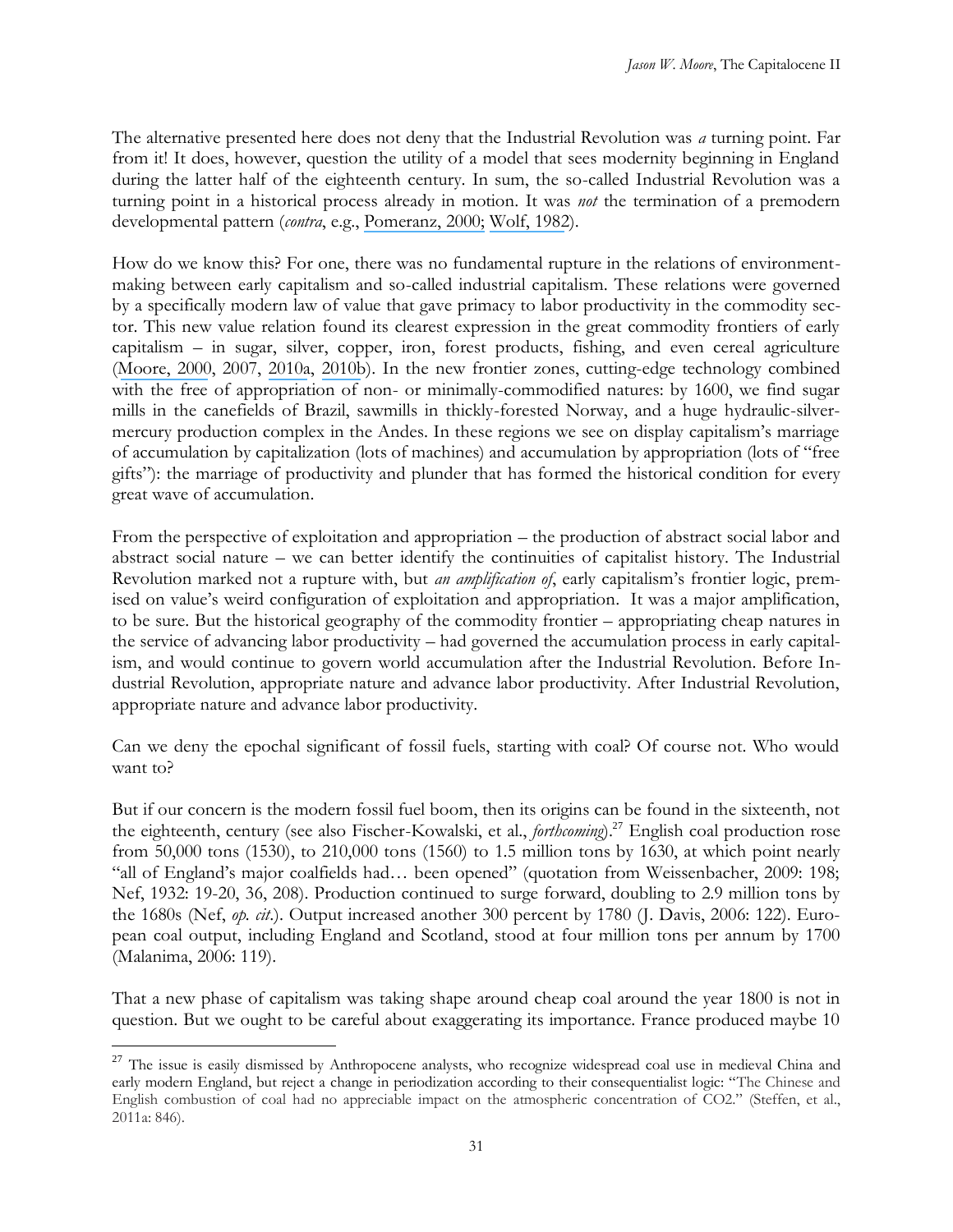The alternative presented here does not deny that the Industrial Revolution was *a* turning point. Far from it! It does, however, question the utility of a model that sees modernity beginning in England during the latter half of the eighteenth century. In sum, the so-called Industrial Revolution was a turning point in a historical process already in motion. It was *not* the termination of a premodern developmental pattern (*contra*, e.g., Pomeranz, 2000; Wolf, 1982).

How do we know this? For one, there was no fundamental rupture in the relations of environment-making between early capitalism and so-called industrial capitalism. These relations were governed by a specifically modern law of value that gave primacy to labor productivity in the commodity sector. This new value relation found its clearest expression in the great commodity frontiers of early capitalism – in sugar, silver, copper, iron, forest products, fishing, and even cereal agriculture (Moore, 2000, 2007, 2010a, 2010b). In the new frontier zones, cutting-edge technology combined with the free of appropriation of non- or minimally-commodified natures: by 1600, we find sugar mills in the canefields of Brazil, sawmills in thickly-forested Norway, and a huge hydraulic-silver-mercury production complex in the Andes. In these regions we see on display capitalism's marriage of accumulation by capitalization (lots of machines) and accumulation by appropriation (lots of "free gifts"): the marriage of productivity and plunder that has formed the historical condition for every great wave of accumulation.

From the perspective of exploitation and appropriation – the production of abstract social labor and abstract social nature – we can better identify the continuities of capitalist history. The Industrial Revolution marked not a rupture with, but *an amplification of*, early capitalism's frontier logic, premised on value's weird configuration of exploitation and appropriation. It was a major amplification, to be sure. But the historical geography of the commodity frontier – appropriating cheap natures in the service of advancing labor productivity – had governed the accumulation process in early capitalism, and would continue to govern world accumulation after the Industrial Revolution. Before Industrial Revolution, appropriate nature and advance labor productivity. After Industrial Revolution, appropriate nature and advance labor productivity.

Can we deny the epochal significant of fossil fuels, starting with coal? Of course not. Who would want to?

But if our concern is the modern fossil fuel boom, then its origins can be found in the sixteenth, not the eighteenth, century (see also Fischer-Kowalski, et al., *forthcoming*).[27] English coal production rose from 50,000 tons (1530), to 210,000 tons (1560) to 1.5 million tons by 1630, at which point nearly "all of England's major coalfields had… been opened" (quotation from Weissenbacher, 2009: 198; Nef, 1932: 19-20, 36, 208). Production continued to surge forward, doubling to 2.9 million tons by the 1680s (Nef, *op. cit.*). Output increased another 300 percent by 1780 (J. Davis, 2006: 122). European coal output, including England and Scotland, stood at four million tons per annum by 1700 (Malanima, 2006: 119).

That a new phase of capitalism was taking shape around cheap coal around the year 1800 is not in question. But we ought to be careful about exaggerating its importance. France produced maybe 10

[27] The issue is easily dismissed by Anthropocene analysts, who recognize widespread coal use in medieval China and early modern England, but reject a change in periodization according to their consequentialist logic: "The Chinese and English combustion of coal had no appreciable impact on the atmospheric concentration of CO2." (Steffen, et al., 2011a: 846).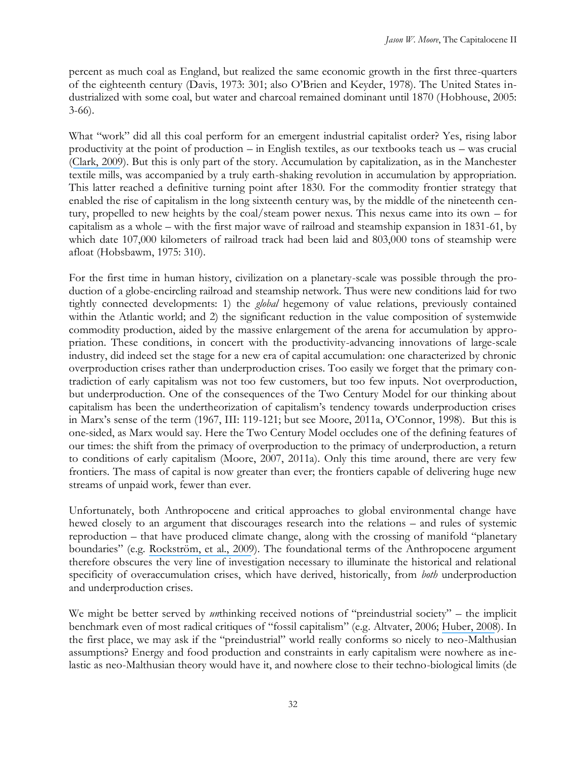percent as much coal as England, but realized the same economic growth in the first three-quarters of the eighteenth century (Davis, 1973: 301; also O'Brien and Keyder, 1978). The United States industrialized with some coal, but water and charcoal remained dominant until 1870 (Hobhouse, 2005: 3-66).

What "work" did all this coal perform for an emergent industrial capitalist order? Yes, rising labor productivity at the point of production – in English textiles, as our textbooks teach us – was crucial (Clark, 2009). But this is only part of the story. Accumulation by capitalization, as in the Manchester textile mills, was accompanied by a truly earth-shaking revolution in accumulation by appropriation. This latter reached a definitive turning point after 1830. For the commodity frontier strategy that enabled the rise of capitalism in the long sixteenth century was, by the middle of the nineteenth century, propelled to new heights by the coal/steam power nexus. This nexus came into its own – for capitalism as a whole – with the first major wave of railroad and steamship expansion in 1831-61, by which date 107,000 kilometers of railroad track had been laid and 803,000 tons of steamship were afloat (Hobsbawm, 1975: 310).

For the first time in human history, civilization on a planetary-scale was possible through the production of a globe-encircling railroad and steamship network. Thus were new conditions laid for two tightly connected developments: 1) the *global* hegemony of value relations, previously contained within the Atlantic world; and 2) the significant reduction in the value composition of systemwide commodity production, aided by the massive enlargement of the arena for accumulation by appropriation. These conditions, in concert with the productivity-advancing innovations of large-scale industry, did indeed set the stage for a new era of capital accumulation: one characterized by chronic overproduction crises rather than underproduction crises. Too easily we forget that the primary contradiction of early capitalism was not too few customers, but too few inputs. Not overproduction, but underproduction. One of the consequences of the Two Century Model for our thinking about capitalism has been the undertheorization of capitalism's tendency towards underproduction crises in Marx's sense of the term (1967, III: 119-121; but see Moore, 2011a, O'Connor, 1998). But this is one-sided, as Marx would say. Here the Two Century Model occludes one of the defining features of our times: the shift from the primacy of overproduction to the primacy of underproduction, a return to conditions of early capitalism (Moore, 2007, 2011a). Only this time around, there are very few frontiers. The mass of capital is now greater than ever; the frontiers capable of delivering huge new streams of unpaid work, fewer than ever.

Unfortunately, both Anthropocene and critical approaches to global environmental change have hewed closely to an argument that discourages research into the relations – and rules of systemic reproduction – that have produced climate change, along with the crossing of manifold "planetary boundaries" (e.g. Rockström, et al., 2009). The foundational terms of the Anthropocene argument therefore obscures the very line of investigation necessary to illuminate the historical and relational specificity of overaccumulation crises, which have derived, historically, from *both* underproduction and underproduction crises.

We might be better served by *un*thinking received notions of "preindustrial society" – the implicit benchmark even of most radical critiques of "fossil capitalism" (e.g. Altvater, 2006; Huber, 2008). In the first place, we may ask if the "preindustrial" world really conforms so nicely to neo-Malthusian assumptions? Energy and food production and constraints in early capitalism were nowhere as inelastic as neo-Malthusian theory would have it, and nowhere close to their techno-biological limits (de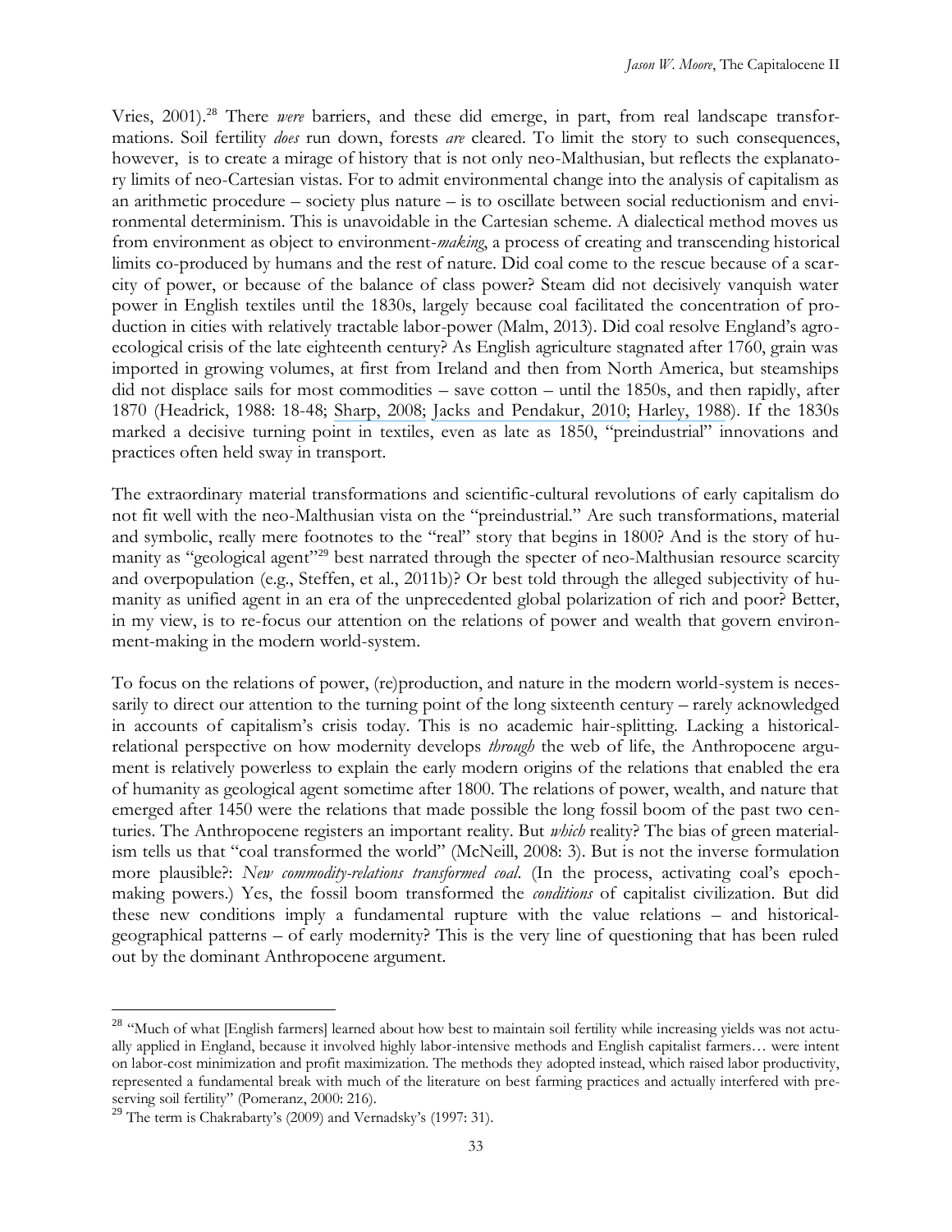Vries, 2001).[28] There *were* barriers, and these did emerge, in part, from real landscape transformations. Soil fertility *does* run down, forests *are* cleared. To limit the story to such consequences, however, is to create a mirage of history that is not only neo-Malthusian, but reflects the explanatory limits of neo-Cartesian vistas. For to admit environmental change into the analysis of capitalism as an arithmetic procedure – society plus nature – is to oscillate between social reductionism and environmental determinism. This is unavoidable in the Cartesian scheme. A dialectical method moves us from environment as object to environment-*making*, a process of creating and transcending historical limits co-produced by humans and the rest of nature. Did coal come to the rescue because of a scarcity of power, or because of the balance of class power? Steam did not decisively vanquish water power in English textiles until the 1830s, largely because coal facilitated the concentration of production in cities with relatively tractable labor-power (Malm, 2013). Did coal resolve England's agro-ecological crisis of the late eighteenth century? As English agriculture stagnated after 1760, grain was imported in growing volumes, at first from Ireland and then from North America, but steamships did not displace sails for most commodities – save cotton – until the 1850s, and then rapidly, after 1870 (Headrick, 1988: 18-48; Sharp, 2008; Jacks and Pendakur, 2010; Harley, 1988). If the 1830s marked a decisive turning point in textiles, even as late as 1850, "preindustrial" innovations and practices often held sway in transport.

The extraordinary material transformations and scientific-cultural revolutions of early capitalism do not fit well with the neo-Malthusian vista on the "preindustrial." Are such transformations, material and symbolic, really mere footnotes to the "real" story that begins in 1800? And is the story of humanity as "geological agent"[29] best narrated through the specter of neo-Malthusian resource scarcity and overpopulation (e.g., Steffen, et al., 2011b)? Or best told through the alleged subjectivity of humanity as unified agent in an era of the unprecedented global polarization of rich and poor? Better, in my view, is to re-focus our attention on the relations of power and wealth that govern environment-making in the modern world-system.

To focus on the relations of power, (re)production, and nature in the modern world-system is necessarily to direct our attention to the turning point of the long sixteenth century – rarely acknowledged in accounts of capitalism's crisis today. This is no academic hair-splitting. Lacking a historical-relational perspective on how modernity develops *through* the web of life, the Anthropocene argument is relatively powerless to explain the early modern origins of the relations that enabled the era of humanity as geological agent sometime after 1800. The relations of power, wealth, and nature that emerged after 1450 were the relations that made possible the long fossil boom of the past two centuries. The Anthropocene registers an important reality. But *which* reality? The bias of green materialism tells us that "coal transformed the world" (McNeill, 2008: 3). But is not the inverse formulation more plausible?: *New commodity-relations transformed coal*. (In the process, activating coal's epoch-making powers.) Yes, the fossil boom transformed the *conditions* of capitalist civilization. But did these new conditions imply a fundamental rupture with the value relations – and historical-geographical patterns – of early modernity? This is the very line of questioning that has been ruled out by the dominant Anthropocene argument.

---

[28] "Much of what [English farmers] learned about how best to maintain soil fertility while increasing yields was not actually applied in England, because it involved highly labor-intensive methods and English capitalist farmers… were intent on labor-cost minimization and profit maximization. The methods they adopted instead, which raised labor productivity, represented a fundamental break with much of the literature on best farming practices and actually interfered with preserving soil fertility" (Pomeranz, 2000: 216).

[29] The term is Chakrabarty's (2009) and Vernadsky's (1997: 31).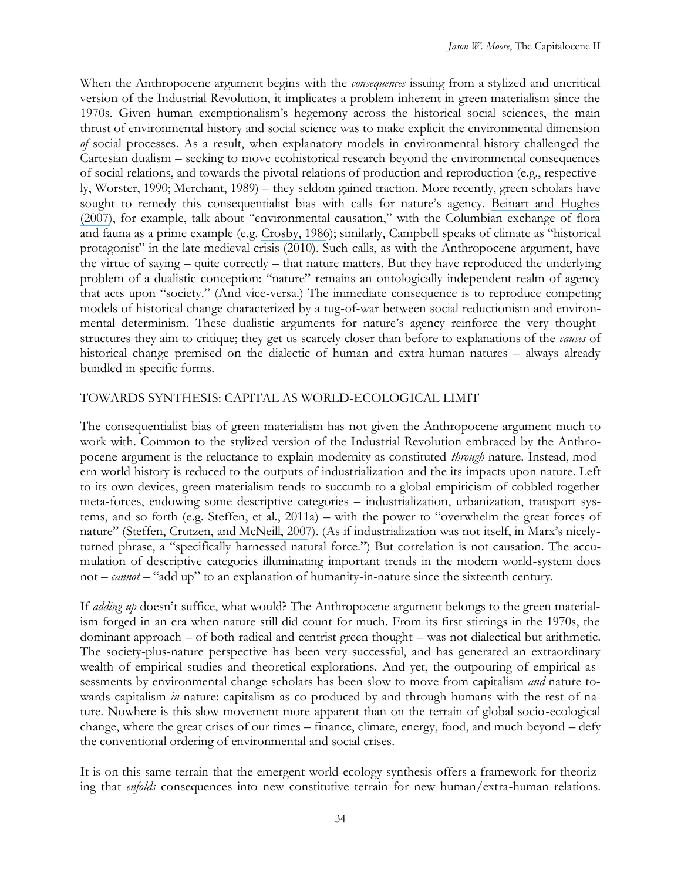When the Anthropocene argument begins with the *consequences* issuing from a stylized and uncritical version of the Industrial Revolution, it implicates a problem inherent in green materialism since the 1970s. Given human exemptionalism's hegemony across the historical social sciences, the main thrust of environmental history and social science was to make explicit the environmental dimension *of* social processes. As a result, when explanatory models in environmental history challenged the Cartesian dualism – seeking to move ecohistorical research beyond the environmental consequences of social relations, and towards the pivotal relations of production and reproduction (e.g., respectively, Worster, 1990; Merchant, 1989) – they seldom gained traction. More recently, green scholars have sought to remedy this consequentialist bias with calls for nature's agency. Beinart and Hughes (2007), for example, talk about "environmental causation," with the Columbian exchange of flora and fauna as a prime example (e.g. Crosby, 1986); similarly, Campbell speaks of climate as "historical protagonist" in the late medieval crisis (2010). Such calls, as with the Anthropocene argument, have the virtue of saying – quite correctly – that nature matters. But they have reproduced the underlying problem of a dualistic conception: "nature" remains an ontologically independent realm of agency that acts upon "society." (And vice-versa.) The immediate consequence is to reproduce competing models of historical change characterized by a tug-of-war between social reductionism and environmental determinism. These dualistic arguments for nature's agency reinforce the very thought-structures they aim to critique; they get us scarcely closer than before to explanations of the *causes* of historical change premised on the dialectic of human and extra-human natures – always already bundled in specific forms.

## TOWARDS SYNTHESIS: CAPITAL AS WORLD-ECOLOGICAL LIMIT

The consequentialist bias of green materialism has not given the Anthropocene argument much to work with. Common to the stylized version of the Industrial Revolution embraced by the Anthropocene argument is the reluctance to explain modernity as constituted *through* nature. Instead, modern world history is reduced to the outputs of industrialization and the its impacts upon nature. Left to its own devices, green materialism tends to succumb to a global empiricism of cobbled together meta-forces, endowing some descriptive categories – industrialization, urbanization, transport systems, and so forth (e.g. Steffen, et al., 2011a) – with the power to "overwhelm the great forces of nature" (Steffen, Crutzen, and McNeill, 2007). (As if industrialization was not itself, in Marx's nicely-turned phrase, a "specifically harnessed natural force.") But correlation is not causation. The accumulation of descriptive categories illuminating important trends in the modern world-system does not – *cannot* – "add up" to an explanation of humanity-in-nature since the sixteenth century.

If *adding up* doesn't suffice, what would? The Anthropocene argument belongs to the green materialism forged in an era when nature still did count for much. From its first stirrings in the 1970s, the dominant approach – of both radical and centrist green thought – was not dialectical but arithmetic. The society-plus-nature perspective has been very successful, and has generated an extraordinary wealth of empirical studies and theoretical explorations. And yet, the outpouring of empirical assessments by environmental change scholars has been slow to move from capitalism *and* nature towards capitalism-*in*-nature: capitalism as co-produced by and through humans with the rest of nature. Nowhere is this slow movement more apparent than on the terrain of global socio-ecological change, where the great crises of our times – finance, climate, energy, food, and much beyond – defy the conventional ordering of environmental and social crises.

It is on this same terrain that the emergent world-ecology synthesis offers a framework for theorizing that *enfolds* consequences into new constitutive terrain for new human/extra-human relations.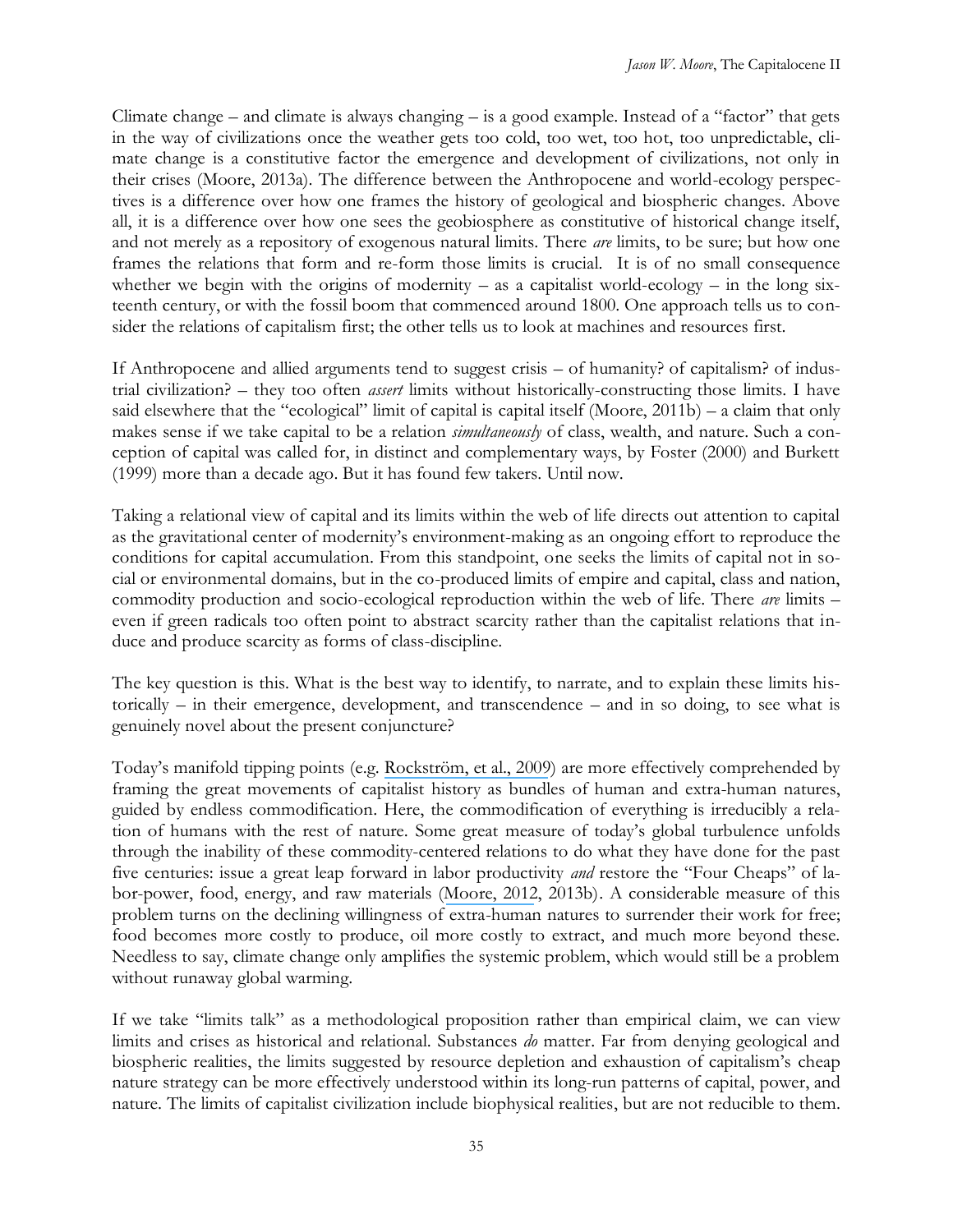Climate change – and climate is always changing – is a good example. Instead of a "factor" that gets in the way of civilizations once the weather gets too cold, too wet, too hot, too unpredictable, climate change is a constitutive factor the emergence and development of civilizations, not only in their crises (Moore, 2013a). The difference between the Anthropocene and world-ecology perspectives is a difference over how one frames the history of geological and biospheric changes. Above all, it is a difference over how one sees the geobiosphere as constitutive of historical change itself, and not merely as a repository of exogenous natural limits. There *are* limits, to be sure; but how one frames the relations that form and re-form those limits is crucial. It is of no small consequence whether we begin with the origins of modernity – as a capitalist world-ecology – in the long sixteenth century, or with the fossil boom that commenced around 1800. One approach tells us to consider the relations of capitalism first; the other tells us to look at machines and resources first.

If Anthropocene and allied arguments tend to suggest crisis – of humanity? of capitalism? of industrial civilization? – they too often *assert* limits without historically-constructing those limits. I have said elsewhere that the "ecological" limit of capital is capital itself (Moore, 2011b) – a claim that only makes sense if we take capital to be a relation *simultaneously* of class, wealth, and nature. Such a conception of capital was called for, in distinct and complementary ways, by Foster (2000) and Burkett (1999) more than a decade ago. But it has found few takers. Until now.

Taking a relational view of capital and its limits within the web of life directs out attention to capital as the gravitational center of modernity's environment-making as an ongoing effort to reproduce the conditions for capital accumulation. From this standpoint, one seeks the limits of capital not in social or environmental domains, but in the co-produced limits of empire and capital, class and nation, commodity production and socio-ecological reproduction within the web of life. There *are* limits – even if green radicals too often point to abstract scarcity rather than the capitalist relations that induce and produce scarcity as forms of class-discipline.

The key question is this. What is the best way to identify, to narrate, and to explain these limits historically – in their emergence, development, and transcendence – and in so doing, to see what is genuinely novel about the present conjuncture?

Today's manifold tipping points (e.g. Rockström, et al., 2009) are more effectively comprehended by framing the great movements of capitalist history as bundles of human and extra-human natures, guided by endless commodification. Here, the commodification of everything is irreducibly a relation of humans with the rest of nature. Some great measure of today's global turbulence unfolds through the inability of these commodity-centered relations to do what they have done for the past five centuries: issue a great leap forward in labor productivity *and* restore the "Four Cheaps" of labor-power, food, energy, and raw materials (Moore, 2012, 2013b). A considerable measure of this problem turns on the declining willingness of extra-human natures to surrender their work for free; food becomes more costly to produce, oil more costly to extract, and much more beyond these. Needless to say, climate change only amplifies the systemic problem, which would still be a problem without runaway global warming.

If we take "limits talk" as a methodological proposition rather than empirical claim, we can view limits and crises as historical and relational. Substances *do* matter. Far from denying geological and biospheric realities, the limits suggested by resource depletion and exhaustion of capitalism's cheap nature strategy can be more effectively understood within its long-run patterns of capital, power, and nature. The limits of capitalist civilization include biophysical realities, but are not reducible to them.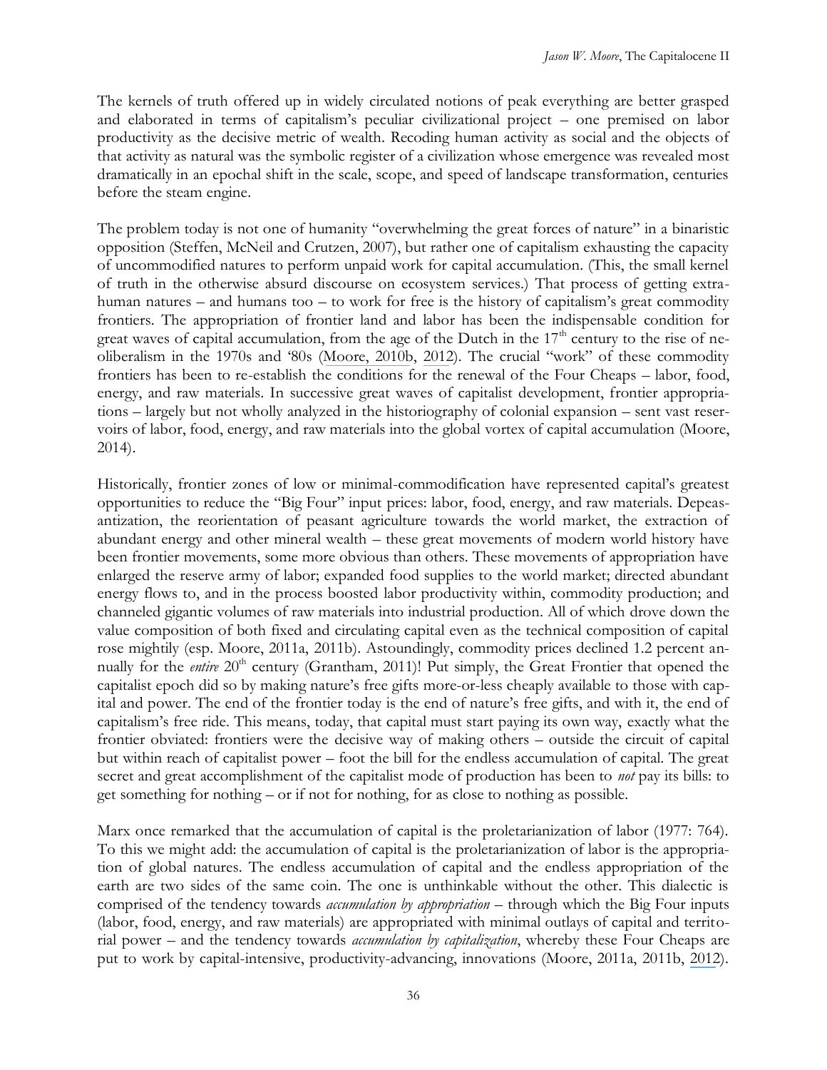The kernels of truth offered up in widely circulated notions of peak everything are better grasped and elaborated in terms of capitalism's peculiar civilizational project – one premised on labor productivity as the decisive metric of wealth. Recoding human activity as social and the objects of that activity as natural was the symbolic register of a civilization whose emergence was revealed most dramatically in an epochal shift in the scale, scope, and speed of landscape transformation, centuries before the steam engine.

The problem today is not one of humanity "overwhelming the great forces of nature" in a binaristic opposition (Steffen, McNeil and Crutzen, 2007), but rather one of capitalism exhausting the capacity of uncommodified natures to perform unpaid work for capital accumulation. (This, the small kernel of truth in the otherwise absurd discourse on ecosystem services.) That process of getting extra-human natures – and humans too – to work for free is the history of capitalism's great commodity frontiers. The appropriation of frontier land and labor has been the indispensable condition for great waves of capital accumulation, from the age of the Dutch in the 17th century to the rise of neoliberalism in the 1970s and '80s (Moore, 2010b, 2012). The crucial "work" of these commodity frontiers has been to re-establish the conditions for the renewal of the Four Cheaps – labor, food, energy, and raw materials. In successive great waves of capitalist development, frontier appropriations – largely but not wholly analyzed in the historiography of colonial expansion – sent vast reservoirs of labor, food, energy, and raw materials into the global vortex of capital accumulation (Moore, 2014).

Historically, frontier zones of low or minimal-commodification have represented capital's greatest opportunities to reduce the "Big Four" input prices: labor, food, energy, and raw materials. Depeasantization, the reorientation of peasant agriculture towards the world market, the extraction of abundant energy and other mineral wealth – these great movements of modern world history have been frontier movements, some more obvious than others. These movements of appropriation have enlarged the reserve army of labor; expanded food supplies to the world market; directed abundant energy flows to, and in the process boosted labor productivity within, commodity production; and channeled gigantic volumes of raw materials into industrial production. All of which drove down the value composition of both fixed and circulating capital even as the technical composition of capital rose mightily (esp. Moore, 2011a, 2011b). Astoundingly, commodity prices declined 1.2 percent annually for the *entire* 20th century (Grantham, 2011)! Put simply, the Great Frontier that opened the capitalist epoch did so by making nature's free gifts more-or-less cheaply available to those with capital and power. The end of the frontier today is the end of nature's free gifts, and with it, the end of capitalism's free ride. This means, today, that capital must start paying its own way, exactly what the frontier obviated: frontiers were the decisive way of making others – outside the circuit of capital but within reach of capitalist power – foot the bill for the endless accumulation of capital. The great secret and great accomplishment of the capitalist mode of production has been to *not* pay its bills: to get something for nothing – or if not for nothing, for as close to nothing as possible.

Marx once remarked that the accumulation of capital is the proletarianization of labor (1977: 764). To this we might add: the accumulation of capital is the proletarianization of labor is the appropriation of global natures. The endless accumulation of capital and the endless appropriation of the earth are two sides of the same coin. The one is unthinkable without the other. This dialectic is comprised of the tendency towards *accumulation by appropriation* – through which the Big Four inputs (labor, food, energy, and raw materials) are appropriated with minimal outlays of capital and territorial power – and the tendency towards *accumulation by capitalization*, whereby these Four Cheaps are put to work by capital-intensive, productivity-advancing, innovations (Moore, 2011a, 2011b, 2012).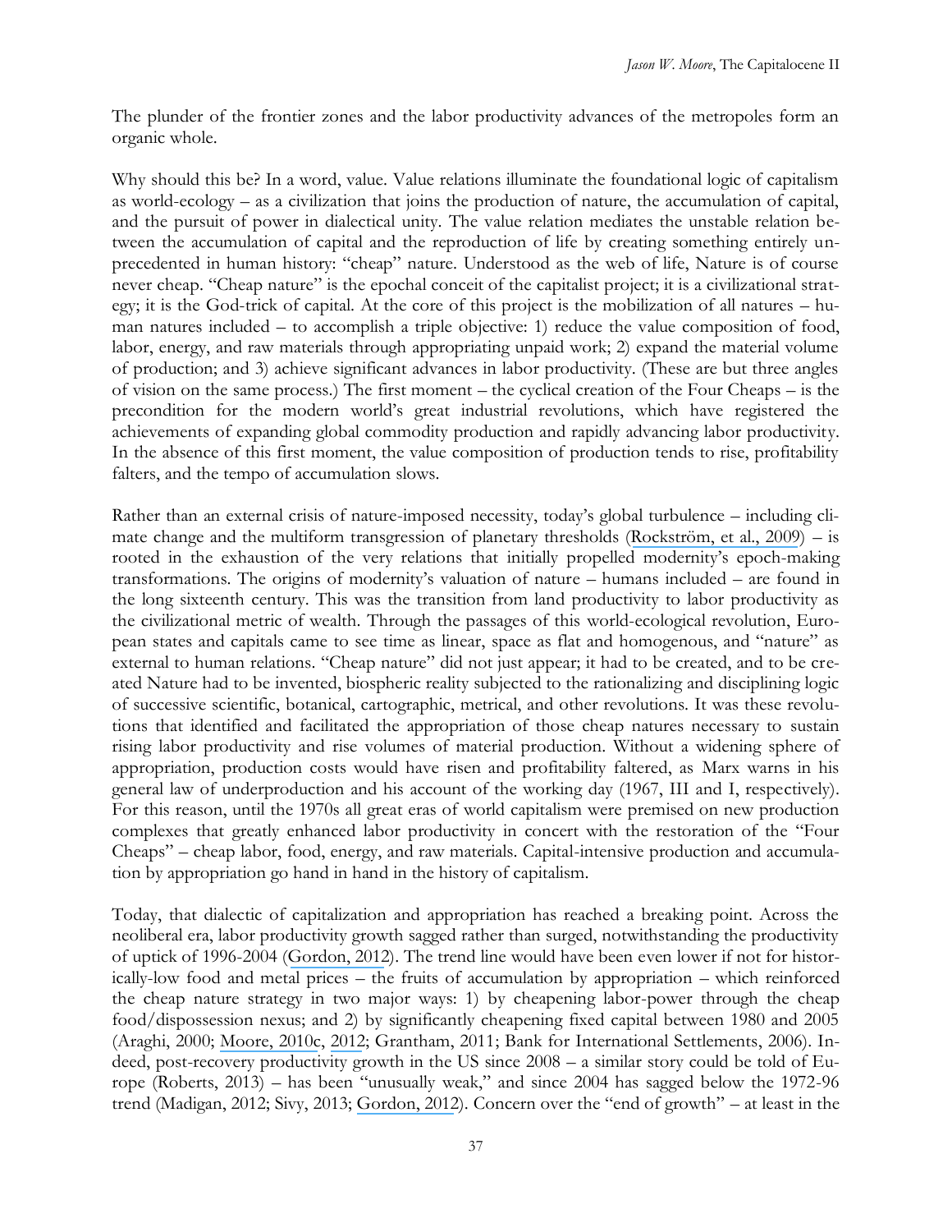The plunder of the frontier zones and the labor productivity advances of the metropoles form an organic whole.

Why should this be? In a word, value. Value relations illuminate the foundational logic of capitalism as world-ecology – as a civilization that joins the production of nature, the accumulation of capital, and the pursuit of power in dialectical unity. The value relation mediates the unstable relation between the accumulation of capital and the reproduction of life by creating something entirely unprecedented in human history: "cheap" nature. Understood as the web of life, Nature is of course never cheap. "Cheap nature" is the epochal conceit of the capitalist project; it is a civilizational strategy; it is the God-trick of capital. At the core of this project is the mobilization of all natures – human natures included – to accomplish a triple objective: 1) reduce the value composition of food, labor, energy, and raw materials through appropriating unpaid work; 2) expand the material volume of production; and 3) achieve significant advances in labor productivity. (These are but three angles of vision on the same process.) The first moment – the cyclical creation of the Four Cheaps – is the precondition for the modern world's great industrial revolutions, which have registered the achievements of expanding global commodity production and rapidly advancing labor productivity. In the absence of this first moment, the value composition of production tends to rise, profitability falters, and the tempo of accumulation slows.

Rather than an external crisis of nature-imposed necessity, today's global turbulence – including climate change and the multiform transgression of planetary thresholds (Rockström, et al., 2009) – is rooted in the exhaustion of the very relations that initially propelled modernity's epoch-making transformations. The origins of modernity's valuation of nature – humans included – are found in the long sixteenth century. This was the transition from land productivity to labor productivity as the civilizational metric of wealth. Through the passages of this world-ecological revolution, European states and capitals came to see time as linear, space as flat and homogenous, and "nature" as external to human relations. "Cheap nature" did not just appear; it had to be created, and to be created Nature had to be invented, biospheric reality subjected to the rationalizing and disciplining logic of successive scientific, botanical, cartographic, metrical, and other revolutions. It was these revolutions that identified and facilitated the appropriation of those cheap natures necessary to sustain rising labor productivity and rise volumes of material production. Without a widening sphere of appropriation, production costs would have risen and profitability faltered, as Marx warns in his general law of underproduction and his account of the working day (1967, III and I, respectively). For this reason, until the 1970s all great eras of world capitalism were premised on new production complexes that greatly enhanced labor productivity in concert with the restoration of the "Four Cheaps" – cheap labor, food, energy, and raw materials. Capital-intensive production and accumulation by appropriation go hand in hand in the history of capitalism.

Today, that dialectic of capitalization and appropriation has reached a breaking point. Across the neoliberal era, labor productivity growth sagged rather than surged, notwithstanding the productivity of uptick of 1996-2004 (Gordon, 2012). The trend line would have been even lower if not for historically-low food and metal prices – the fruits of accumulation by appropriation – which reinforced the cheap nature strategy in two major ways: 1) by cheapening labor-power through the cheap food/dispossession nexus; and 2) by significantly cheapening fixed capital between 1980 and 2005 (Araghi, 2000; Moore, 2010c, 2012; Grantham, 2011; Bank for International Settlements, 2006). Indeed, post-recovery productivity growth in the US since 2008 – a similar story could be told of Europe (Roberts, 2013) – has been "unusually weak," and since 2004 has sagged below the 1972-96 trend (Madigan, 2012; Sivy, 2013; Gordon, 2012). Concern over the "end of growth" – at least in the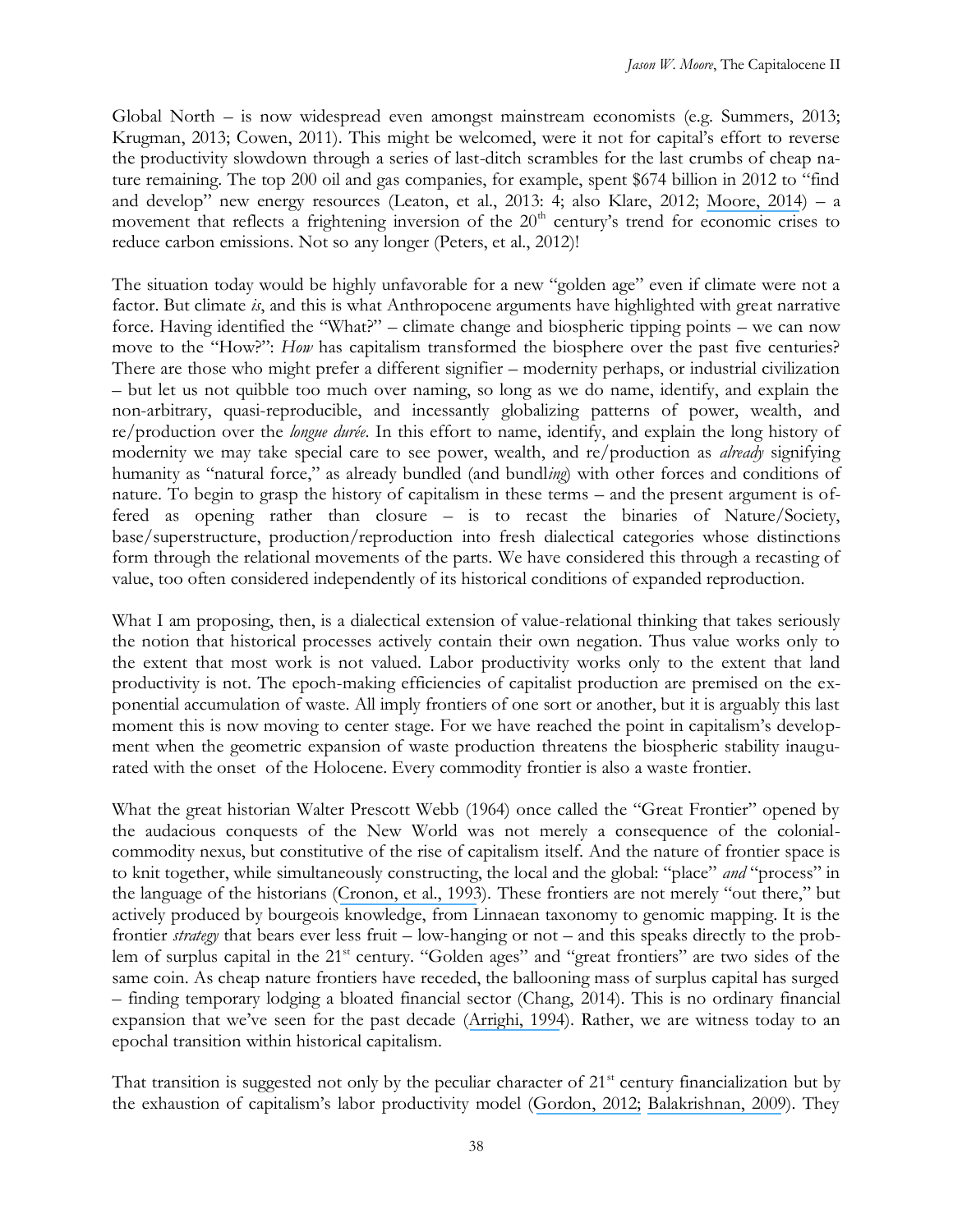Global North – is now widespread even amongst mainstream economists (e.g. Summers, 2013; Krugman, 2013; Cowen, 2011). This might be welcomed, were it not for capital's effort to reverse the productivity slowdown through a series of last-ditch scrambles for the last crumbs of cheap nature remaining. The top 200 oil and gas companies, for example, spent $674 billion in 2012 to "find and develop" new energy resources (Leaton, et al., 2013: 4; also Klare, 2012; Moore, 2014) – a movement that reflects a frightening inversion of the 20th century's trend for economic crises to reduce carbon emissions. Not so any longer (Peters, et al., 2012)!

The situation today would be highly unfavorable for a new "golden age" even if climate were not a factor. But climate *is*, and this is what Anthropocene arguments have highlighted with great narrative force. Having identified the "What?" – climate change and biospheric tipping points – we can now move to the "How?": *How* has capitalism transformed the biosphere over the past five centuries? There are those who might prefer a different signifier – modernity perhaps, or industrial civilization – but let us not quibble too much over naming, so long as we do name, identify, and explain the non-arbitrary, quasi-reproducible, and incessantly globalizing patterns of power, wealth, and re/production over the *longue durée*. In this effort to name, identify, and explain the long history of modernity we may take special care to see power, wealth, and re/production as *already* signifying humanity as "natural force," as already bundled (and bundl*ing*) with other forces and conditions of nature. To begin to grasp the history of capitalism in these terms – and the present argument is offered as opening rather than closure – is to recast the binaries of Nature/Society, base/superstructure, production/reproduction into fresh dialectical categories whose distinctions form through the relational movements of the parts. We have considered this through a recasting of value, too often considered independently of its historical conditions of expanded reproduction.

What I am proposing, then, is a dialectical extension of value-relational thinking that takes seriously the notion that historical processes actively contain their own negation. Thus value works only to the extent that most work is not valued. Labor productivity works only to the extent that land productivity is not. The epoch-making efficiencies of capitalist production are premised on the exponential accumulation of waste. All imply frontiers of one sort or another, but it is arguably this last moment this is now moving to center stage. For we have reached the point in capitalism's development when the geometric expansion of waste production threatens the biospheric stability inaugurated with the onset of the Holocene. Every commodity frontier is also a waste frontier.

What the great historian Walter Prescott Webb (1964) once called the "Great Frontier" opened by the audacious conquests of the New World was not merely a consequence of the colonial-commodity nexus, but constitutive of the rise of capitalism itself. And the nature of frontier space is to knit together, while simultaneously constructing, the local and the global: "place" *and* "process" in the language of the historians (Cronon, et al., 1993). These frontiers are not merely "out there," but actively produced by bourgeois knowledge, from Linnaean taxonomy to genomic mapping. It is the frontier *strategy* that bears ever less fruit – low-hanging or not – and this speaks directly to the problem of surplus capital in the 21st century. "Golden ages" and "great frontiers" are two sides of the same coin. As cheap nature frontiers have receded, the ballooning mass of surplus capital has surged – finding temporary lodging a bloated financial sector (Chang, 2014). This is no ordinary financial expansion that we've seen for the past decade (Arrighi, 1994). Rather, we are witness today to an epochal transition within historical capitalism.

That transition is suggested not only by the peculiar character of 21st century financialization but by the exhaustion of capitalism's labor productivity model (Gordon, 2012; Balakrishnan, 2009). They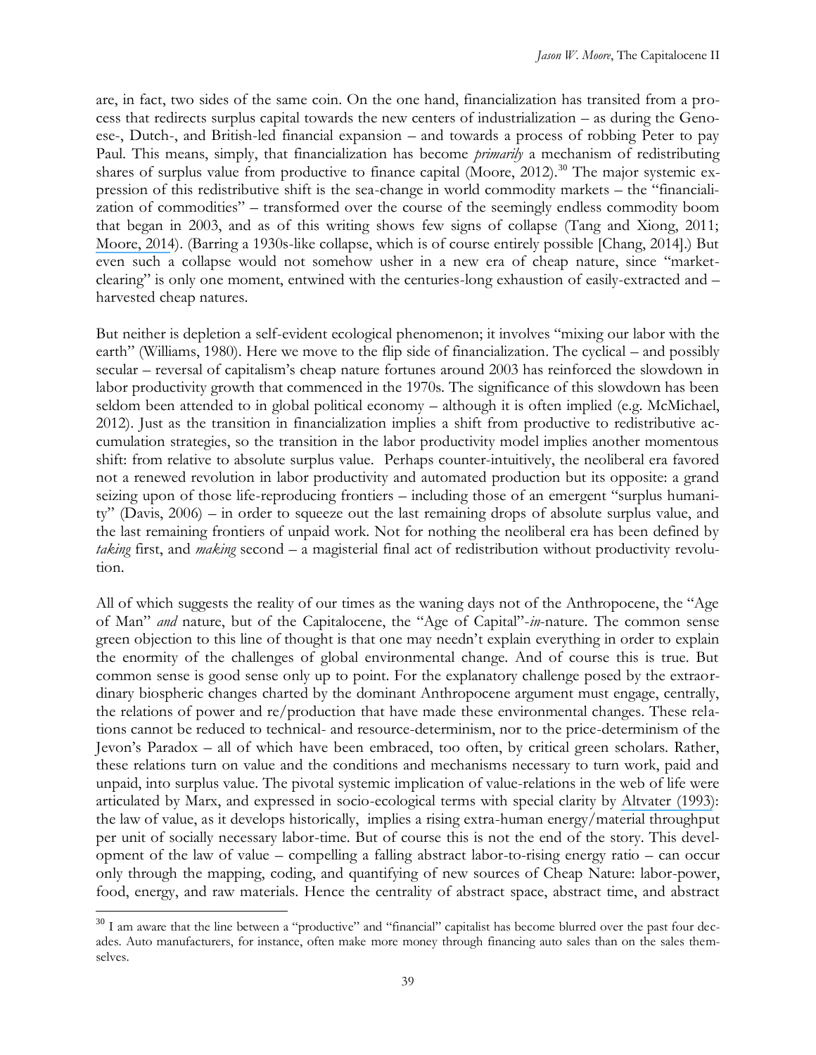are, in fact, two sides of the same coin. On the one hand, financialization has transited from a process that redirects surplus capital towards the new centers of industrialization – as during the Genoese-, Dutch-, and British-led financial expansion – and towards a process of robbing Peter to pay Paul. This means, simply, that financialization has become *primarily* a mechanism of redistributing shares of surplus value from productive to finance capital (Moore, 2012).[30] The major systemic expression of this redistributive shift is the sea-change in world commodity markets – the "financialization of commodities" – transformed over the course of the seemingly endless commodity boom that began in 2003, and as of this writing shows few signs of collapse (Tang and Xiong, 2011; Moore, 2014). (Barring a 1930s-like collapse, which is of course entirely possible [Chang, 2014].) But even such a collapse would not somehow usher in a new era of cheap nature, since "market-clearing" is only one moment, entwined with the centuries-long exhaustion of easily-extracted and – harvested cheap natures.

But neither is depletion a self-evident ecological phenomenon; it involves "mixing our labor with the earth" (Williams, 1980). Here we move to the flip side of financialization. The cyclical – and possibly secular – reversal of capitalism's cheap nature fortunes around 2003 has reinforced the slowdown in labor productivity growth that commenced in the 1970s. The significance of this slowdown has been seldom been attended to in global political economy – although it is often implied (e.g. McMichael, 2012). Just as the transition in financialization implies a shift from productive to redistributive accumulation strategies, so the transition in the labor productivity model implies another momentous shift: from relative to absolute surplus value. Perhaps counter-intuitively, the neoliberal era favored not a renewed revolution in labor productivity and automated production but its opposite: a grand seizing upon of those life-reproducing frontiers – including those of an emergent "surplus humanity" (Davis, 2006) – in order to squeeze out the last remaining drops of absolute surplus value, and the last remaining frontiers of unpaid work. Not for nothing the neoliberal era has been defined by *taking* first, and *making* second – a magisterial final act of redistribution without productivity revolution.

All of which suggests the reality of our times as the waning days not of the Anthropocene, the "Age of Man" *and* nature, but of the Capitalocene, the "Age of Capital"-*in*-nature. The common sense green objection to this line of thought is that one may needn't explain everything in order to explain the enormity of the challenges of global environmental change. And of course this is true. But common sense is good sense only up to point. For the explanatory challenge posed by the extraordinary biospheric changes charted by the dominant Anthropocene argument must engage, centrally, the relations of power and re/production that have made these environmental changes. These relations cannot be reduced to technical- and resource-determinism, nor to the price-determinism of the Jevon's Paradox – all of which have been embraced, too often, by critical green scholars. Rather, these relations turn on value and the conditions and mechanisms necessary to turn work, paid and unpaid, into surplus value. The pivotal systemic implication of value-relations in the web of life were articulated by Marx, and expressed in socio-ecological terms with special clarity by Altvater (1993): the law of value, as it develops historically, implies a rising extra-human energy/material throughput per unit of socially necessary labor-time. But of course this is not the end of the story. This development of the law of value – compelling a falling abstract labor-to-rising energy ratio – can occur only through the mapping, coding, and quantifying of new sources of Cheap Nature: labor-power, food, energy, and raw materials. Hence the centrality of abstract space, abstract time, and abstract

---

[30] I am aware that the line between a "productive" and "financial" capitalist has become blurred over the past four decades. Auto manufacturers, for instance, often make more money through financing auto sales than on the sales themselves.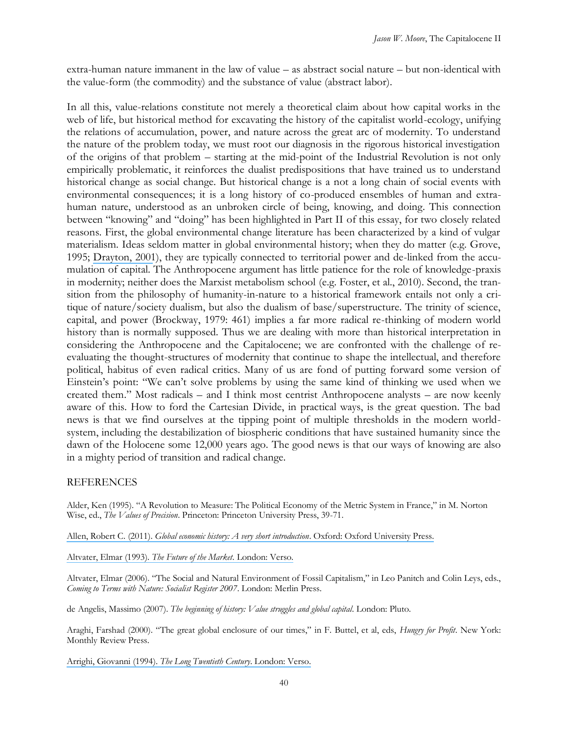extra-human nature immanent in the law of value – as abstract social nature – but non-identical with the value-form (the commodity) and the substance of value (abstract labor).

In all this, value-relations constitute not merely a theoretical claim about how capital works in the web of life, but historical method for excavating the history of the capitalist world-ecology, unifying the relations of accumulation, power, and nature across the great arc of modernity. To understand the nature of the problem today, we must root our diagnosis in the rigorous historical investigation of the origins of that problem – starting at the mid-point of the Industrial Revolution is not only empirically problematic, it reinforces the dualist predispositions that have trained us to understand historical change as social change. But historical change is a not a long chain of social events with environmental consequences; it is a long history of co-produced ensembles of human and extra-human nature, understood as an unbroken circle of being, knowing, and doing. This connection between "knowing" and "doing" has been highlighted in Part II of this essay, for two closely related reasons. First, the global environmental change literature has been characterized by a kind of vulgar materialism. Ideas seldom matter in global environmental history; when they do matter (e.g. Grove, 1995; Drayton, 2001), they are typically connected to territorial power and de-linked from the accumulation of capital. The Anthropocene argument has little patience for the role of knowledge-praxis in modernity; neither does the Marxist metabolism school (e.g. Foster, et al., 2010). Second, the transition from the philosophy of humanity-in-nature to a historical framework entails not only a critique of nature/society dualism, but also the dualism of base/superstructure. The trinity of science, capital, and power (Brockway, 1979: 461) implies a far more radical re-thinking of modern world history than is normally supposed. Thus we are dealing with more than historical interpretation in considering the Anthropocene and the Capitalocene; we are confronted with the challenge of re-evaluating the thought-structures of modernity that continue to shape the intellectual, and therefore political, habitus of even radical critics. Many of us are fond of putting forward some version of Einstein's point: "We can't solve problems by using the same kind of thinking we used when we created them." Most radicals – and I think most centrist Anthropocene analysts – are now keenly aware of this. How to ford the Cartesian Divide, in practical ways, is the great question. The bad news is that we find ourselves at the tipping point of multiple thresholds in the modern world-system, including the destabilization of biospheric conditions that have sustained humanity since the dawn of the Holocene some 12,000 years ago. The good news is that our ways of knowing are also in a mighty period of transition and radical change.

## REFERENCES

Alder, Ken (1995). "A Revolution to Measure: The Political Economy of the Metric System in France," in M. Norton Wise, ed., *The Values of Precision*. Princeton: Princeton University Press, 39-71.

Allen, Robert C. (2011). *Global economic history: A very short introduction*. Oxford: Oxford University Press.

Altvater, Elmar (1993). *The Future of the Market*. London: Verso.

Altvater, Elmar (2006). "The Social and Natural Environment of Fossil Capitalism," in Leo Panitch and Colin Leys, eds., *Coming to Terms with Nature: Socialist Register 2007*. London: Merlin Press.

de Angelis, Massimo (2007). *The beginning of history: Value struggles and global capital*. London: Pluto.

Araghi, Farshad (2000). "The great global enclosure of our times," in F. Buttel, et al, eds, *Hungry for Profit*. New York: Monthly Review Press.

Arrighi, Giovanni (1994). *The Long Twentieth Century*. London: Verso.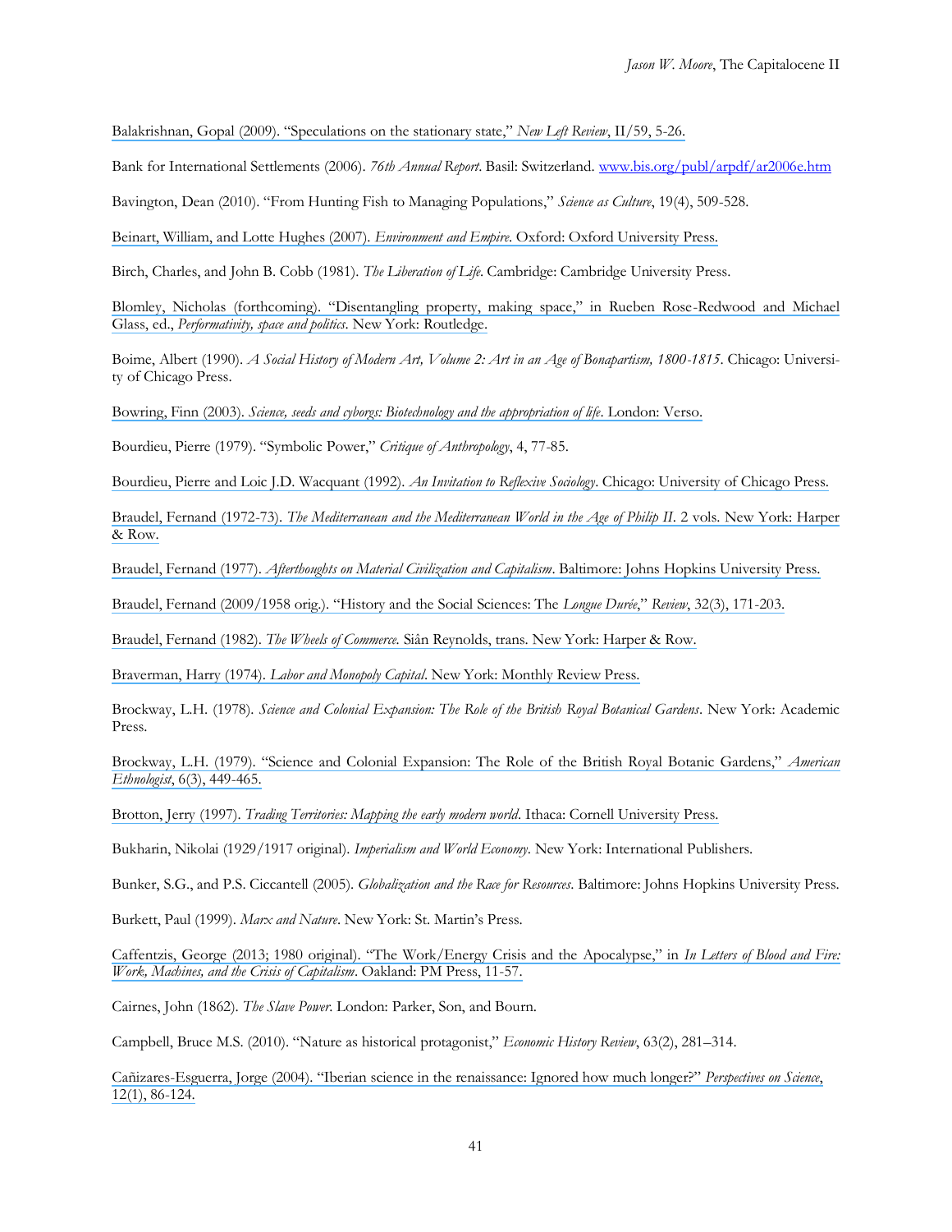Balakrishnan, Gopal (2009). "Speculations on the stationary state," *New Left Review*, II/59, 5-26.

Bank for International Settlements (2006). *76th Annual Report*. Basil: Switzerland. www.bis.org/publ/arpdf/ar2006e.htm

Bavington, Dean (2010). "From Hunting Fish to Managing Populations," *Science as Culture*, 19(4), 509-528.

Beinart, William, and Lotte Hughes (2007). *Environment and Empire*. Oxford: Oxford University Press.

Birch, Charles, and John B. Cobb (1981). *The Liberation of Life*. Cambridge: Cambridge University Press.

Blomley, Nicholas (forthcoming). "Disentangling property, making space," in Rueben Rose-Redwood and Michael Glass, ed., *Performativity, space and politics*. New York: Routledge.

Boime, Albert (1990). *A Social History of Modern Art, Volume 2: Art in an Age of Bonapartism, 1800-1815*. Chicago: University of Chicago Press.

Bowring, Finn (2003). *Science, seeds and cyborgs: Biotechnology and the appropriation of life*. London: Verso.

Bourdieu, Pierre (1979). "Symbolic Power," *Critique of Anthropology*, 4, 77-85.

Bourdieu, Pierre and Loic J.D. Wacquant (1992). *An Invitation to Reflexive Sociology*. Chicago: University of Chicago Press.

Braudel, Fernand (1972-73). *The Mediterranean and the Mediterranean World in the Age of Philip II*. 2 vols. New York: Harper & Row.

Braudel, Fernand (1977). *Afterthoughts on Material Civilization and Capitalism*. Baltimore: Johns Hopkins University Press.

Braudel, Fernand (2009/1958 orig.). "History and the Social Sciences: The *Longue Durée*," *Review*, 32(3), 171-203.

Braudel, Fernand (1982). *The Wheels of Commerce*. Siân Reynolds, trans. New York: Harper & Row.

Braverman, Harry (1974). *Labor and Monopoly Capital*. New York: Monthly Review Press.

Brockway, L.H. (1978). *Science and Colonial Expansion: The Role of the British Royal Botanical Gardens*. New York: Academic Press.

Brockway, L.H. (1979). "Science and Colonial Expansion: The Role of the British Royal Botanic Gardens," *American Ethnologist*, 6(3), 449-465.

Brotton, Jerry (1997). *Trading Territories: Mapping the early modern world*. Ithaca: Cornell University Press.

Bukharin, Nikolai (1929/1917 original). *Imperialism and World Economy*. New York: International Publishers.

Bunker, S.G., and P.S. Ciccantell (2005). *Globalization and the Race for Resources*. Baltimore: Johns Hopkins University Press.

Burkett, Paul (1999). *Marx and Nature*. New York: St. Martin's Press.

Caffentzis, George (2013; 1980 original). "The Work/Energy Crisis and the Apocalypse," in *In Letters of Blood and Fire: Work, Machines, and the Crisis of Capitalism*. Oakland: PM Press, 11-57.

Cairnes, John (1862). *The Slave Power*. London: Parker, Son, and Bourn.

Campbell, Bruce M.S. (2010). "Nature as historical protagonist," *Economic History Review*, 63(2), 281–314.

Cañizares-Esguerra, Jorge (2004). "Iberian science in the renaissance: Ignored how much longer?" *Perspectives on Science*, 12(1), 86-124.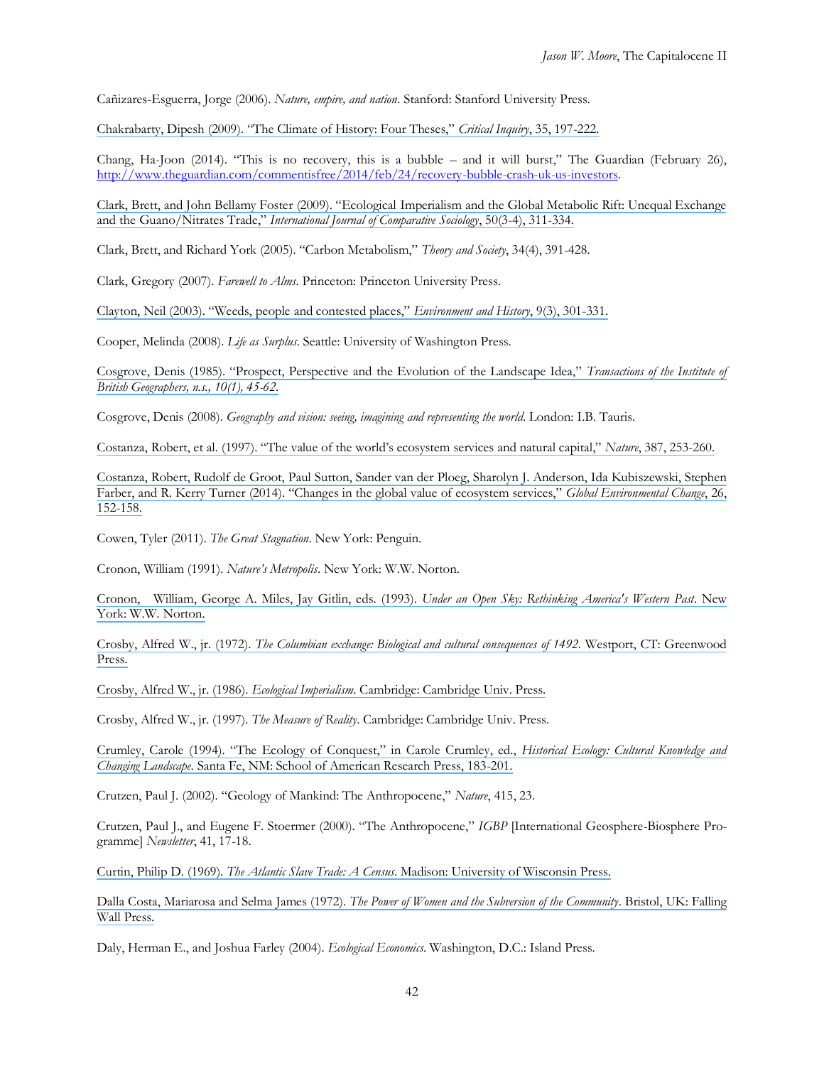Cañizares-Esguerra, Jorge (2006). *Nature, empire, and nation*. Stanford: Stanford University Press.

Chakrabarty, Dipesh (2009). "The Climate of History: Four Theses," *Critical Inquiry*, 35, 197-222.

Chang, Ha-Joon (2014). "This is no recovery, this is a bubble – and it will burst," The Guardian (February 26), http://www.theguardian.com/commentisfree/2014/feb/24/recovery-bubble-crash-uk-us-investors.

Clark, Brett, and John Bellamy Foster (2009). "Ecological Imperialism and the Global Metabolic Rift: Unequal Exchange and the Guano/Nitrates Trade," *International Journal of Comparative Sociology*, 50(3-4), 311-334.

Clark, Brett, and Richard York (2005). "Carbon Metabolism," *Theory and Society*, 34(4), 391-428.

Clark, Gregory (2007). *Farewell to Alms*. Princeton: Princeton University Press.

Clayton, Neil (2003). "Weeds, people and contested places," *Environment and History*, 9(3), 301-331.

Cooper, Melinda (2008). *Life as Surplus*. Seattle: University of Washington Press.

Cosgrove, Denis (1985). "Prospect, Perspective and the Evolution of the Landscape Idea," *Transactions of the Institute of British Geographers, n.s., 10(1), 45-62*.

Cosgrove, Denis (2008). *Geography and vision: seeing, imagining and representing the world*. London: I.B. Tauris.

Costanza, Robert, et al. (1997). "The value of the world's ecosystem services and natural capital," *Nature*, 387, 253-260.

Costanza, Robert, Rudolf de Groot, Paul Sutton, Sander van der Ploeg, Sharolyn J. Anderson, Ida Kubiszewski, Stephen Farber, and R. Kerry Turner (2014). "Changes in the global value of ecosystem services," *Global Environmental Change*, 26, 152-158.

Cowen, Tyler (2011). *The Great Stagnation*. New York: Penguin.

Cronon, William (1991). *Nature's Metropolis*. New York: W.W. Norton.

Cronon, William, George A. Miles, Jay Gitlin, eds. (1993). *Under an Open Sky: Rethinking America's Western Past*. New York: W.W. Norton.

Crosby, Alfred W., jr. (1972). *The Columbian exchange: Biological and cultural consequences of 1492*. Westport, CT: Greenwood Press.

Crosby, Alfred W., jr. (1986). *Ecological Imperialism*. Cambridge: Cambridge Univ. Press.

Crosby, Alfred W., jr. (1997). *The Measure of Reality*. Cambridge: Cambridge Univ. Press.

Crumley, Carole (1994). "The Ecology of Conquest," in Carole Crumley, ed., *Historical Ecology: Cultural Knowledge and Changing Landscape*. Santa Fe, NM: School of American Research Press, 183-201.

Crutzen, Paul J. (2002). "Geology of Mankind: The Anthropocene," *Nature*, 415, 23.

Crutzen, Paul J., and Eugene F. Stoermer (2000). "The Anthropocene," *IGBP* [International Geosphere-Biosphere Programme] *Newsletter*, 41, 17-18.

Curtin, Philip D. (1969). *The Atlantic Slave Trade: A Census*. Madison: University of Wisconsin Press.

Dalla Costa, Mariarosa and Selma James (1972). *The Power of Women and the Subversion of the Community*. Bristol, UK: Falling Wall Press.

Daly, Herman E., and Joshua Farley (2004). *Ecological Economics*. Washington, D.C.: Island Press.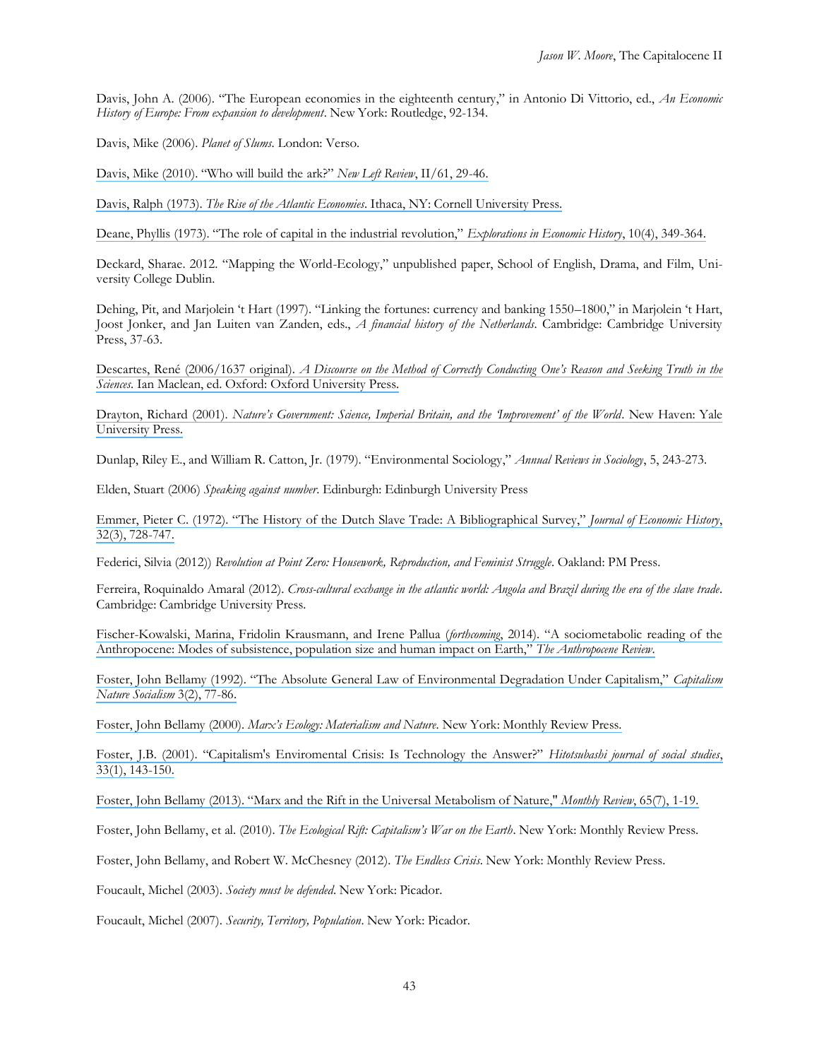Davis, John A. (2006). "The European economies in the eighteenth century," in Antonio Di Vittorio, ed., *An Economic History of Europe: From expansion to development*. New York: Routledge, 92-134.

Davis, Mike (2006). *Planet of Slums*. London: Verso.

Davis, Mike (2010). "Who will build the ark?" *New Left Review*, II/61, 29-46.

Davis, Ralph (1973). *The Rise of the Atlantic Economies*. Ithaca, NY: Cornell University Press.

Deane, Phyllis (1973). "The role of capital in the industrial revolution," *Explorations in Economic History*, 10(4), 349-364.

Deckard, Sharae. 2012. "Mapping the World-Ecology," unpublished paper, School of English, Drama, and Film, University College Dublin.

Dehing, Pit, and Marjolein 't Hart (1997). "Linking the fortunes: currency and banking 1550–1800," in Marjolein 't Hart, Joost Jonker, and Jan Luiten van Zanden, eds., *A financial history of the Netherlands*. Cambridge: Cambridge University Press, 37-63.

Descartes, René (2006/1637 original). *A Discourse on the Method of Correctly Conducting One's Reason and Seeking Truth in the Sciences*. Ian Maclean, ed. Oxford: Oxford University Press.

Drayton, Richard (2001). *Nature's Government: Science, Imperial Britain, and the 'Improvement' of the World*. New Haven: Yale University Press.

Dunlap, Riley E., and William R. Catton, Jr. (1979). "Environmental Sociology," *Annual Reviews in Sociology*, 5, 243-273.

Elden, Stuart (2006) *Speaking against number*. Edinburgh: Edinburgh University Press

Emmer, Pieter C. (1972). "The History of the Dutch Slave Trade: A Bibliographical Survey," *Journal of Economic History*, 32(3), 728-747.

Federici, Silvia (2012)) *Revolution at Point Zero: Housework, Reproduction, and Feminist Struggle*. Oakland: PM Press.

Ferreira, Roquinaldo Amaral (2012). *Cross-cultural exchange in the atlantic world: Angola and Brazil during the era of the slave trade*. Cambridge: Cambridge University Press.

Fischer-Kowalski, Marina, Fridolin Krausmann, and Irene Pallua (*forthcoming*, 2014). "A sociometabolic reading of the Anthropocene: Modes of subsistence, population size and human impact on Earth," *The Anthropocene Review*.

Foster, John Bellamy (1992). "The Absolute General Law of Environmental Degradation Under Capitalism," *Capitalism Nature Socialism* 3(2), 77-86.

Foster, John Bellamy (2000). *Marx's Ecology: Materialism and Nature*. New York: Monthly Review Press.

Foster, J.B. (2001). "Capitalism's Enviromental Crisis: Is Technology the Answer?" *Hitotsubashi journal of social studies*, 33(1), 143-150.

Foster, John Bellamy (2013). "Marx and the Rift in the Universal Metabolism of Nature," *Monthly Review*, 65(7), 1-19.

Foster, John Bellamy, et al. (2010). *The Ecological Rift: Capitalism's War on the Earth*. New York: Monthly Review Press.

Foster, John Bellamy, and Robert W. McChesney (2012). *The Endless Crisis*. New York: Monthly Review Press.

Foucault, Michel (2003). *Society must be defended*. New York: Picador.

Foucault, Michel (2007). *Security, Territory, Population*. New York: Picador.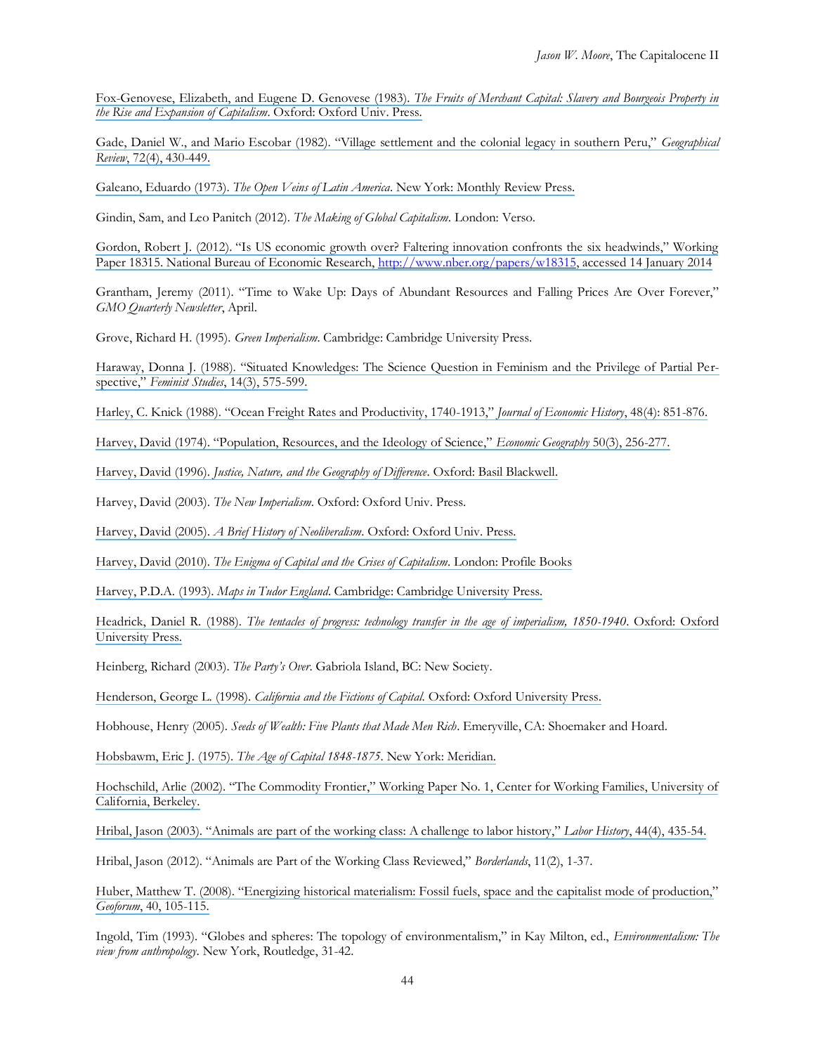Fox-Genovese, Elizabeth, and Eugene D. Genovese (1983). *The Fruits of Merchant Capital: Slavery and Bourgeois Property in the Rise and Expansion of Capitalism*. Oxford: Oxford Univ. Press.

Gade, Daniel W., and Mario Escobar (1982). "Village settlement and the colonial legacy in southern Peru," *Geographical Review*, 72(4), 430-449.

Galeano, Eduardo (1973). *The Open Veins of Latin America*. New York: Monthly Review Press.

Gindin, Sam, and Leo Panitch (2012). *The Making of Global Capitalism*. London: Verso.

Gordon, Robert J. (2012). "Is US economic growth over? Faltering innovation confronts the six headwinds," Working Paper 18315. National Bureau of Economic Research, http://www.nber.org/papers/w18315, accessed 14 January 2014

Grantham, Jeremy (2011). "Time to Wake Up: Days of Abundant Resources and Falling Prices Are Over Forever," *GMO Quarterly Newsletter*, April.

Grove, Richard H. (1995). *Green Imperialism*. Cambridge: Cambridge University Press.

Haraway, Donna J. (1988). "Situated Knowledges: The Science Question in Feminism and the Privilege of Partial Perspective," *Feminist Studies*, 14(3), 575-599.

Harley, C. Knick (1988). "Ocean Freight Rates and Productivity, 1740-1913," *Journal of Economic History*, 48(4): 851-876.

Harvey, David (1974). "Population, Resources, and the Ideology of Science," *Economic Geography* 50(3), 256-277.

Harvey, David (1996). *Justice, Nature, and the Geography of Difference*. Oxford: Basil Blackwell.

Harvey, David (2003). *The New Imperialism*. Oxford: Oxford Univ. Press.

Harvey, David (2005). *A Brief History of Neoliberalism*. Oxford: Oxford Univ. Press.

Harvey, David (2010). *The Enigma of Capital and the Crises of Capitalism*. London: Profile Books

Harvey, P.D.A. (1993). *Maps in Tudor England*. Cambridge: Cambridge University Press.

Headrick, Daniel R. (1988). *The tentacles of progress: technology transfer in the age of imperialism, 1850-1940*. Oxford: Oxford University Press.

Heinberg, Richard (2003). *The Party's Over*. Gabriola Island, BC: New Society.

Henderson, George L. (1998). *California and the Fictions of Capital.* Oxford: Oxford University Press.

Hobhouse, Henry (2005). *Seeds of Wealth: Five Plants that Made Men Rich*. Emeryville, CA: Shoemaker and Hoard.

Hobsbawm, Eric J. (1975). *The Age of Capital 1848-1875*. New York: Meridian.

Hochschild, Arlie (2002). "The Commodity Frontier," Working Paper No. 1, Center for Working Families, University of California, Berkeley.

Hribal, Jason (2003). "Animals are part of the working class: A challenge to labor history," *Labor History*, 44(4), 435-54.

Hribal, Jason (2012). "Animals are Part of the Working Class Reviewed," *Borderlands*, 11(2), 1-37.

Huber, Matthew T. (2008). "Energizing historical materialism: Fossil fuels, space and the capitalist mode of production," *Geoforum*, 40, 105-115.

Ingold, Tim (1993). "Globes and spheres: The topology of environmentalism," in Kay Milton, ed., *Environmentalism: The view from anthropology*. New York, Routledge, 31-42.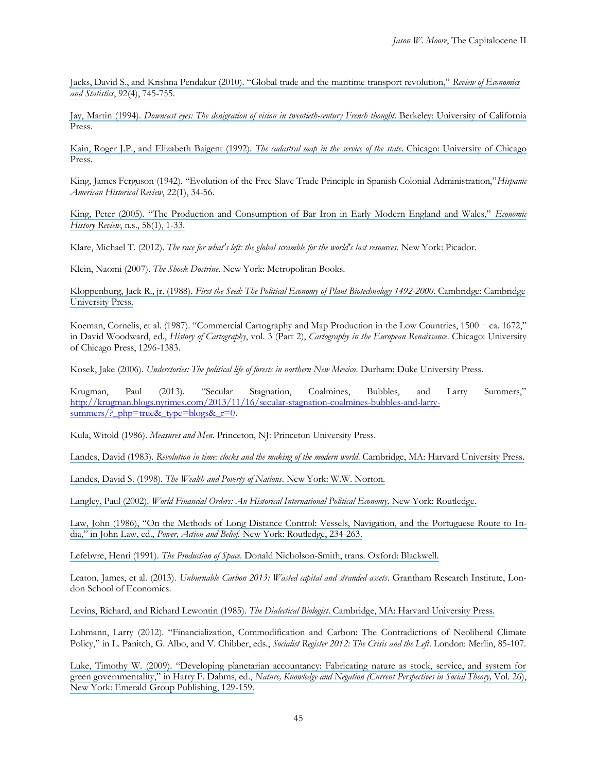Jacks, David S., and Krishna Pendakur (2010). "Global trade and the maritime transport revolution," *Review of Economics and Statistics*, 92(4), 745-755.

Jay, Martin (1994). *Downcast eyes: The denigration of vision in twentieth-century French thought*. Berkeley: University of California Press.

Kain, Roger J.P., and Elizabeth Baigent (1992). *The cadastral map in the service of the state*. Chicago: University of Chicago Press.

King, James Ferguson (1942). "Evolution of the Free Slave Trade Principle in Spanish Colonial Administration," *Hispanic American Historical Review*, 22(1), 34-56.

King, Peter (2005). "The Production and Consumption of Bar Iron in Early Modern England and Wales," *Economic History Review*, n.s., 58(1), 1-33.

Klare, Michael T. (2012). *The race for what's left: the global scramble for the world's last resources*. New York: Picador.

Klein, Naomi (2007). *The Shock Doctrine*. New York: Metropolitan Books.

Kloppenburg, Jack R., jr. (1988). *First the Seed: The Political Economy of Plant Biotechnology 1492-2000*. Cambridge: Cambridge University Press.

Koeman, Cornelis, et al. (1987). "Commercial Cartography and Map Production in the Low Countries, 1500 – ca. 1672," in David Woodward, ed., *History of Cartography*, vol. 3 (Part 2), *Cartography in the European Renaissance*. Chicago: University of Chicago Press, 1296-1383.

Kosek, Jake (2006). *Understories: The political life of forests in northern New Mexico*. Durham: Duke University Press.

Krugman, Paul (2013). "Secular Stagnation, Coalmines, Bubbles, and Larry Summers," http://krugman.blogs.nytimes.com/2013/11/16/secular-stagnation-coalmines-bubbles-and-larry-summers/?_php=true&_type=blogs&_r=0.

Kula, Witold (1986). *Measures and Men*. Princeton, NJ: Princeton University Press.

Landes, David (1983). *Revolution in time: clocks and the making of the modern world*. Cambridge, MA: Harvard University Press.

Landes, David S. (1998). *The Wealth and Poverty of Nations*. New York: W.W. Norton.

Langley, Paul (2002). *World Financial Orders: An Historical International Political Economy*. New York: Routledge.

Law, John (1986), "On the Methods of Long Distance Control: Vessels, Navigation, and the Portuguese Route to India," in John Law, ed., *Power, Action and Belief*. New York: Routledge, 234-263.

Lefebvre, Henri (1991). *The Production of Space*. Donald Nicholson-Smith, trans. Oxford: Blackwell.

Leaton, James, et al. (2013). *Unburnable Carbon 2013: Wasted capital and stranded assets*. Grantham Research Institute, London School of Economics.

Levins, Richard, and Richard Lewontin (1985). *The Dialectical Biologist*. Cambridge, MA: Harvard University Press.

Lohmann, Larry (2012). "Financialization, Commodification and Carbon: The Contradictions of Neoliberal Climate Policy," in L. Panitch, G. Albo, and V. Chibber, eds., *Socialist Register 2012: The Crisis and the Left*. London: Merlin, 85-107.

Luke, Timothy W. (2009). "Developing planetarian accountancy: Fabricating nature as stock, service, and system for green governmentality," in Harry F. Dahms, ed., *Nature, Knowledge and Negation (Current Perspectives in Social Theory,* Vol. 26), New York: Emerald Group Publishing, 129-159.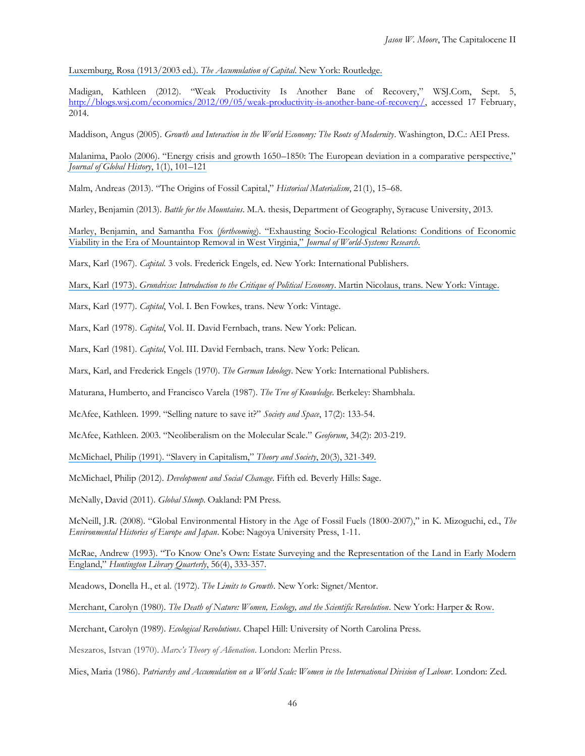Luxemburg, Rosa (1913/2003 ed.). *The Accumulation of Capital*. New York: Routledge.

Madigan, Kathleen (2012). "Weak Productivity Is Another Bane of Recovery," WSJ.Com, Sept. 5, http://blogs.wsj.com/economics/2012/09/05/weak-productivity-is-another-bane-of-recovery/, accessed 17 February, 2014.

Maddison, Angus (2005). *Growth and Interaction in the World Economy: The Roots of Modernity*. Washington, D.C.: AEI Press.

Malanima, Paolo (2006). "Energy crisis and growth 1650–1850: The European deviation in a comparative perspective," *Journal of Global History*, 1(1), 101–121

Malm, Andreas (2013). "The Origins of Fossil Capital," *Historical Materialism*, 21(1), 15–68.

Marley, Benjamin (2013). *Battle for the Mountains*. M.A. thesis, Department of Geography, Syracuse University, 2013.

Marley, Benjamin, and Samantha Fox (*forthcoming*). "Exhausting Socio-Ecological Relations: Conditions of Economic Viability in the Era of Mountaintop Removal in West Virginia," *Journal of World-Systems Research*.

Marx, Karl (1967). *Capital*. 3 vols. Frederick Engels, ed. New York: International Publishers.

Marx, Karl (1973). *Grundrisse: Introduction to the Critique of Political Economy*. Martin Nicolaus, trans. New York: Vintage.

Marx, Karl (1977). *Capital*, Vol. I. Ben Fowkes, trans. New York: Vintage.

Marx, Karl (1978). *Capital*, Vol. II. David Fernbach, trans. New York: Pelican.

Marx, Karl (1981). *Capital*, Vol. III. David Fernbach, trans. New York: Pelican.

Marx, Karl, and Frederick Engels (1970). *The German Ideology*. New York: International Publishers.

Maturana, Humberto, and Francisco Varela (1987). *The Tree of Knowledge*. Berkeley: Shambhala.

McAfee, Kathleen. 1999. "Selling nature to save it?" *Society and Space*, 17(2): 133-54.

McAfee, Kathleen. 2003. "Neoliberalism on the Molecular Scale." *Geoforum*, 34(2): 203-219.

McMichael, Philip (1991). "Slavery in Capitalism," *Theory and Society*, 20(3), 321-349.

McMichael, Philip (2012). *Development and Social Chanage*. Fifth ed. Beverly Hills: Sage.

McNally, David (2011). *Global Slump*. Oakland: PM Press.

McNeill, J.R. (2008). "Global Environmental History in the Age of Fossil Fuels (1800-2007)," in K. Mizoguchi, ed., *The Environmental Histories of Europe and Japan*. Kobe: Nagoya University Press, 1-11.

McRae, Andrew (1993). "To Know One's Own: Estate Surveying and the Representation of the Land in Early Modern England," *Huntington Library Quarterly*, 56(4), 333-357.

Meadows, Donella H., et al. (1972). *The Limits to Growth*. New York: Signet/Mentor.

Merchant, Carolyn (1980). *The Death of Nature: Women, Ecology, and the Scientific Revolution*. New York: Harper & Row.

Merchant, Carolyn (1989). *Ecological Revolutions*. Chapel Hill: University of North Carolina Press.

Meszaros, Istvan (1970). *Marx's Theory of Alienation*. London: Merlin Press.

Mies, Maria (1986). *Patriarchy and Accumulation on a World Scale: Women in the International Division of Labour*. London: Zed.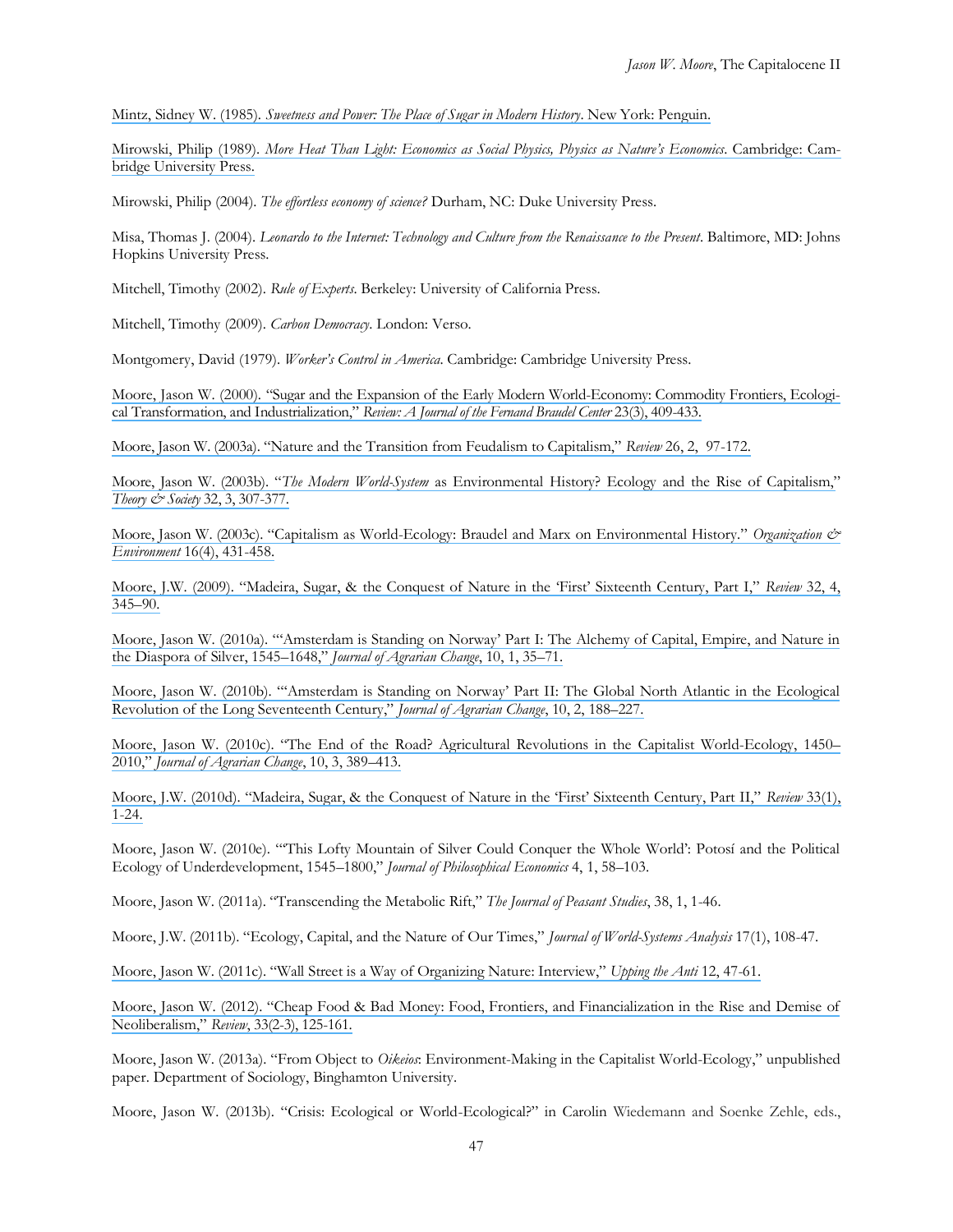Mintz, Sidney W. (1985). *Sweetness and Power: The Place of Sugar in Modern History*. New York: Penguin.

Mirowski, Philip (1989). *More Heat Than Light: Economics as Social Physics, Physics as Nature's Economics*. Cambridge: Cambridge University Press.

Mirowski, Philip (2004). *The effortless economy of science?* Durham, NC: Duke University Press.

Misa, Thomas J. (2004). *Leonardo to the Internet: Technology and Culture from the Renaissance to the Present*. Baltimore, MD: Johns Hopkins University Press.

Mitchell, Timothy (2002). *Rule of Experts*. Berkeley: University of California Press.

Mitchell, Timothy (2009). *Carbon Democracy*. London: Verso.

Montgomery, David (1979). *Worker's Control in America*. Cambridge: Cambridge University Press.

Moore, Jason W. (2000). "Sugar and the Expansion of the Early Modern World-Economy: Commodity Frontiers, Ecological Transformation, and Industrialization," *Review: A Journal of the Fernand Braudel Center* 23(3), 409-433.

Moore, Jason W. (2003a). "Nature and the Transition from Feudalism to Capitalism," *Review* 26, 2, 97-172.

Moore, Jason W. (2003b). "*The Modern World-System* as Environmental History? Ecology and the Rise of Capitalism," *Theory & Society* 32, 3, 307-377.

Moore, Jason W. (2003c). "Capitalism as World-Ecology: Braudel and Marx on Environmental History." *Organization & Environment* 16(4), 431-458.

Moore, J.W. (2009). "Madeira, Sugar, & the Conquest of Nature in the 'First' Sixteenth Century, Part I," *Review* 32, 4, 345–90.

Moore, Jason W. (2010a). "'Amsterdam is Standing on Norway' Part I: The Alchemy of Capital, Empire, and Nature in the Diaspora of Silver, 1545–1648," *Journal of Agrarian Change*, 10, 1, 35–71.

Moore, Jason W. (2010b). "'Amsterdam is Standing on Norway' Part II: The Global North Atlantic in the Ecological Revolution of the Long Seventeenth Century," *Journal of Agrarian Change*, 10, 2, 188–227.

Moore, Jason W. (2010c). "The End of the Road? Agricultural Revolutions in the Capitalist World-Ecology, 1450–2010," *Journal of Agrarian Change*, 10, 3, 389–413.

Moore, J.W. (2010d). "Madeira, Sugar, & the Conquest of Nature in the 'First' Sixteenth Century, Part II," *Review* 33(1), 1-24.

Moore, Jason W. (2010e). "'This Lofty Mountain of Silver Could Conquer the Whole World': Potosí and the Political Ecology of Underdevelopment, 1545–1800," *Journal of Philosophical Economics* 4, 1, 58–103.

Moore, Jason W. (2011a). "Transcending the Metabolic Rift," *The Journal of Peasant Studies*, 38, 1, 1-46.

Moore, J.W. (2011b). "Ecology, Capital, and the Nature of Our Times," *Journal of World-Systems Analysis* 17(1), 108-47.

Moore, Jason W. (2011c). "Wall Street is a Way of Organizing Nature: Interview," *Upping the Anti* 12, 47-61.

Moore, Jason W. (2012). "Cheap Food & Bad Money: Food, Frontiers, and Financialization in the Rise and Demise of Neoliberalism," *Review*, 33(2-3), 125-161.

Moore, Jason W. (2013a). "From Object to *Oikeios*: Environment-Making in the Capitalist World-Ecology," unpublished paper. Department of Sociology, Binghamton University.

Moore, Jason W. (2013b). "Crisis: Ecological or World-Ecological?" in Carolin Wiedemann and Soenke Zehle, eds.,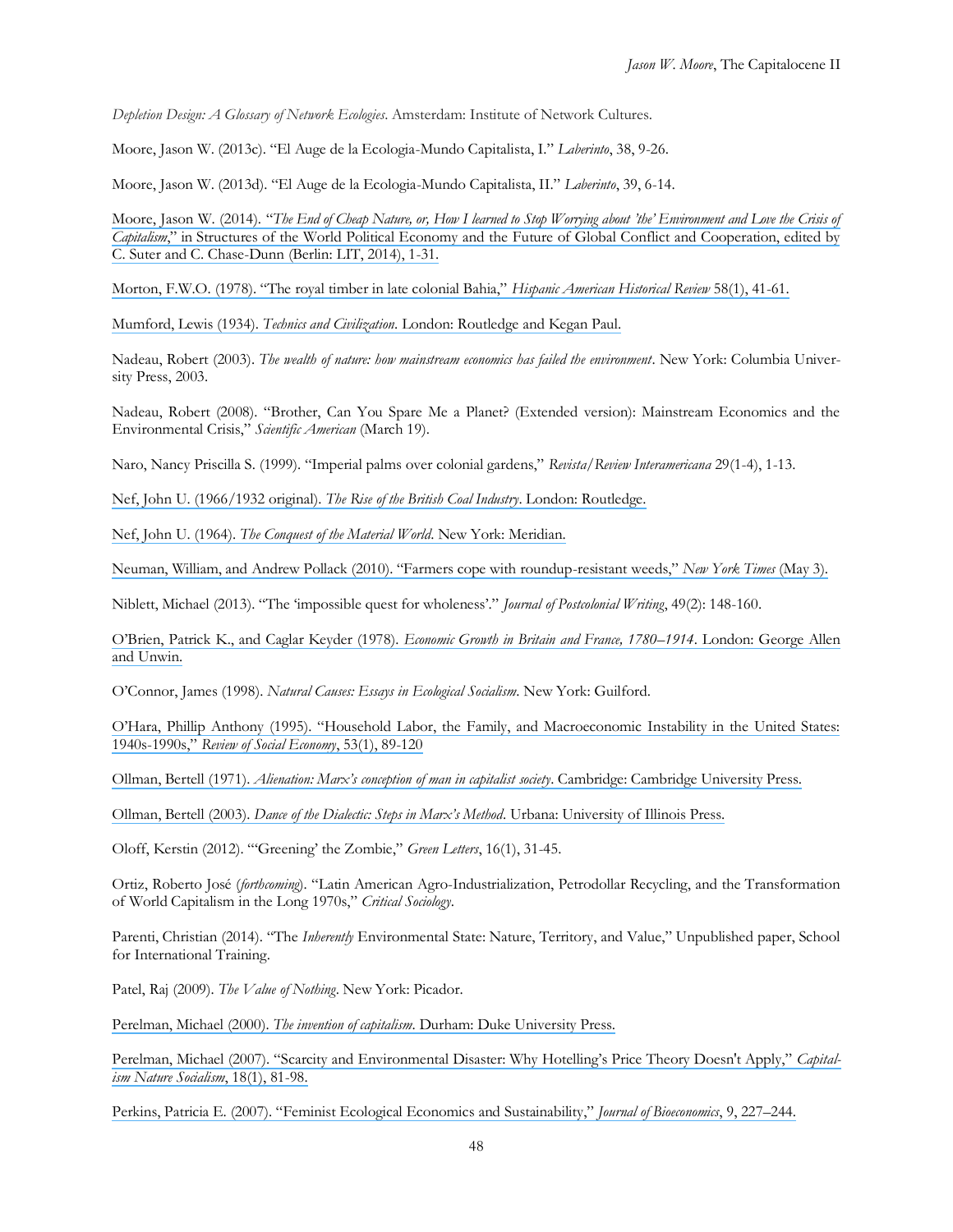*Depletion Design: A Glossary of Network Ecologies*. Amsterdam: Institute of Network Cultures.

Moore, Jason W. (2013c). "El Auge de la Ecologia-Mundo Capitalista, I." *Laberinto*, 38, 9-26.

Moore, Jason W. (2013d). "El Auge de la Ecologia-Mundo Capitalista, II." *Laberinto*, 39, 6-14.

Moore, Jason W. (2014). "*The End of Cheap Nature, or, How I learned to Stop Worrying about 'the' Environment and Love the Crisis of Capitalism*," in Structures of the World Political Economy and the Future of Global Conflict and Cooperation, edited by C. Suter and C. Chase-Dunn (Berlin: LIT, 2014), 1-31.

Morton, F.W.O. (1978). "The royal timber in late colonial Bahia," *Hispanic American Historical Review* 58(1), 41-61.

Mumford, Lewis (1934). *Technics and Civilization*. London: Routledge and Kegan Paul.

Nadeau, Robert (2003). *The wealth of nature: how mainstream economics has failed the environment*. New York: Columbia University Press, 2003.

Nadeau, Robert (2008). "Brother, Can You Spare Me a Planet? (Extended version): Mainstream Economics and the Environmental Crisis," *Scientific American* (March 19).

Naro, Nancy Priscilla S. (1999). "Imperial palms over colonial gardens," *Revista/Review Interamericana* 29(1-4), 1-13.

Nef, John U. (1966/1932 original). *The Rise of the British Coal Industry*. London: Routledge.

Nef, John U. (1964). *The Conquest of the Material World*. New York: Meridian.

Neuman, William, and Andrew Pollack (2010). "Farmers cope with roundup-resistant weeds," *New York Times* (May 3).

Niblett, Michael (2013). "The 'impossible quest for wholeness'." *Journal of Postcolonial Writing*, 49(2): 148-160.

O'Brien, Patrick K., and Caglar Keyder (1978). *Economic Growth in Britain and France, 1780–1914*. London: George Allen and Unwin.

O'Connor, James (1998). *Natural Causes: Essays in Ecological Socialism*. New York: Guilford.

O'Hara, Phillip Anthony (1995). "Household Labor, the Family, and Macroeconomic Instability in the United States: 1940s-1990s," *Review of Social Economy*, 53(1), 89-120

Ollman, Bertell (1971). *Alienation: Marx's conception of man in capitalist society*. Cambridge: Cambridge University Press.

Ollman, Bertell (2003). *Dance of the Dialectic: Steps in Marx's Method*. Urbana: University of Illinois Press.

Oloff, Kerstin (2012). "'Greening' the Zombie," *Green Letters*, 16(1), 31-45.

Ortiz, Roberto José (*forthcoming*). "Latin American Agro-Industrialization, Petrodollar Recycling, and the Transformation of World Capitalism in the Long 1970s," *Critical Sociology*.

Parenti, Christian (2014). "The *Inherently* Environmental State: Nature, Territory, and Value," Unpublished paper, School for International Training.

Patel, Raj (2009). *The Value of Nothing*. New York: Picador.

Perelman, Michael (2000). *The invention of capitalism*. Durham: Duke University Press.

Perelman, Michael (2007). "Scarcity and Environmental Disaster: Why Hotelling's Price Theory Doesn't Apply," *Capitalism Nature Socialism*, 18(1), 81-98.

Perkins, Patricia E. (2007). "Feminist Ecological Economics and Sustainability," *Journal of Bioeconomics*, 9, 227–244.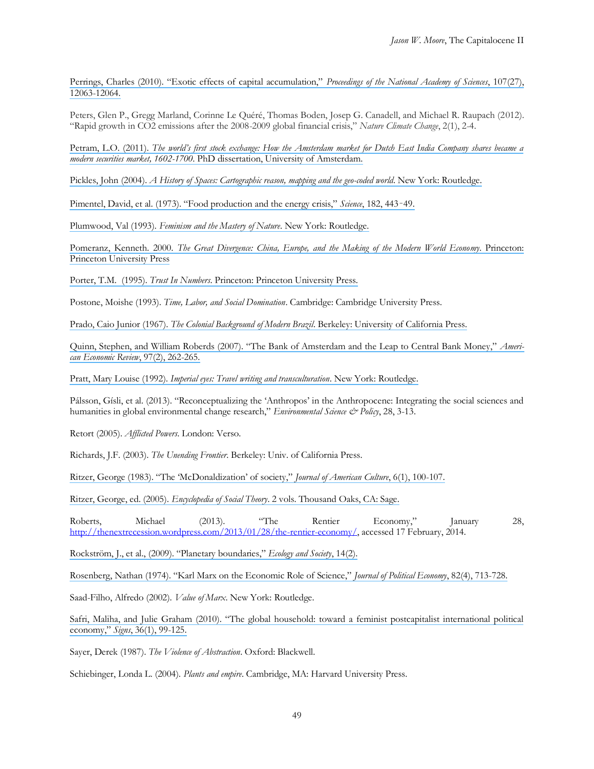Perrings, Charles (2010). "Exotic effects of capital accumulation," *Proceedings of the National Academy of Sciences*, 107(27), 12063-12064.

Peters, Glen P., Gregg Marland, Corinne Le Quéré, Thomas Boden, Josep G. Canadell, and Michael R. Raupach (2012). "Rapid growth in CO2 emissions after the 2008-2009 global financial crisis," *Nature Climate Change*, 2(1), 2-4.

Petram, L.O. (2011). *The world's first stock exchange: How the Amsterdam market for Dutch East India Company shares became a modern securities market, 1602-1700*. PhD dissertation, University of Amsterdam.

Pickles, John (2004). *A History of Spaces: Cartographic reason, mapping and the geo-coded world*. New York: Routledge.

Pimentel, David, et al. (1973). "Food production and the energy crisis," *Science*, 182, 443-49.

Plumwood, Val (1993). *Feminism and the Mastery of Nature*. New York: Routledge.

Pomeranz, Kenneth. 2000. *The Great Divergence: China, Europe, and the Making of the Modern World Economy*. Princeton: Princeton University Press

Porter, T.M. (1995). *Trust In Numbers*. Princeton: Princeton University Press.

Postone, Moishe (1993). *Time, Labor, and Social Domination*. Cambridge: Cambridge University Press.

Prado, Caio Junior (1967). *The Colonial Background of Modern Brazil*. Berkeley: University of California Press.

Quinn, Stephen, and William Roberds (2007). "The Bank of Amsterdam and the Leap to Central Bank Money," *American Economic Review*, 97(2), 262-265.

Pratt, Mary Louise (1992). *Imperial eyes: Travel writing and transculturation*. New York: Routledge.

Pálsson, Gísli, et al. (2013). "Reconceptualizing the 'Anthropos' in the Anthropocene: Integrating the social sciences and humanities in global environmental change research," *Environmental Science & Policy*, 28, 3-13.

Retort (2005). *Afflicted Powers*. London: Verso.

Richards, J.F. (2003). *The Unending Frontier*. Berkeley: Univ. of California Press.

Ritzer, George (1983). "The 'McDonaldization' of society," *Journal of American Culture*, 6(1), 100-107.

Ritzer, George, ed. (2005). *Encyclopedia of Social Theory*. 2 vols. Thousand Oaks, CA: Sage.

Roberts, Michael (2013). "The Rentier Economy," January 28, http://thenextrecession.wordpress.com/2013/01/28/the-rentier-economy/, accessed 17 February, 2014.

Rockström, J., et al., (2009). "Planetary boundaries," *Ecology and Society*, 14(2).

Rosenberg, Nathan (1974). "Karl Marx on the Economic Role of Science," *Journal of Political Economy*, 82(4), 713-728.

Saad-Filho, Alfredo (2002). *Value of Marx*. New York: Routledge.

Safri, Maliha, and Julie Graham (2010). "The global household: toward a feminist postcapitalist international political economy," *Signs*, 36(1), 99-125.

Sayer, Derek (1987). *The Violence of Abstraction*. Oxford: Blackwell.

Schiebinger, Londa L. (2004). *Plants and empire*. Cambridge, MA: Harvard University Press.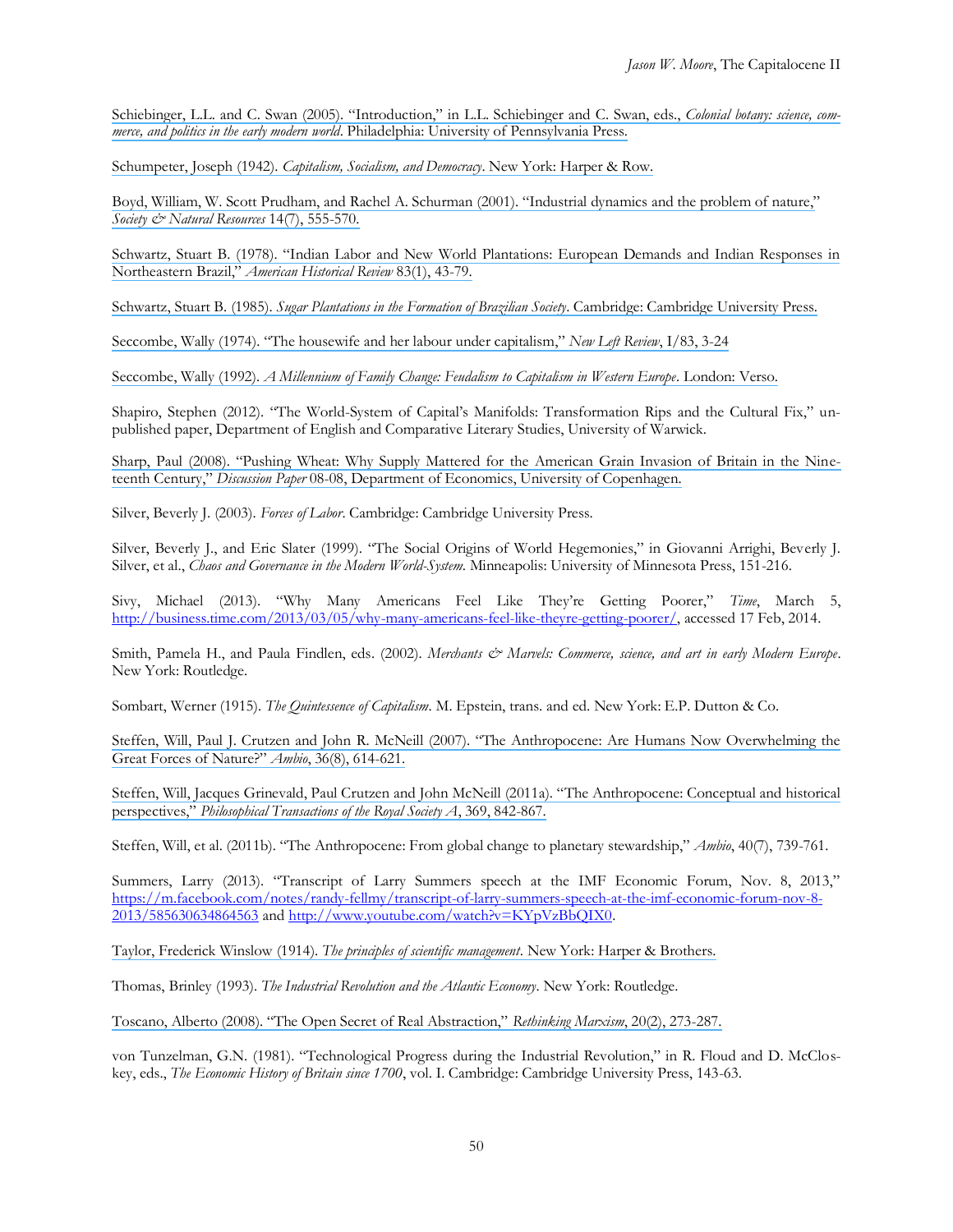Schiebinger, L.L. and C. Swan (2005). "Introduction," in L.L. Schiebinger and C. Swan, eds., *Colonial botany: science, commerce, and politics in the early modern world*. Philadelphia: University of Pennsylvania Press.

Schumpeter, Joseph (1942). *Capitalism, Socialism, and Democracy*. New York: Harper & Row.

Boyd, William, W. Scott Prudham, and Rachel A. Schurman (2001). "Industrial dynamics and the problem of nature," *Society & Natural Resources* 14(7), 555-570.

Schwartz, Stuart B. (1978). "Indian Labor and New World Plantations: European Demands and Indian Responses in Northeastern Brazil," *American Historical Review* 83(1), 43-79.

Schwartz, Stuart B. (1985). *Sugar Plantations in the Formation of Brazilian Society*. Cambridge: Cambridge University Press.

Seccombe, Wally (1974). "The housewife and her labour under capitalism," *New Left Review*, I/83, 3-24

Seccombe, Wally (1992). *A Millennium of Family Change: Feudalism to Capitalism in Western Europe*. London: Verso.

Shapiro, Stephen (2012). "The World-System of Capital's Manifolds: Transformation Rips and the Cultural Fix," unpublished paper, Department of English and Comparative Literary Studies, University of Warwick.

Sharp, Paul (2008). "Pushing Wheat: Why Supply Mattered for the American Grain Invasion of Britain in the Nineteenth Century," *Discussion Paper* 08-08, Department of Economics, University of Copenhagen.

Silver, Beverly J. (2003). *Forces of Labor*. Cambridge: Cambridge University Press.

Silver, Beverly J., and Eric Slater (1999). "The Social Origins of World Hegemonies," in Giovanni Arrighi, Beverly J. Silver, et al., *Chaos and Governance in the Modern World-System*. Minneapolis: University of Minnesota Press, 151-216.

Sivy, Michael (2013). "Why Many Americans Feel Like They're Getting Poorer," *Time*, March 5, http://business.time.com/2013/03/05/why-many-americans-feel-like-theyre-getting-poorer/, accessed 17 Feb, 2014.

Smith, Pamela H., and Paula Findlen, eds. (2002). *Merchants & Marvels: Commerce, science, and art in early Modern Europe*. New York: Routledge.

Sombart, Werner (1915). *The Quintessence of Capitalism*. M. Epstein, trans. and ed. New York: E.P. Dutton & Co.

Steffen, Will, Paul J. Crutzen and John R. McNeill (2007). "The Anthropocene: Are Humans Now Overwhelming the Great Forces of Nature?" *Ambio*, 36(8), 614-621.

Steffen, Will, Jacques Grinevald, Paul Crutzen and John McNeill (2011a). "The Anthropocene: Conceptual and historical perspectives," *Philosophical Transactions of the Royal Society A*, 369, 842-867.

Steffen, Will, et al. (2011b). "The Anthropocene: From global change to planetary stewardship," *Ambio*, 40(7), 739-761.

Summers, Larry (2013). "Transcript of Larry Summers speech at the IMF Economic Forum, Nov. 8, 2013," https://m.facebook.com/notes/randy-fellmy/transcript-of-larry-summers-speech-at-the-imf-economic-forum-nov-8-2013/585630634864563 and http://www.youtube.com/watch?v=KYpVzBbQIX0.

Taylor, Frederick Winslow (1914). *The principles of scientific management*. New York: Harper & Brothers.

Thomas, Brinley (1993). *The Industrial Revolution and the Atlantic Economy*. New York: Routledge.

Toscano, Alberto (2008). "The Open Secret of Real Abstraction," *Rethinking Marxism*, 20(2), 273-287.

von Tunzelman, G.N. (1981). "Technological Progress during the Industrial Revolution," in R. Floud and D. McCloskey, eds., *The Economic History of Britain since 1700*, vol. I. Cambridge: Cambridge University Press, 143-63.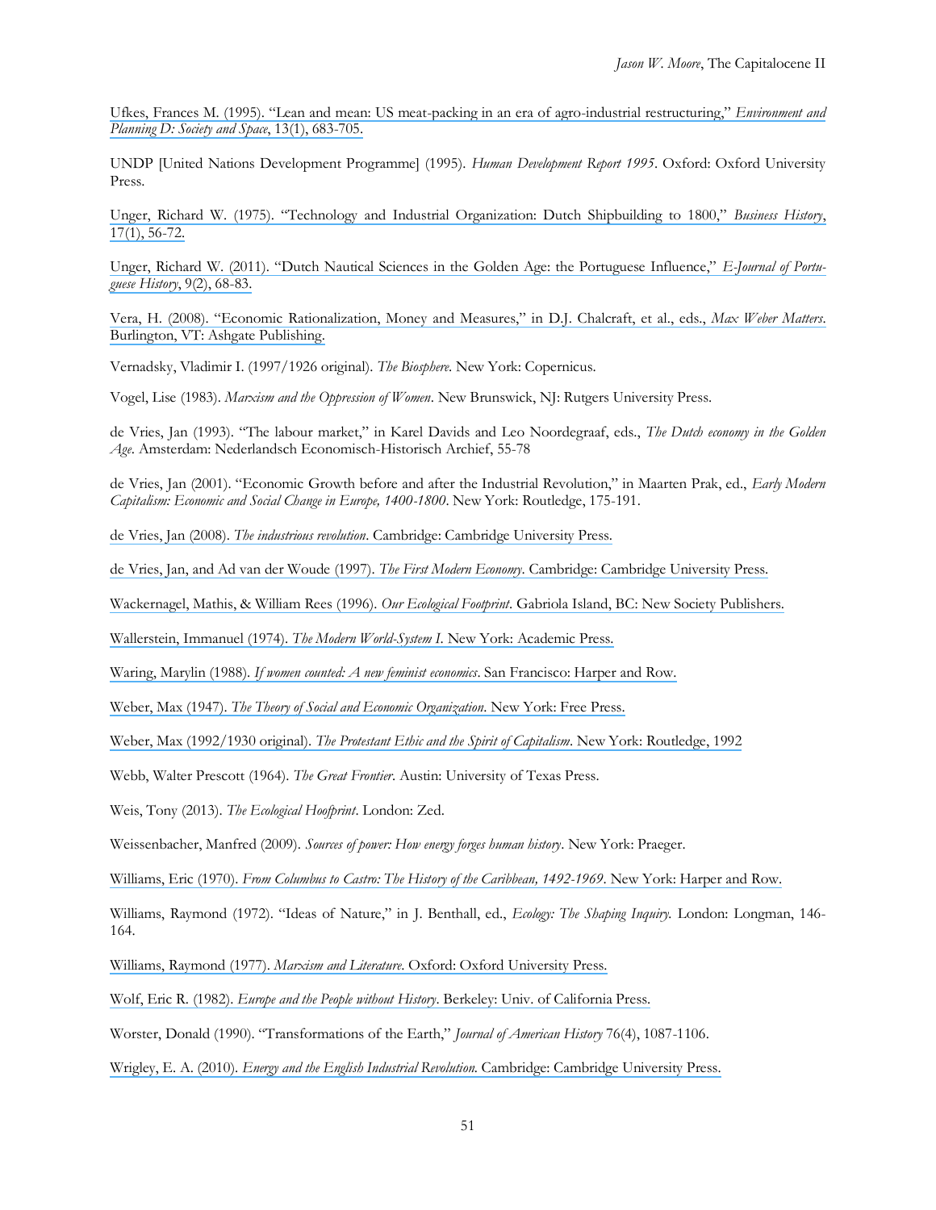Ufkes, Frances M. (1995). "Lean and mean: US meat-packing in an era of agro-industrial restructuring," *Environment and Planning D: Society and Space*, 13(1), 683-705.

UNDP [United Nations Development Programme] (1995). *Human Development Report 1995*. Oxford: Oxford University Press.

Unger, Richard W. (1975). "Technology and Industrial Organization: Dutch Shipbuilding to 1800," *Business History*, 17(1), 56-72.

Unger, Richard W. (2011). "Dutch Nautical Sciences in the Golden Age: the Portuguese Influence," *E-Journal of Portuguese History*, 9(2), 68-83.

Vera, H. (2008). "Economic Rationalization, Money and Measures," in D.J. Chalcraft, et al., eds., *Max Weber Matters*. Burlington, VT: Ashgate Publishing.

Vernadsky, Vladimir I. (1997/1926 original). *The Biosphere*. New York: Copernicus.

Vogel, Lise (1983). *Marxism and the Oppression of Women*. New Brunswick, NJ: Rutgers University Press.

de Vries, Jan (1993). "The labour market," in Karel Davids and Leo Noordegraaf, eds., *The Dutch economy in the Golden Age*. Amsterdam: Nederlandsch Economisch-Historisch Archief, 55-78

de Vries, Jan (2001). "Economic Growth before and after the Industrial Revolution," in Maarten Prak, ed., *Early Modern Capitalism: Economic and Social Change in Europe, 1400-1800*. New York: Routledge, 175-191.

de Vries, Jan (2008). *The industrious revolution*. Cambridge: Cambridge University Press.

de Vries, Jan, and Ad van der Woude (1997). *The First Modern Economy*. Cambridge: Cambridge University Press.

Wackernagel, Mathis, & William Rees (1996). *Our Ecological Footprint*. Gabriola Island, BC: New Society Publishers.

Wallerstein, Immanuel (1974). *The Modern World-System I*. New York: Academic Press.

Waring, Marylin (1988). *If women counted: A new feminist economics*. San Francisco: Harper and Row.

Weber, Max (1947). *The Theory of Social and Economic Organization*. New York: Free Press.

Weber, Max (1992/1930 original). *The Protestant Ethic and the Spirit of Capitalism*. New York: Routledge, 1992

Webb, Walter Prescott (1964). *The Great Frontier*. Austin: University of Texas Press.

Weis, Tony (2013). *The Ecological Hoofprint*. London: Zed.

Weissenbacher, Manfred (2009). *Sources of power: How energy forges human history*. New York: Praeger.

Williams, Eric (1970). *From Columbus to Castro: The History of the Caribbean, 1492-1969*. New York: Harper and Row.

Williams, Raymond (1972). "Ideas of Nature," in J. Benthall, ed., *Ecology: The Shaping Inquiry*. London: Longman, 146-164.

Williams, Raymond (1977). *Marxism and Literature*. Oxford: Oxford University Press.

Wolf, Eric R. (1982). *Europe and the People without History*. Berkeley: Univ. of California Press.

Worster, Donald (1990). "Transformations of the Earth," *Journal of American History* 76(4), 1087-1106.

Wrigley, E. A. (2010). *Energy and the English Industrial Revolution*. Cambridge: Cambridge University Press.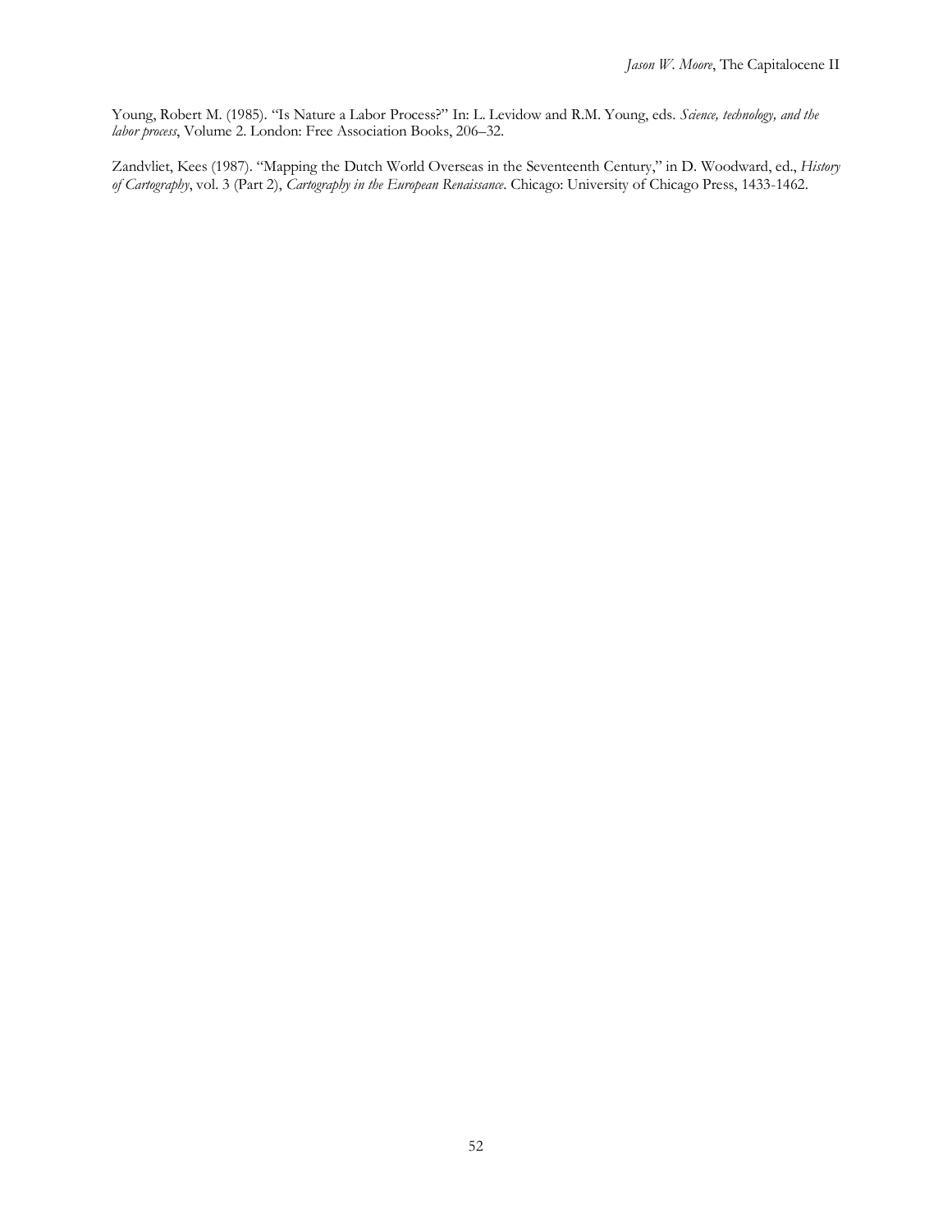Young, Robert M. (1985). "Is Nature a Labor Process?" In: L. Levidow and R.M. Young, eds. *Science, technology, and the labor process*, Volume 2. London: Free Association Books, 206–32.

Zandvliet, Kees (1987). "Mapping the Dutch World Overseas in the Seventeenth Century," in D. Woodward, ed., *History of Cartography*, vol. 3 (Part 2), *Cartography in the European Renaissance*. Chicago: University of Chicago Press, 1433-1462.